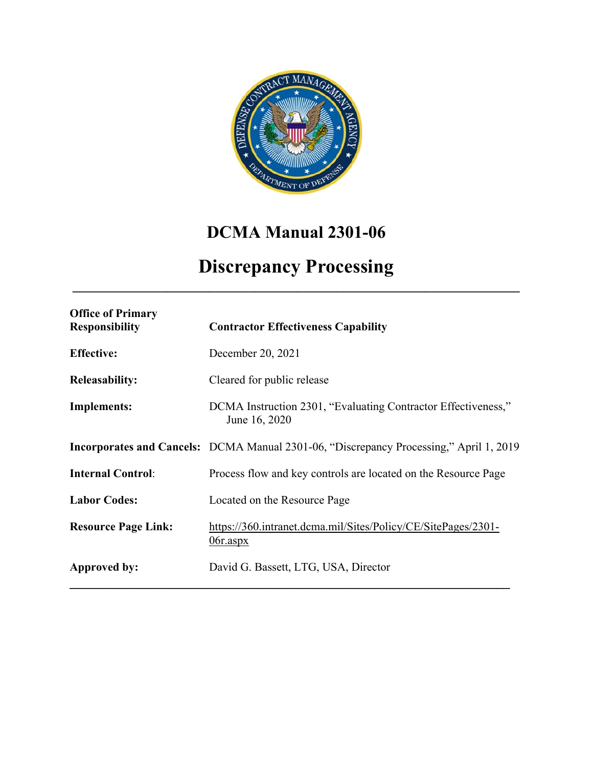# DCMA Manual 2301-06

# Discrepancy Processing

---

| | |
|---|---|
| **Office of Primary Responsibility** | **Contractor Effectiveness Capability** |
| **Effective:** | December 20, 2021 |
| **Releasability:** | Cleared for public release |
| **Implements:** | DCMA Instruction 2301, "Evaluating Contractor Effectiveness," June 16, 2020 |
| **Incorporates and Cancels:** | DCMA Manual 2301-06, "Discrepancy Processing," April 1, 2019 |
| **Internal Control**: | Process flow and key controls are located on the Resource Page |
| **Labor Codes:** | Located on the Resource Page |
| **Resource Page Link:** | https://360.intranet.dcma.mil/Sites/Policy/CE/SitePages/2301-06r.aspx |
| **Approved by:** | David G. Bassett, LTG, USA, Director |

---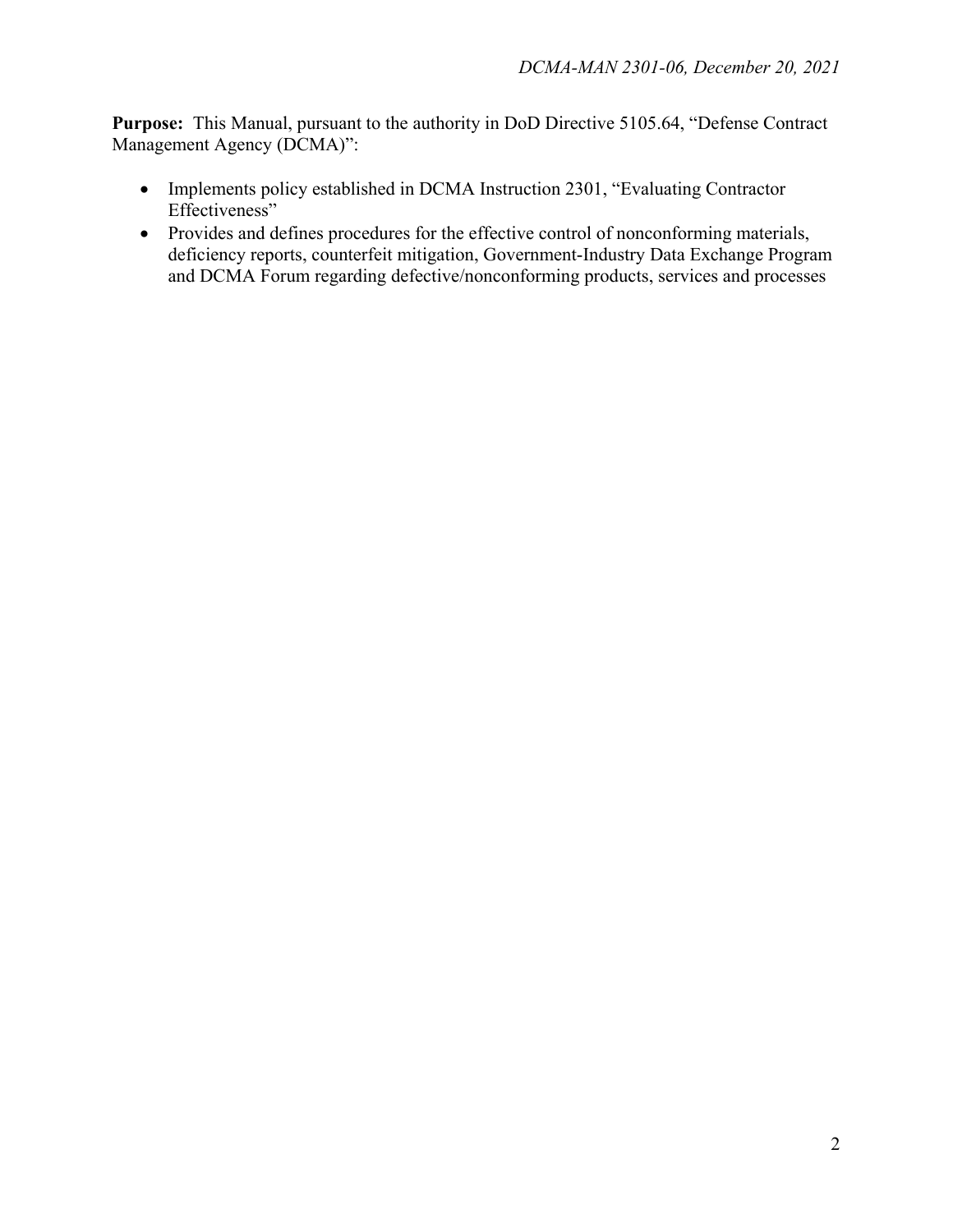**Purpose:** This Manual, pursuant to the authority in DoD Directive 5105.64, "Defense Contract Management Agency (DCMA)":

- Implements policy established in DCMA Instruction 2301, "Evaluating Contractor Effectiveness"
- Provides and defines procedures for the effective control of nonconforming materials, deficiency reports, counterfeit mitigation, Government-Industry Data Exchange Program and DCMA Forum regarding defective/nonconforming products, services and processes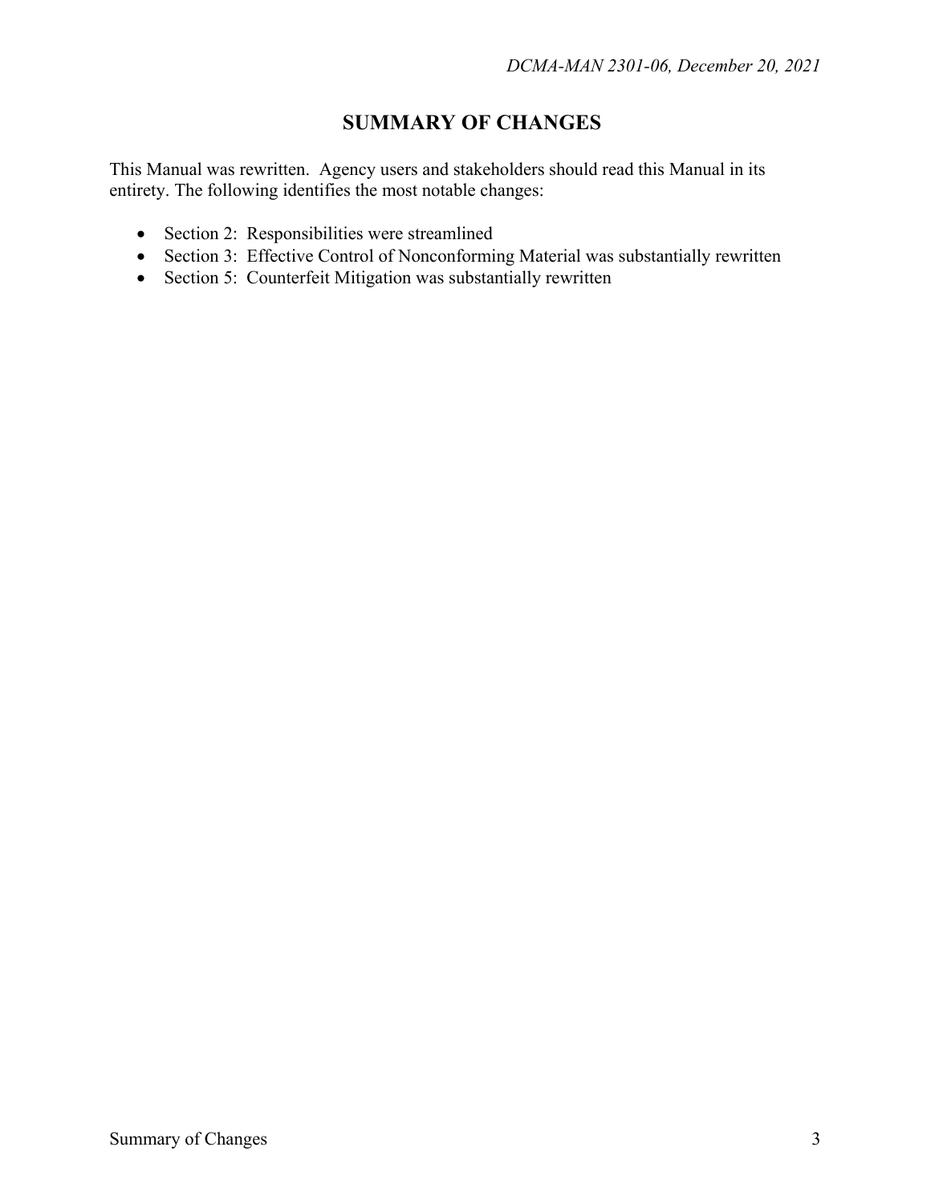# SUMMARY OF CHANGES

This Manual was rewritten. Agency users and stakeholders should read this Manual in its entirety. The following identifies the most notable changes:

- Section 2: Responsibilities were streamlined
- Section 3: Effective Control of Nonconforming Material was substantially rewritten
- Section 5: Counterfeit Mitigation was substantially rewritten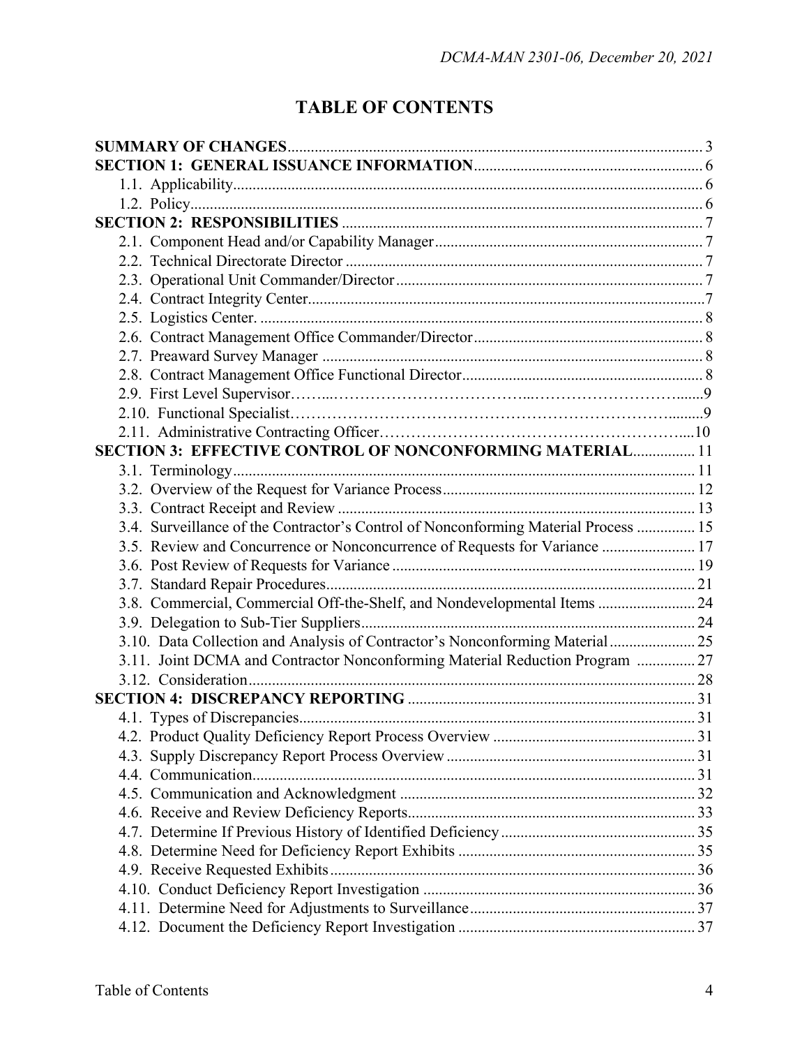# TABLE OF CONTENTS

| | |
|---|---|
| **SUMMARY OF CHANGES** | 3 |
| **SECTION 1: GENERAL ISSUANCE INFORMATION** | 6 |
| 1.1. Applicability | 6 |
| 1.2. Policy | 6 |
| **SECTION 2: RESPONSIBILITIES** | 7 |
| 2.1. Component Head and/or Capability Manager | 7 |
| 2.2. Technical Directorate Director | 7 |
| 2.3. Operational Unit Commander/Director | 7 |
| 2.4. Contract Integrity Center | 7 |
| 2.5. Logistics Center. | 8 |
| 2.6. Contract Management Office Commander/Director | 8 |
| 2.7. Preaward Survey Manager | 8 |
| 2.8. Contract Management Office Functional Director | 8 |
| 2.9. First Level Supervisor | 9 |
| 2.10. Functional Specialist | 9 |
| 2.11. Administrative Contracting Officer | 10 |
| **SECTION 3: EFFECTIVE CONTROL OF NONCONFORMING MATERIAL** | 11 |
| 3.1. Terminology | 11 |
| 3.2. Overview of the Request for Variance Process | 12 |
| 3.3. Contract Receipt and Review | 13 |
| 3.4. Surveillance of the Contractor's Control of Nonconforming Material Process | 15 |
| 3.5. Review and Concurrence or Nonconcurrence of Requests for Variance | 17 |
| 3.6. Post Review of Requests for Variance | 19 |
| 3.7. Standard Repair Procedures | 21 |
| 3.8. Commercial, Commercial Off-the-Shelf, and Nondevelopmental Items | 24 |
| 3.9. Delegation to Sub-Tier Suppliers | 24 |
| 3.10. Data Collection and Analysis of Contractor's Nonconforming Material | 25 |
| 3.11. Joint DCMA and Contractor Nonconforming Material Reduction Program | 27 |
| 3.12. Consideration | 28 |
| **SECTION 4: DISCREPANCY REPORTING** | 31 |
| 4.1. Types of Discrepancies | 31 |
| 4.2. Product Quality Deficiency Report Process Overview | 31 |
| 4.3. Supply Discrepancy Report Process Overview | 31 |
| 4.4. Communication | 31 |
| 4.5. Communication and Acknowledgment | 32 |
| 4.6. Receive and Review Deficiency Reports | 33 |
| 4.7. Determine If Previous History of Identified Deficiency | 35 |
| 4.8. Determine Need for Deficiency Report Exhibits | 35 |
| 4.9. Receive Requested Exhibits | 36 |
| 4.10. Conduct Deficiency Report Investigation | 36 |
| 4.11. Determine Need for Adjustments to Surveillance | 37 |
| 4.12. Document the Deficiency Report Investigation | 37 |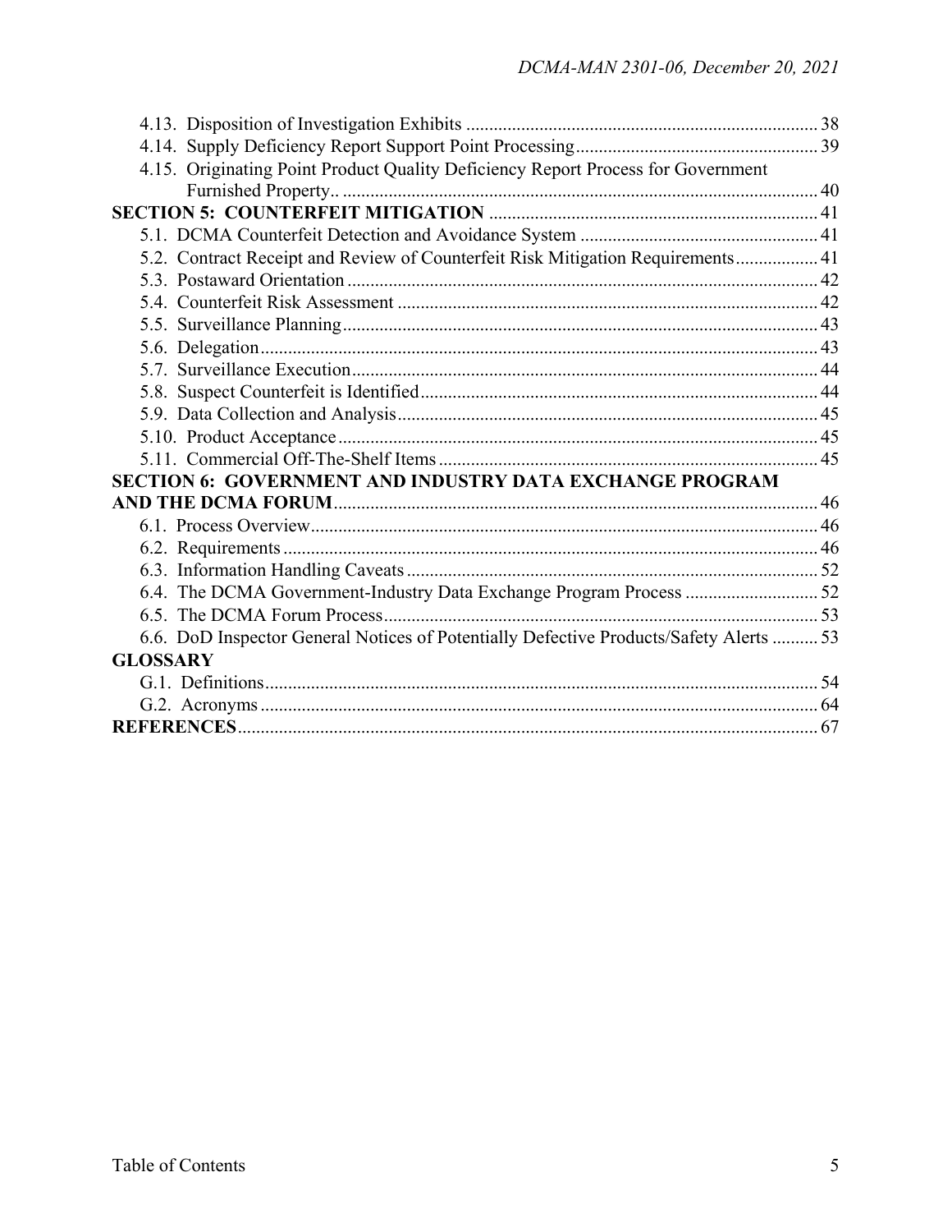4.13. Disposition of Investigation Exhibits ........................................................................... 38
4.14. Supply Deficiency Report Support Point Processing.................................................... 39
4.15. Originating Point Product Quality Deficiency Report Process for Government Furnished Property.. ........................................................................................................ 40

**SECTION 5: COUNTERFEIT MITIGATION** ....................................................................... 41

5.1. DCMA Counterfeit Detection and Avoidance System .................................................... 41
5.2. Contract Receipt and Review of Counterfeit Risk Mitigation Requirements.................. 41
5.3. Postaward Orientation ...................................................................................................... 42
5.4. Counterfeit Risk Assessment ........................................................................................... 42
5.5. Surveillance Planning....................................................................................................... 43
5.6. Delegation......................................................................................................................... 43
5.7. Surveillance Execution..................................................................................................... 44
5.8. Suspect Counterfeit is Identified...................................................................................... 44
5.9. Data Collection and Analysis........................................................................................... 45
5.10. Product Acceptance........................................................................................................ 45
5.11. Commercial Off-The-Shelf Items .................................................................................. 45

**SECTION 6: GOVERNMENT AND INDUSTRY DATA EXCHANGE PROGRAM AND THE DCMA FORUM**......................................................................................................... 46

6.1. Process Overview.............................................................................................................. 46
6.2. Requirements .................................................................................................................... 46
6.3. Information Handling Caveats.......................................................................................... 52
6.4. The DCMA Government-Industry Data Exchange Program Process ............................. 52
6.5. The DCMA Forum Process............................................................................................... 53
6.6. DoD Inspector General Notices of Potentially Defective Products/Safety Alerts .......... 53

**GLOSSARY**

G.1. Definitions........................................................................................................................ 54
G.2. Acronyms ......................................................................................................................... 64

**REFERENCES**.............................................................................................................................. 67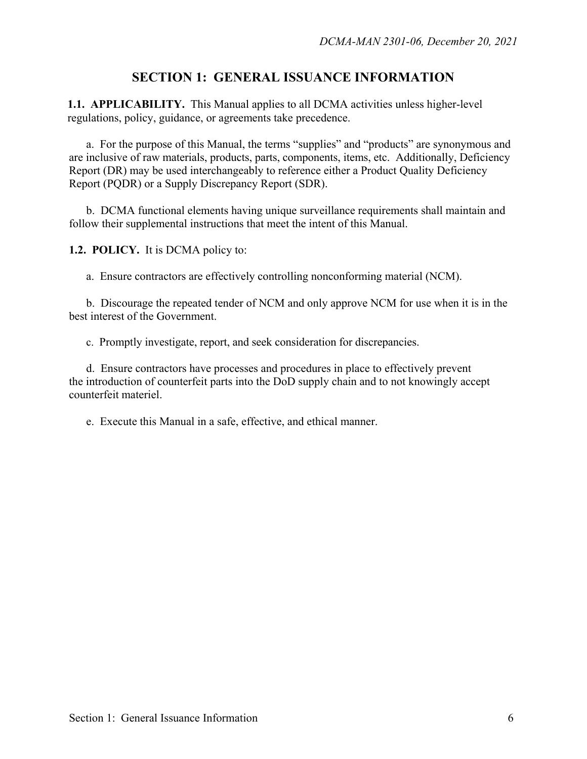# SECTION 1: GENERAL ISSUANCE INFORMATION

**1.1. APPLICABILITY.** This Manual applies to all DCMA activities unless higher-level regulations, policy, guidance, or agreements take precedence.

a. For the purpose of this Manual, the terms "supplies" and "products" are synonymous and are inclusive of raw materials, products, parts, components, items, etc. Additionally, Deficiency Report (DR) may be used interchangeably to reference either a Product Quality Deficiency Report (PQDR) or a Supply Discrepancy Report (SDR).

b. DCMA functional elements having unique surveillance requirements shall maintain and follow their supplemental instructions that meet the intent of this Manual.

**1.2. POLICY.** It is DCMA policy to:

a. Ensure contractors are effectively controlling nonconforming material (NCM).

b. Discourage the repeated tender of NCM and only approve NCM for use when it is in the best interest of the Government.

c. Promptly investigate, report, and seek consideration for discrepancies.

d. Ensure contractors have processes and procedures in place to effectively prevent the introduction of counterfeit parts into the DoD supply chain and to not knowingly accept counterfeit materiel.

e. Execute this Manual in a safe, effective, and ethical manner.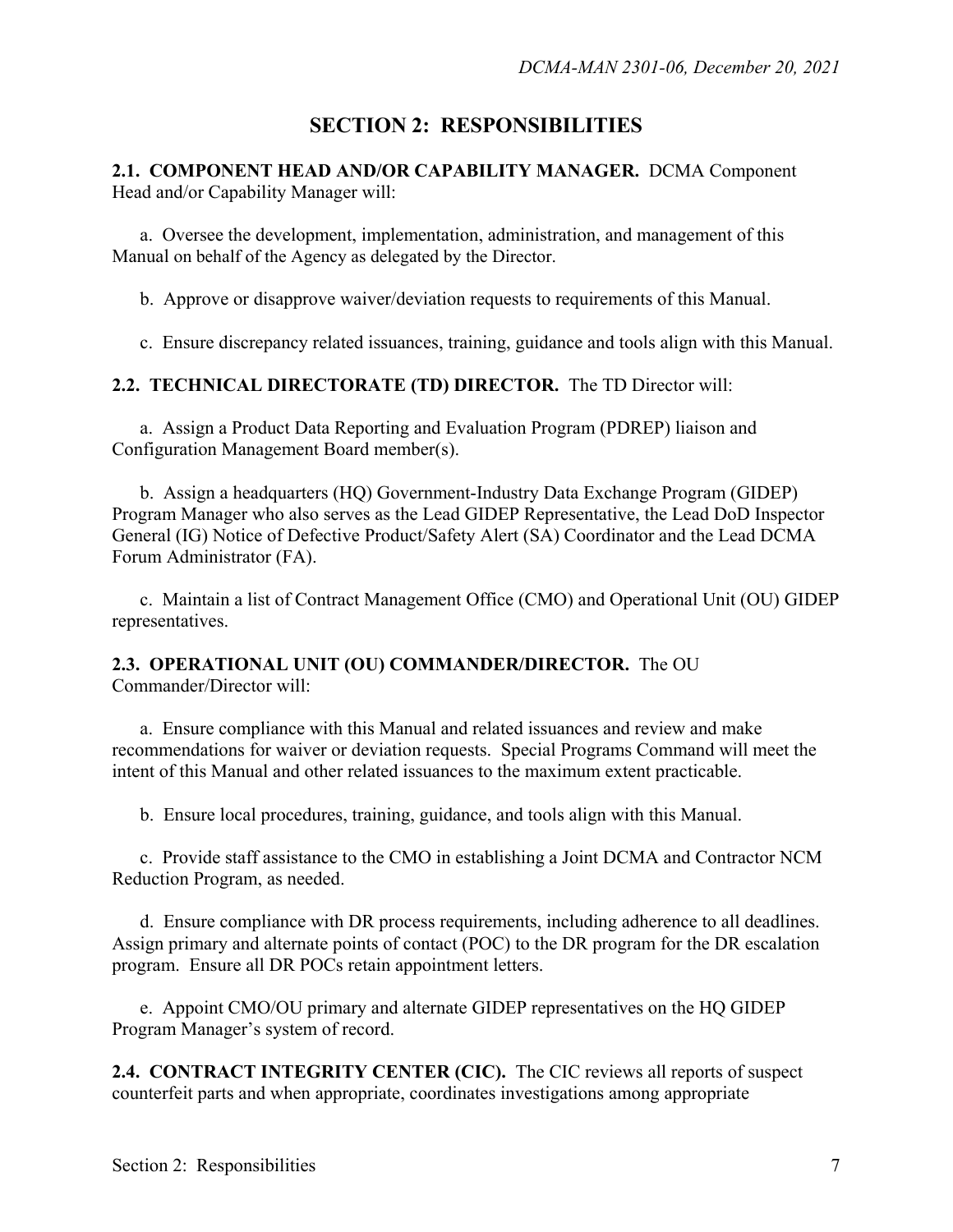# SECTION 2: RESPONSIBILITIES

**2.1. COMPONENT HEAD AND/OR CAPABILITY MANAGER.** DCMA Component Head and/or Capability Manager will:

a. Oversee the development, implementation, administration, and management of this Manual on behalf of the Agency as delegated by the Director.

b. Approve or disapprove waiver/deviation requests to requirements of this Manual.

c. Ensure discrepancy related issuances, training, guidance and tools align with this Manual.

**2.2. TECHNICAL DIRECTORATE (TD) DIRECTOR.** The TD Director will:

a. Assign a Product Data Reporting and Evaluation Program (PDREP) liaison and Configuration Management Board member(s).

b. Assign a headquarters (HQ) Government-Industry Data Exchange Program (GIDEP) Program Manager who also serves as the Lead GIDEP Representative, the Lead DoD Inspector General (IG) Notice of Defective Product/Safety Alert (SA) Coordinator and the Lead DCMA Forum Administrator (FA).

c. Maintain a list of Contract Management Office (CMO) and Operational Unit (OU) GIDEP representatives.

**2.3. OPERATIONAL UNIT (OU) COMMANDER/DIRECTOR.** The OU Commander/Director will:

a. Ensure compliance with this Manual and related issuances and review and make recommendations for waiver or deviation requests. Special Programs Command will meet the intent of this Manual and other related issuances to the maximum extent practicable.

b. Ensure local procedures, training, guidance, and tools align with this Manual.

c. Provide staff assistance to the CMO in establishing a Joint DCMA and Contractor NCM Reduction Program, as needed.

d. Ensure compliance with DR process requirements, including adherence to all deadlines. Assign primary and alternate points of contact (POC) to the DR program for the DR escalation program. Ensure all DR POCs retain appointment letters.

e. Appoint CMO/OU primary and alternate GIDEP representatives on the HQ GIDEP Program Manager's system of record.

**2.4. CONTRACT INTEGRITY CENTER (CIC).** The CIC reviews all reports of suspect counterfeit parts and when appropriate, coordinates investigations among appropriate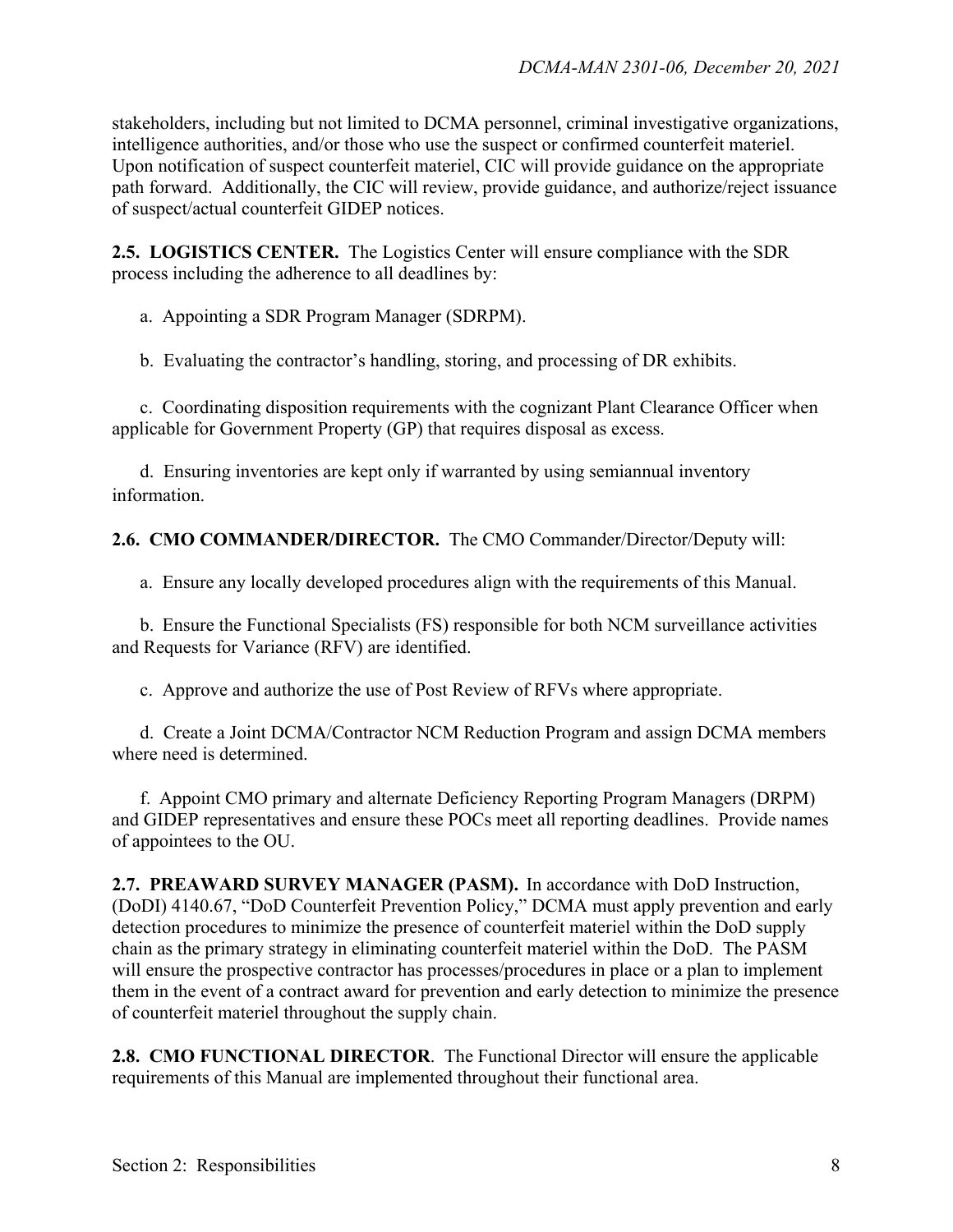stakeholders, including but not limited to DCMA personnel, criminal investigative organizations, intelligence authorities, and/or those who use the suspect or confirmed counterfeit materiel. Upon notification of suspect counterfeit materiel, CIC will provide guidance on the appropriate path forward. Additionally, the CIC will review, provide guidance, and authorize/reject issuance of suspect/actual counterfeit GIDEP notices.

**2.5. LOGISTICS CENTER.** The Logistics Center will ensure compliance with the SDR process including the adherence to all deadlines by:

a. Appointing a SDR Program Manager (SDRPM).

b. Evaluating the contractor's handling, storing, and processing of DR exhibits.

c. Coordinating disposition requirements with the cognizant Plant Clearance Officer when applicable for Government Property (GP) that requires disposal as excess.

d. Ensuring inventories are kept only if warranted by using semiannual inventory information.

**2.6. CMO COMMANDER/DIRECTOR.** The CMO Commander/Director/Deputy will:

a. Ensure any locally developed procedures align with the requirements of this Manual.

b. Ensure the Functional Specialists (FS) responsible for both NCM surveillance activities and Requests for Variance (RFV) are identified.

c. Approve and authorize the use of Post Review of RFVs where appropriate.

d. Create a Joint DCMA/Contractor NCM Reduction Program and assign DCMA members where need is determined.

f. Appoint CMO primary and alternate Deficiency Reporting Program Managers (DRPM) and GIDEP representatives and ensure these POCs meet all reporting deadlines. Provide names of appointees to the OU.

**2.7. PREAWARD SURVEY MANAGER (PASM).** In accordance with DoD Instruction, (DoDI) 4140.67, "DoD Counterfeit Prevention Policy," DCMA must apply prevention and early detection procedures to minimize the presence of counterfeit materiel within the DoD supply chain as the primary strategy in eliminating counterfeit materiel within the DoD. The PASM will ensure the prospective contractor has processes/procedures in place or a plan to implement them in the event of a contract award for prevention and early detection to minimize the presence of counterfeit materiel throughout the supply chain.

**2.8. CMO FUNCTIONAL DIRECTOR**. The Functional Director will ensure the applicable requirements of this Manual are implemented throughout their functional area.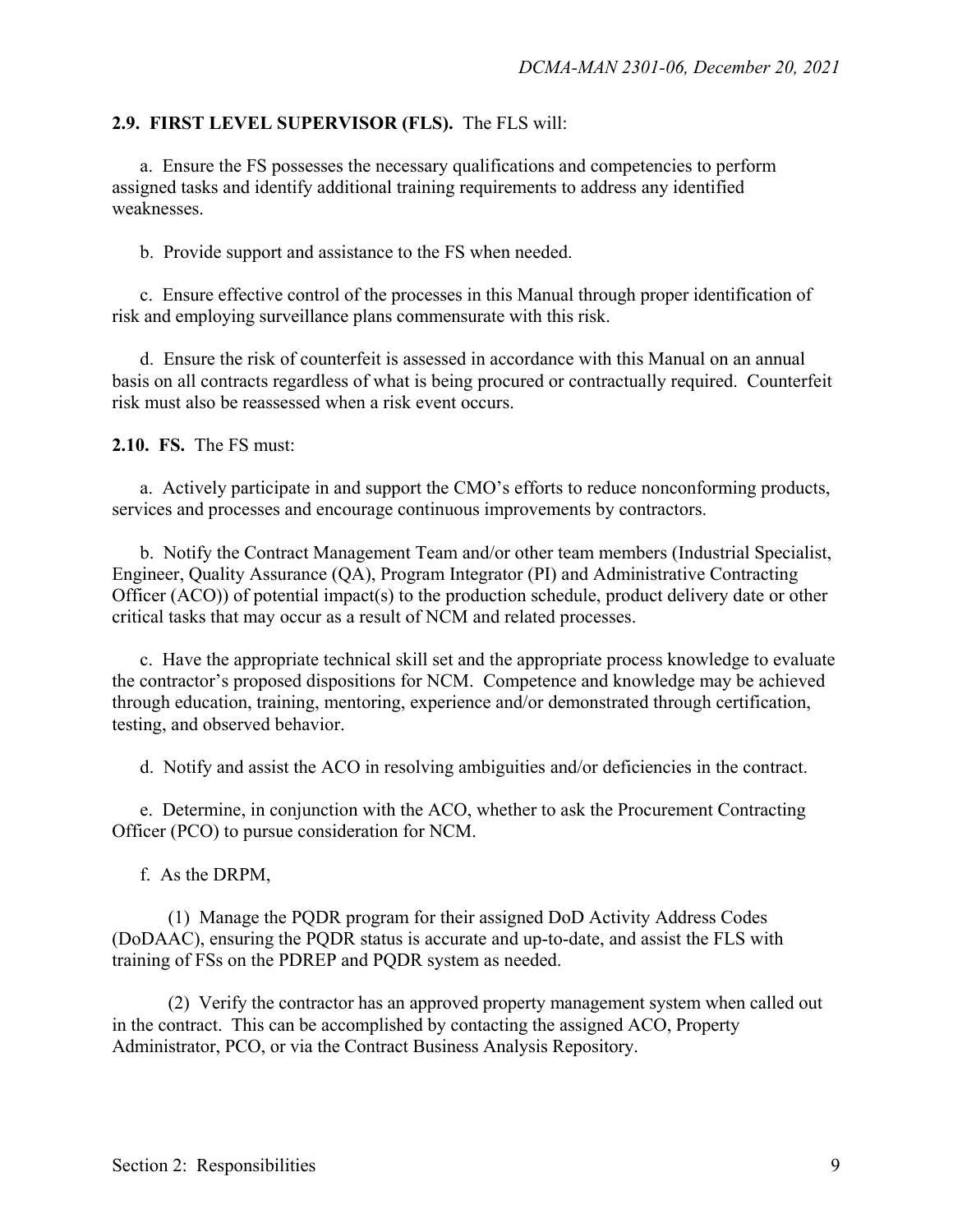**2.9. FIRST LEVEL SUPERVISOR (FLS).** The FLS will:

a. Ensure the FS possesses the necessary qualifications and competencies to perform assigned tasks and identify additional training requirements to address any identified weaknesses.

b. Provide support and assistance to the FS when needed.

c. Ensure effective control of the processes in this Manual through proper identification of risk and employing surveillance plans commensurate with this risk.

d. Ensure the risk of counterfeit is assessed in accordance with this Manual on an annual basis on all contracts regardless of what is being procured or contractually required. Counterfeit risk must also be reassessed when a risk event occurs.

**2.10. FS.** The FS must:

a. Actively participate in and support the CMO's efforts to reduce nonconforming products, services and processes and encourage continuous improvements by contractors.

b. Notify the Contract Management Team and/or other team members (Industrial Specialist, Engineer, Quality Assurance (QA), Program Integrator (PI) and Administrative Contracting Officer (ACO)) of potential impact(s) to the production schedule, product delivery date or other critical tasks that may occur as a result of NCM and related processes.

c. Have the appropriate technical skill set and the appropriate process knowledge to evaluate the contractor's proposed dispositions for NCM. Competence and knowledge may be achieved through education, training, mentoring, experience and/or demonstrated through certification, testing, and observed behavior.

d. Notify and assist the ACO in resolving ambiguities and/or deficiencies in the contract.

e. Determine, in conjunction with the ACO, whether to ask the Procurement Contracting Officer (PCO) to pursue consideration for NCM.

f. As the DRPM,

(1) Manage the PQDR program for their assigned DoD Activity Address Codes (DoDAAC), ensuring the PQDR status is accurate and up-to-date, and assist the FLS with training of FSs on the PDREP and PQDR system as needed.

(2) Verify the contractor has an approved property management system when called out in the contract. This can be accomplished by contacting the assigned ACO, Property Administrator, PCO, or via the Contract Business Analysis Repository.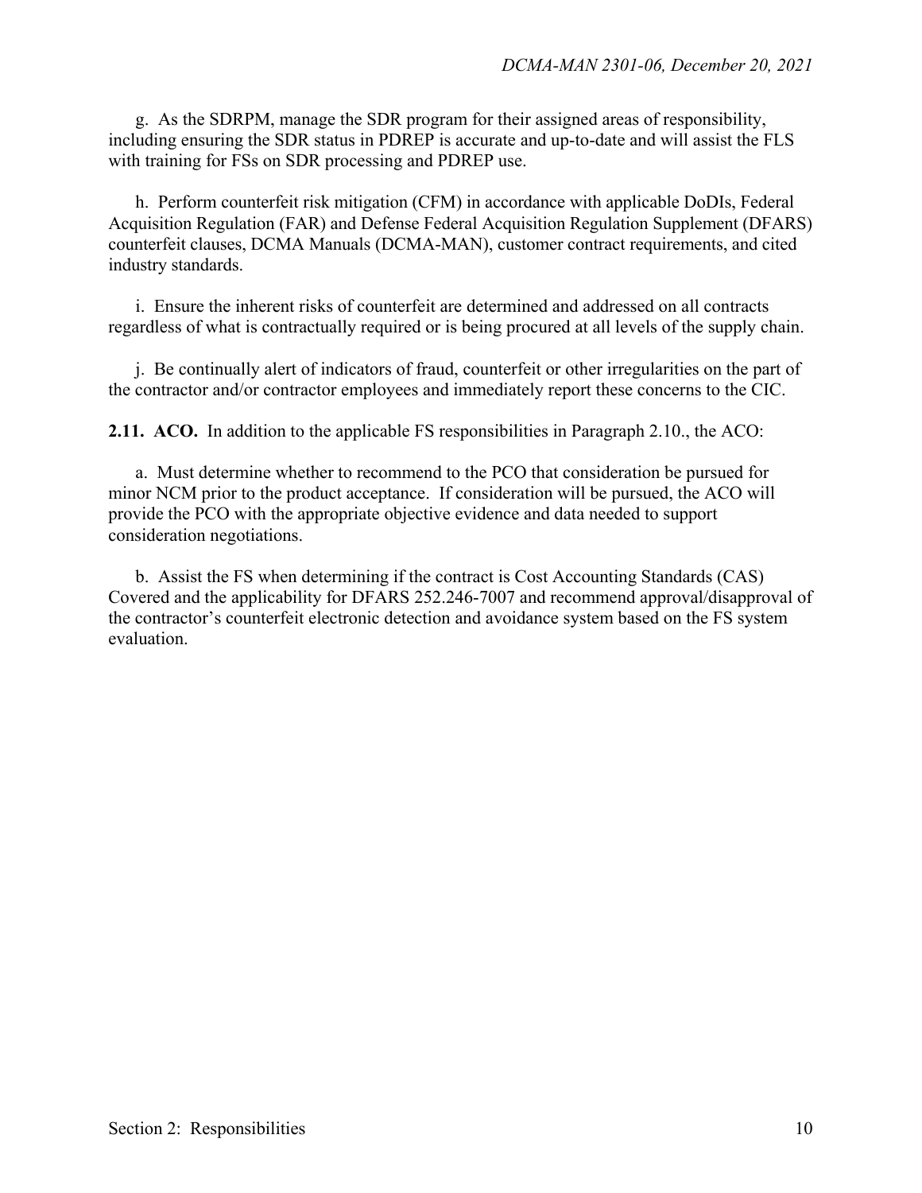g. As the SDRPM, manage the SDR program for their assigned areas of responsibility, including ensuring the SDR status in PDREP is accurate and up-to-date and will assist the FLS with training for FSs on SDR processing and PDREP use.

h. Perform counterfeit risk mitigation (CFM) in accordance with applicable DoDIs, Federal Acquisition Regulation (FAR) and Defense Federal Acquisition Regulation Supplement (DFARS) counterfeit clauses, DCMA Manuals (DCMA-MAN), customer contract requirements, and cited industry standards.

i. Ensure the inherent risks of counterfeit are determined and addressed on all contracts regardless of what is contractually required or is being procured at all levels of the supply chain.

j. Be continually alert of indicators of fraud, counterfeit or other irregularities on the part of the contractor and/or contractor employees and immediately report these concerns to the CIC.

**2.11. ACO.** In addition to the applicable FS responsibilities in Paragraph 2.10., the ACO:

a. Must determine whether to recommend to the PCO that consideration be pursued for minor NCM prior to the product acceptance. If consideration will be pursued, the ACO will provide the PCO with the appropriate objective evidence and data needed to support consideration negotiations.

b. Assist the FS when determining if the contract is Cost Accounting Standards (CAS) Covered and the applicability for DFARS 252.246-7007 and recommend approval/disapproval of the contractor's counterfeit electronic detection and avoidance system based on the FS system evaluation.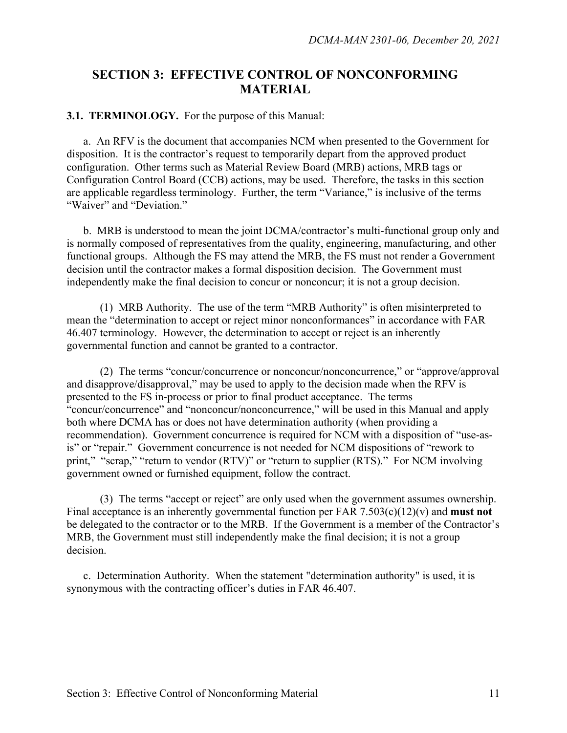## SECTION 3: EFFECTIVE CONTROL OF NONCONFORMING MATERIAL

**3.1. TERMINOLOGY.** For the purpose of this Manual:

a. An RFV is the document that accompanies NCM when presented to the Government for disposition. It is the contractor's request to temporarily depart from the approved product configuration. Other terms such as Material Review Board (MRB) actions, MRB tags or Configuration Control Board (CCB) actions, may be used. Therefore, the tasks in this section are applicable regardless terminology. Further, the term "Variance," is inclusive of the terms "Waiver" and "Deviation."

b. MRB is understood to mean the joint DCMA/contractor's multi-functional group only and is normally composed of representatives from the quality, engineering, manufacturing, and other functional groups. Although the FS may attend the MRB, the FS must not render a Government decision until the contractor makes a formal disposition decision. The Government must independently make the final decision to concur or nonconcur; it is not a group decision.

(1) MRB Authority. The use of the term "MRB Authority" is often misinterpreted to mean the "determination to accept or reject minor nonconformances" in accordance with FAR 46.407 terminology. However, the determination to accept or reject is an inherently governmental function and cannot be granted to a contractor.

(2) The terms "concur/concurrence or nonconcur/nonconcurrence," or "approve/approval and disapprove/disapproval," may be used to apply to the decision made when the RFV is presented to the FS in-process or prior to final product acceptance. The terms "concur/concurrence" and "nonconcur/nonconcurrence," will be used in this Manual and apply both where DCMA has or does not have determination authority (when providing a recommendation). Government concurrence is required for NCM with a disposition of "use-as-is" or "repair." Government concurrence is not needed for NCM dispositions of "rework to print," "scrap," "return to vendor (RTV)" or "return to supplier (RTS)." For NCM involving government owned or furnished equipment, follow the contract.

(3) The terms "accept or reject" are only used when the government assumes ownership. Final acceptance is an inherently governmental function per FAR 7.503(c)(12)(v) and **must not** be delegated to the contractor or to the MRB. If the Government is a member of the Contractor's MRB, the Government must still independently make the final decision; it is not a group decision.

c. Determination Authority. When the statement "determination authority" is used, it is synonymous with the contracting officer's duties in FAR 46.407.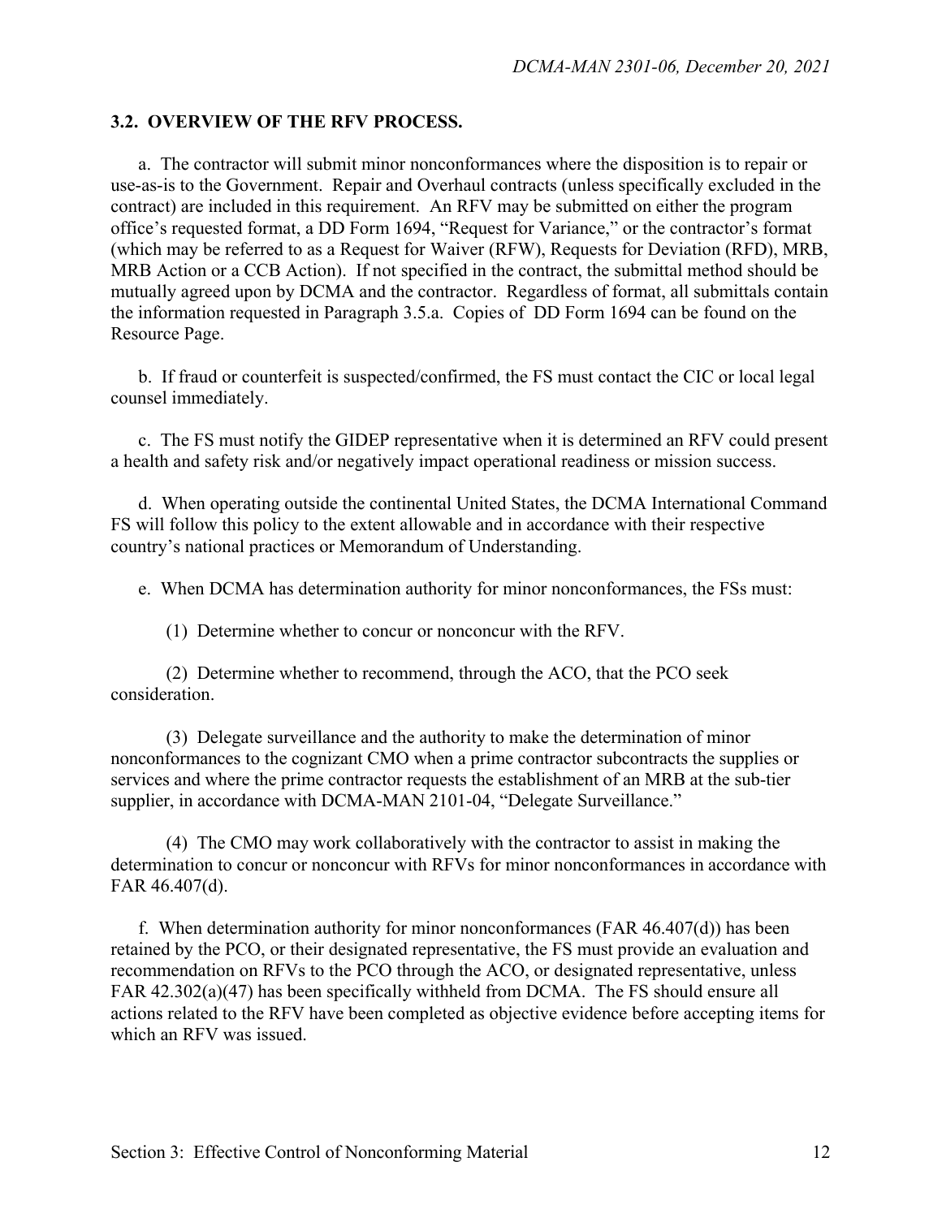### 3.2. OVERVIEW OF THE RFV PROCESS.

a. The contractor will submit minor nonconformances where the disposition is to repair or use-as-is to the Government. Repair and Overhaul contracts (unless specifically excluded in the contract) are included in this requirement. An RFV may be submitted on either the program office's requested format, a DD Form 1694, "Request for Variance," or the contractor's format (which may be referred to as a Request for Waiver (RFW), Requests for Deviation (RFD), MRB, MRB Action or a CCB Action). If not specified in the contract, the submittal method should be mutually agreed upon by DCMA and the contractor. Regardless of format, all submittals contain the information requested in Paragraph 3.5.a. Copies of DD Form 1694 can be found on the Resource Page.

b. If fraud or counterfeit is suspected/confirmed, the FS must contact the CIC or local legal counsel immediately.

c. The FS must notify the GIDEP representative when it is determined an RFV could present a health and safety risk and/or negatively impact operational readiness or mission success.

d. When operating outside the continental United States, the DCMA International Command FS will follow this policy to the extent allowable and in accordance with their respective country's national practices or Memorandum of Understanding.

e. When DCMA has determination authority for minor nonconformances, the FSs must:

(1) Determine whether to concur or nonconcur with the RFV.

(2) Determine whether to recommend, through the ACO, that the PCO seek consideration.

(3) Delegate surveillance and the authority to make the determination of minor nonconformances to the cognizant CMO when a prime contractor subcontracts the supplies or services and where the prime contractor requests the establishment of an MRB at the sub-tier supplier, in accordance with DCMA-MAN 2101-04, "Delegate Surveillance."

(4) The CMO may work collaboratively with the contractor to assist in making the determination to concur or nonconcur with RFVs for minor nonconformances in accordance with FAR 46.407(d).

f. When determination authority for minor nonconformances (FAR 46.407(d)) has been retained by the PCO, or their designated representative, the FS must provide an evaluation and recommendation on RFVs to the PCO through the ACO, or designated representative, unless FAR 42.302(a)(47) has been specifically withheld from DCMA. The FS should ensure all actions related to the RFV have been completed as objective evidence before accepting items for which an RFV was issued.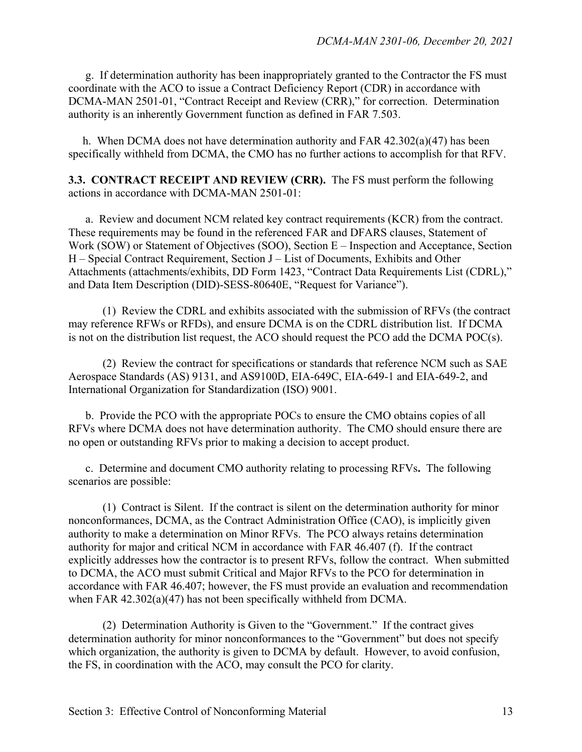g. If determination authority has been inappropriately granted to the Contractor the FS must coordinate with the ACO to issue a Contract Deficiency Report (CDR) in accordance with DCMA-MAN 2501-01, "Contract Receipt and Review (CRR)," for correction. Determination authority is an inherently Government function as defined in FAR 7.503.

h. When DCMA does not have determination authority and FAR 42.302(a)(47) has been specifically withheld from DCMA, the CMO has no further actions to accomplish for that RFV.

**3.3. CONTRACT RECEIPT AND REVIEW (CRR).** The FS must perform the following actions in accordance with DCMA-MAN 2501-01:

a. Review and document NCM related key contract requirements (KCR) from the contract. These requirements may be found in the referenced FAR and DFARS clauses, Statement of Work (SOW) or Statement of Objectives (SOO), Section E – Inspection and Acceptance, Section H – Special Contract Requirement, Section J – List of Documents, Exhibits and Other Attachments (attachments/exhibits, DD Form 1423, "Contract Data Requirements List (CDRL)," and Data Item Description (DID)-SESS-80640E, "Request for Variance").

(1) Review the CDRL and exhibits associated with the submission of RFVs (the contract may reference RFWs or RFDs), and ensure DCMA is on the CDRL distribution list. If DCMA is not on the distribution list request, the ACO should request the PCO add the DCMA POC(s).

(2) Review the contract for specifications or standards that reference NCM such as SAE Aerospace Standards (AS) 9131, and AS9100D, EIA-649C, EIA-649-1 and EIA-649-2, and International Organization for Standardization (ISO) 9001.

b. Provide the PCO with the appropriate POCs to ensure the CMO obtains copies of all RFVs where DCMA does not have determination authority. The CMO should ensure there are no open or outstanding RFVs prior to making a decision to accept product.

c. Determine and document CMO authority relating to processing RFVs**.** The following scenarios are possible:

(1) Contract is Silent. If the contract is silent on the determination authority for minor nonconformances, DCMA, as the Contract Administration Office (CAO), is implicitly given authority to make a determination on Minor RFVs. The PCO always retains determination authority for major and critical NCM in accordance with FAR 46.407 (f). If the contract explicitly addresses how the contractor is to present RFVs, follow the contract. When submitted to DCMA, the ACO must submit Critical and Major RFVs to the PCO for determination in accordance with FAR 46.407; however, the FS must provide an evaluation and recommendation when FAR 42.302(a)(47) has not been specifically withheld from DCMA.

(2) Determination Authority is Given to the "Government." If the contract gives determination authority for minor nonconformances to the "Government" but does not specify which organization, the authority is given to DCMA by default. However, to avoid confusion, the FS, in coordination with the ACO, may consult the PCO for clarity.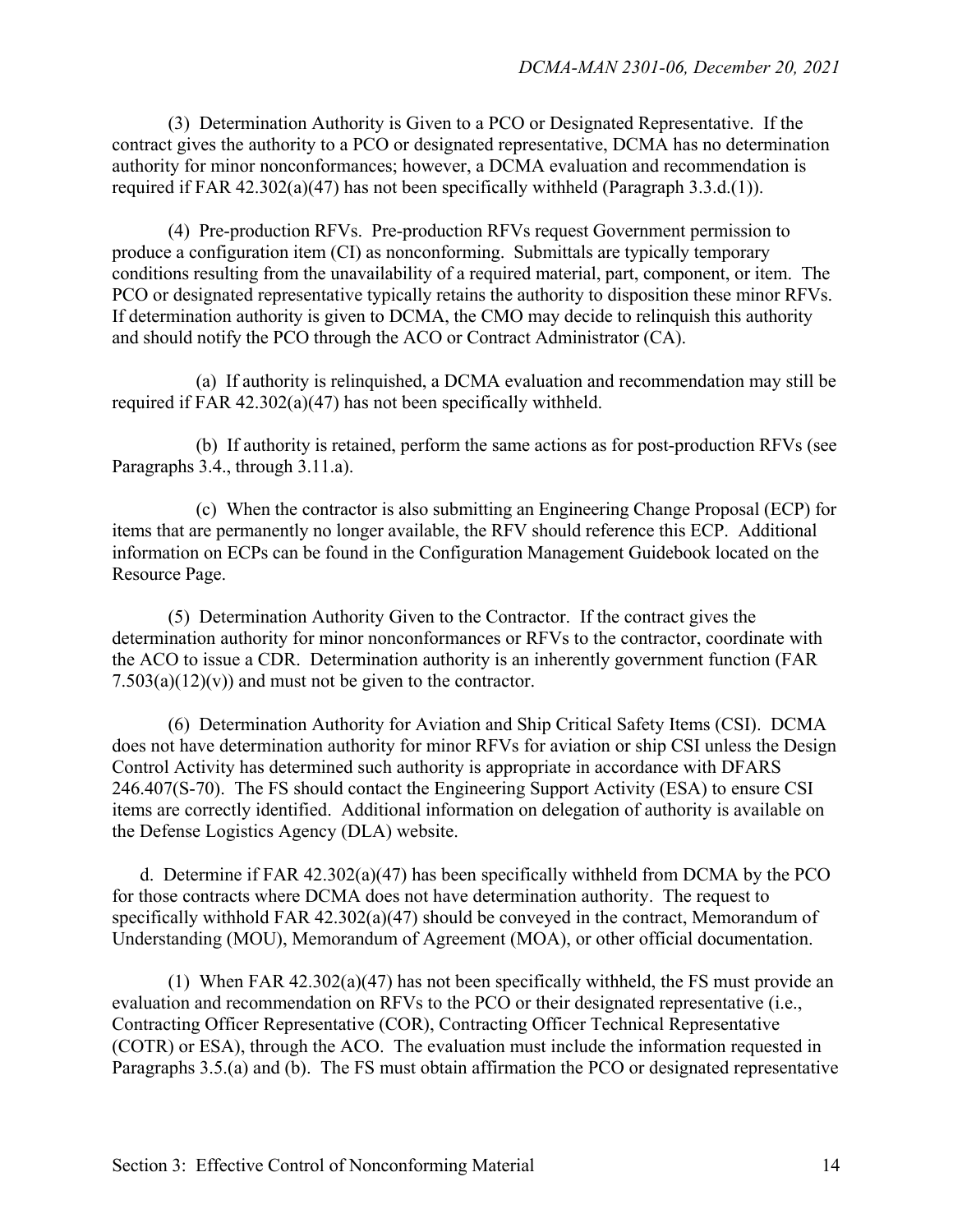(3) Determination Authority is Given to a PCO or Designated Representative. If the contract gives the authority to a PCO or designated representative, DCMA has no determination authority for minor nonconformances; however, a DCMA evaluation and recommendation is required if FAR 42.302(a)(47) has not been specifically withheld (Paragraph 3.3.d.(1)).

(4) Pre-production RFVs. Pre-production RFVs request Government permission to produce a configuration item (CI) as nonconforming. Submittals are typically temporary conditions resulting from the unavailability of a required material, part, component, or item. The PCO or designated representative typically retains the authority to disposition these minor RFVs. If determination authority is given to DCMA, the CMO may decide to relinquish this authority and should notify the PCO through the ACO or Contract Administrator (CA).

(a) If authority is relinquished, a DCMA evaluation and recommendation may still be required if FAR 42.302(a)(47) has not been specifically withheld.

(b) If authority is retained, perform the same actions as for post-production RFVs (see Paragraphs 3.4., through 3.11.a).

(c) When the contractor is also submitting an Engineering Change Proposal (ECP) for items that are permanently no longer available, the RFV should reference this ECP. Additional information on ECPs can be found in the Configuration Management Guidebook located on the Resource Page.

(5) Determination Authority Given to the Contractor. If the contract gives the determination authority for minor nonconformances or RFVs to the contractor, coordinate with the ACO to issue a CDR. Determination authority is an inherently government function (FAR 7.503(a)(12)(v)) and must not be given to the contractor.

(6) Determination Authority for Aviation and Ship Critical Safety Items (CSI). DCMA does not have determination authority for minor RFVs for aviation or ship CSI unless the Design Control Activity has determined such authority is appropriate in accordance with DFARS 246.407(S-70). The FS should contact the Engineering Support Activity (ESA) to ensure CSI items are correctly identified. Additional information on delegation of authority is available on the Defense Logistics Agency (DLA) website.

d. Determine if FAR 42.302(a)(47) has been specifically withheld from DCMA by the PCO for those contracts where DCMA does not have determination authority. The request to specifically withhold FAR 42.302(a)(47) should be conveyed in the contract, Memorandum of Understanding (MOU), Memorandum of Agreement (MOA), or other official documentation.

(1) When FAR 42.302(a)(47) has not been specifically withheld, the FS must provide an evaluation and recommendation on RFVs to the PCO or their designated representative (i.e., Contracting Officer Representative (COR), Contracting Officer Technical Representative (COTR) or ESA), through the ACO. The evaluation must include the information requested in Paragraphs 3.5.(a) and (b). The FS must obtain affirmation the PCO or designated representative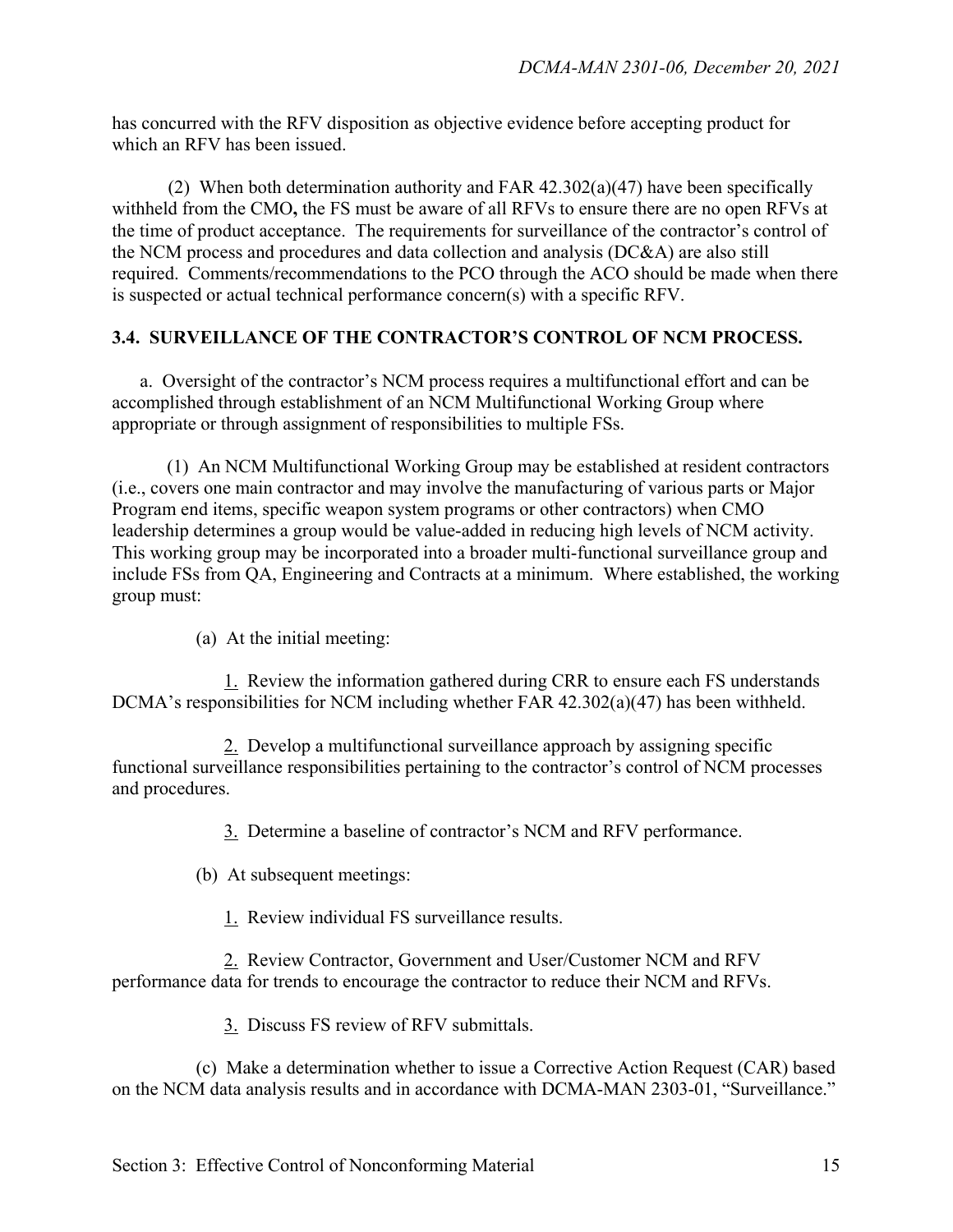has concurred with the RFV disposition as objective evidence before accepting product for which an RFV has been issued.

(2) When both determination authority and FAR 42.302(a)(47) have been specifically withheld from the CMO**,** the FS must be aware of all RFVs to ensure there are no open RFVs at the time of product acceptance. The requirements for surveillance of the contractor's control of the NCM process and procedures and data collection and analysis (DC&A) are also still required. Comments/recommendations to the PCO through the ACO should be made when there is suspected or actual technical performance concern(s) with a specific RFV.

### 3.4. SURVEILLANCE OF THE CONTRACTOR'S CONTROL OF NCM PROCESS.

a. Oversight of the contractor's NCM process requires a multifunctional effort and can be accomplished through establishment of an NCM Multifunctional Working Group where appropriate or through assignment of responsibilities to multiple FSs.

(1) An NCM Multifunctional Working Group may be established at resident contractors (i.e., covers one main contractor and may involve the manufacturing of various parts or Major Program end items, specific weapon system programs or other contractors) when CMO leadership determines a group would be value-added in reducing high levels of NCM activity. This working group may be incorporated into a broader multi-functional surveillance group and include FSs from QA, Engineering and Contracts at a minimum. Where established, the working group must:

(a) At the initial meeting:

1. Review the information gathered during CRR to ensure each FS understands DCMA's responsibilities for NCM including whether FAR 42.302(a)(47) has been withheld.

2. Develop a multifunctional surveillance approach by assigning specific functional surveillance responsibilities pertaining to the contractor's control of NCM processes and procedures.

3. Determine a baseline of contractor's NCM and RFV performance.

(b) At subsequent meetings:

1. Review individual FS surveillance results.

2. Review Contractor, Government and User/Customer NCM and RFV performance data for trends to encourage the contractor to reduce their NCM and RFVs.

3. Discuss FS review of RFV submittals.

(c) Make a determination whether to issue a Corrective Action Request (CAR) based on the NCM data analysis results and in accordance with DCMA-MAN 2303-01, "Surveillance."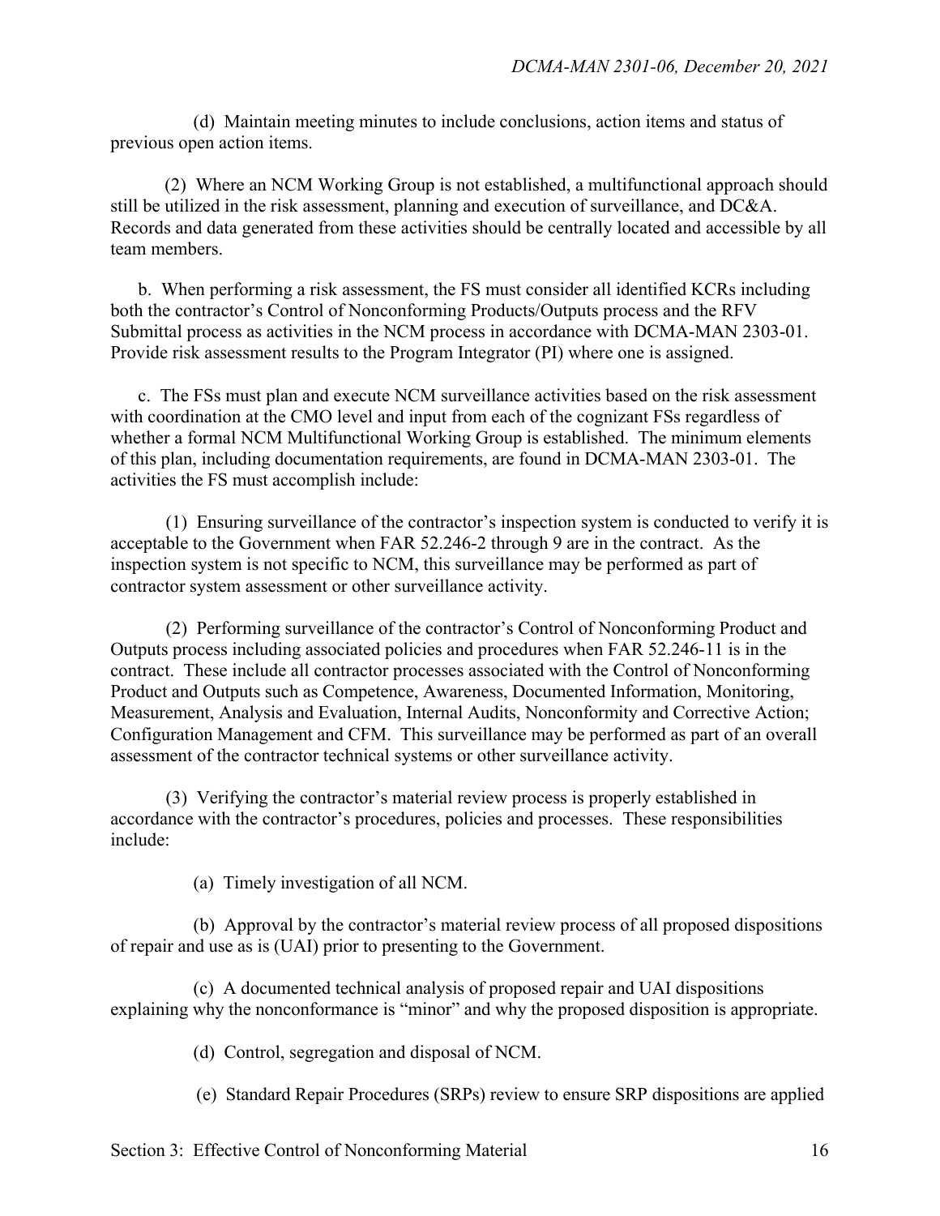(d) Maintain meeting minutes to include conclusions, action items and status of previous open action items.

(2) Where an NCM Working Group is not established, a multifunctional approach should still be utilized in the risk assessment, planning and execution of surveillance, and DC&A. Records and data generated from these activities should be centrally located and accessible by all team members.

b. When performing a risk assessment, the FS must consider all identified KCRs including both the contractor's Control of Nonconforming Products/Outputs process and the RFV Submittal process as activities in the NCM process in accordance with DCMA-MAN 2303-01. Provide risk assessment results to the Program Integrator (PI) where one is assigned.

c. The FSs must plan and execute NCM surveillance activities based on the risk assessment with coordination at the CMO level and input from each of the cognizant FSs regardless of whether a formal NCM Multifunctional Working Group is established. The minimum elements of this plan, including documentation requirements, are found in DCMA-MAN 2303-01. The activities the FS must accomplish include:

(1) Ensuring surveillance of the contractor's inspection system is conducted to verify it is acceptable to the Government when FAR 52.246-2 through 9 are in the contract. As the inspection system is not specific to NCM, this surveillance may be performed as part of contractor system assessment or other surveillance activity.

(2) Performing surveillance of the contractor's Control of Nonconforming Product and Outputs process including associated policies and procedures when FAR 52.246-11 is in the contract. These include all contractor processes associated with the Control of Nonconforming Product and Outputs such as Competence, Awareness, Documented Information, Monitoring, Measurement, Analysis and Evaluation, Internal Audits, Nonconformity and Corrective Action; Configuration Management and CFM. This surveillance may be performed as part of an overall assessment of the contractor technical systems or other surveillance activity.

(3) Verifying the contractor's material review process is properly established in accordance with the contractor's procedures, policies and processes. These responsibilities include:

(a) Timely investigation of all NCM.

(b) Approval by the contractor's material review process of all proposed dispositions of repair and use as is (UAI) prior to presenting to the Government.

(c) A documented technical analysis of proposed repair and UAI dispositions explaining why the nonconformance is "minor" and why the proposed disposition is appropriate.

(d) Control, segregation and disposal of NCM.

(e) Standard Repair Procedures (SRPs) review to ensure SRP dispositions are applied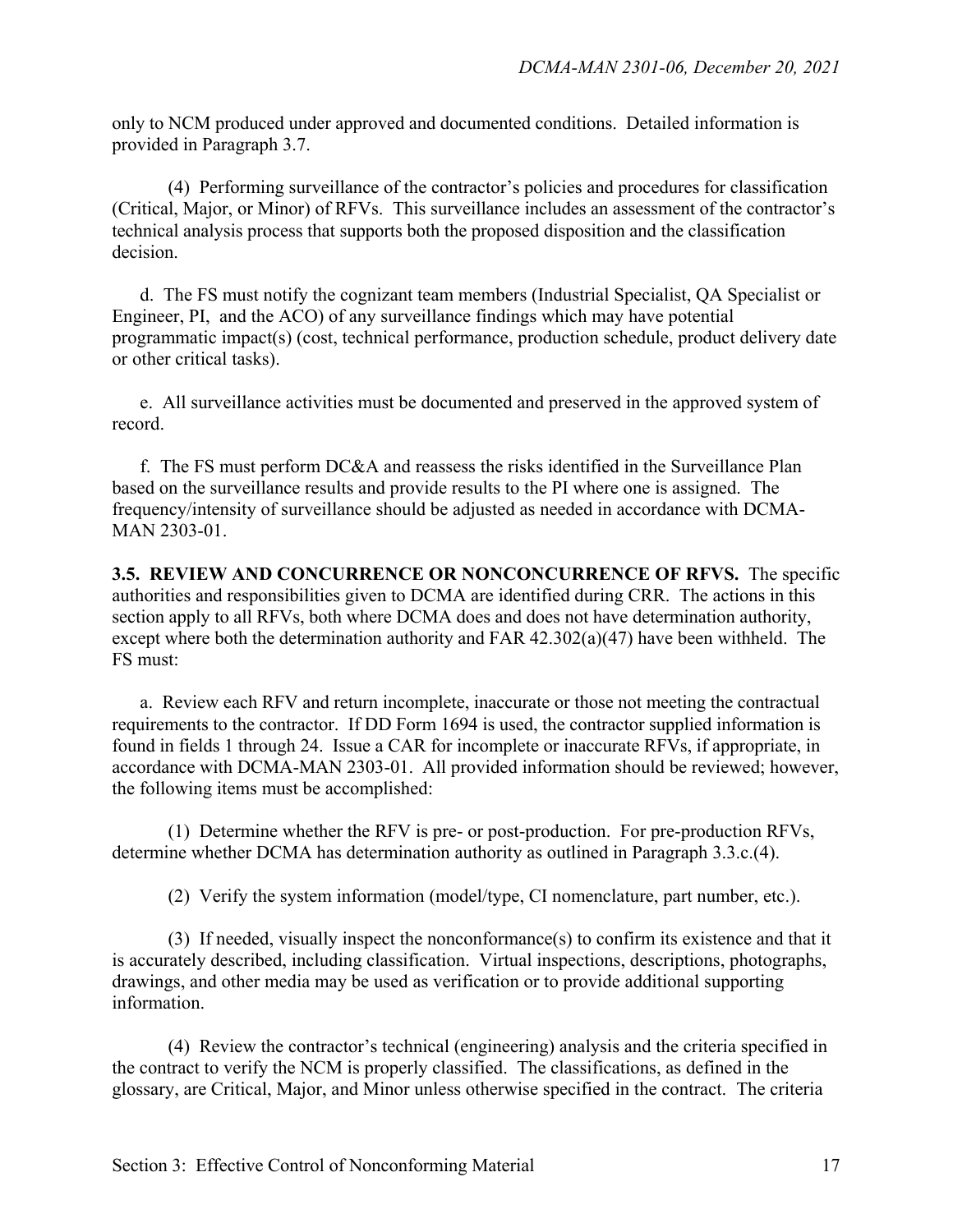only to NCM produced under approved and documented conditions. Detailed information is provided in Paragraph 3.7.

(4) Performing surveillance of the contractor's policies and procedures for classification (Critical, Major, or Minor) of RFVs. This surveillance includes an assessment of the contractor's technical analysis process that supports both the proposed disposition and the classification decision.

d. The FS must notify the cognizant team members (Industrial Specialist, QA Specialist or Engineer, PI, and the ACO) of any surveillance findings which may have potential programmatic impact(s) (cost, technical performance, production schedule, product delivery date or other critical tasks).

e. All surveillance activities must be documented and preserved in the approved system of record.

f. The FS must perform DC&A and reassess the risks identified in the Surveillance Plan based on the surveillance results and provide results to the PI where one is assigned. The frequency/intensity of surveillance should be adjusted as needed in accordance with DCMA-MAN 2303-01.

**3.5. REVIEW AND CONCURRENCE OR NONCONCURRENCE OF RFVS.** The specific authorities and responsibilities given to DCMA are identified during CRR. The actions in this section apply to all RFVs, both where DCMA does and does not have determination authority, except where both the determination authority and FAR 42.302(a)(47) have been withheld. The FS must:

a. Review each RFV and return incomplete, inaccurate or those not meeting the contractual requirements to the contractor. If DD Form 1694 is used, the contractor supplied information is found in fields 1 through 24. Issue a CAR for incomplete or inaccurate RFVs, if appropriate, in accordance with DCMA-MAN 2303-01. All provided information should be reviewed; however, the following items must be accomplished:

(1) Determine whether the RFV is pre- or post-production. For pre-production RFVs, determine whether DCMA has determination authority as outlined in Paragraph 3.3.c.(4).

(2) Verify the system information (model/type, CI nomenclature, part number, etc.).

(3) If needed, visually inspect the nonconformance(s) to confirm its existence and that it is accurately described, including classification. Virtual inspections, descriptions, photographs, drawings, and other media may be used as verification or to provide additional supporting information.

(4) Review the contractor's technical (engineering) analysis and the criteria specified in the contract to verify the NCM is properly classified. The classifications, as defined in the glossary, are Critical, Major, and Minor unless otherwise specified in the contract. The criteria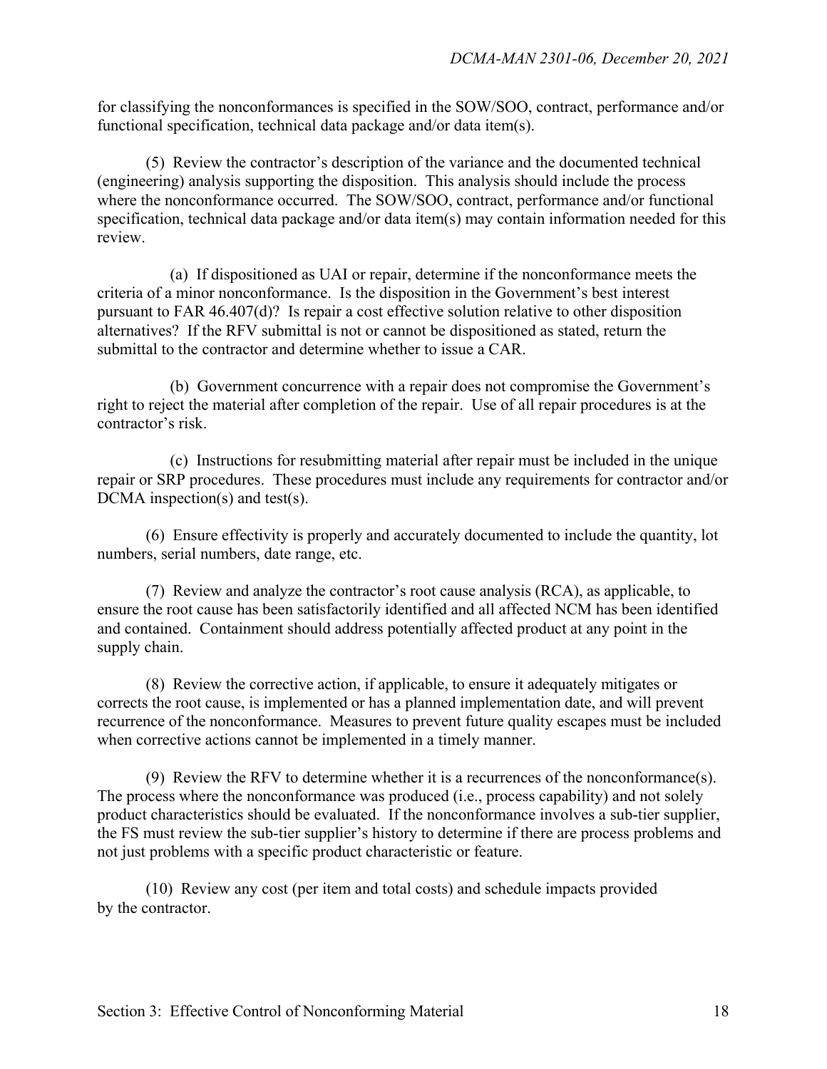for classifying the nonconformances is specified in the SOW/SOO, contract, performance and/or functional specification, technical data package and/or data item(s).

(5) Review the contractor's description of the variance and the documented technical (engineering) analysis supporting the disposition. This analysis should include the process where the nonconformance occurred. The SOW/SOO, contract, performance and/or functional specification, technical data package and/or data item(s) may contain information needed for this review.

(a) If dispositioned as UAI or repair, determine if the nonconformance meets the criteria of a minor nonconformance. Is the disposition in the Government's best interest pursuant to FAR 46.407(d)? Is repair a cost effective solution relative to other disposition alternatives? If the RFV submittal is not or cannot be dispositioned as stated, return the submittal to the contractor and determine whether to issue a CAR.

(b) Government concurrence with a repair does not compromise the Government's right to reject the material after completion of the repair. Use of all repair procedures is at the contractor's risk.

(c) Instructions for resubmitting material after repair must be included in the unique repair or SRP procedures. These procedures must include any requirements for contractor and/or DCMA inspection(s) and test(s).

(6) Ensure effectivity is properly and accurately documented to include the quantity, lot numbers, serial numbers, date range, etc.

(7) Review and analyze the contractor's root cause analysis (RCA), as applicable, to ensure the root cause has been satisfactorily identified and all affected NCM has been identified and contained. Containment should address potentially affected product at any point in the supply chain.

(8) Review the corrective action, if applicable, to ensure it adequately mitigates or corrects the root cause, is implemented or has a planned implementation date, and will prevent recurrence of the nonconformance. Measures to prevent future quality escapes must be included when corrective actions cannot be implemented in a timely manner.

(9) Review the RFV to determine whether it is a recurrences of the nonconformance(s). The process where the nonconformance was produced (i.e., process capability) and not solely product characteristics should be evaluated. If the nonconformance involves a sub-tier supplier, the FS must review the sub-tier supplier's history to determine if there are process problems and not just problems with a specific product characteristic or feature.

(10) Review any cost (per item and total costs) and schedule impacts provided by the contractor.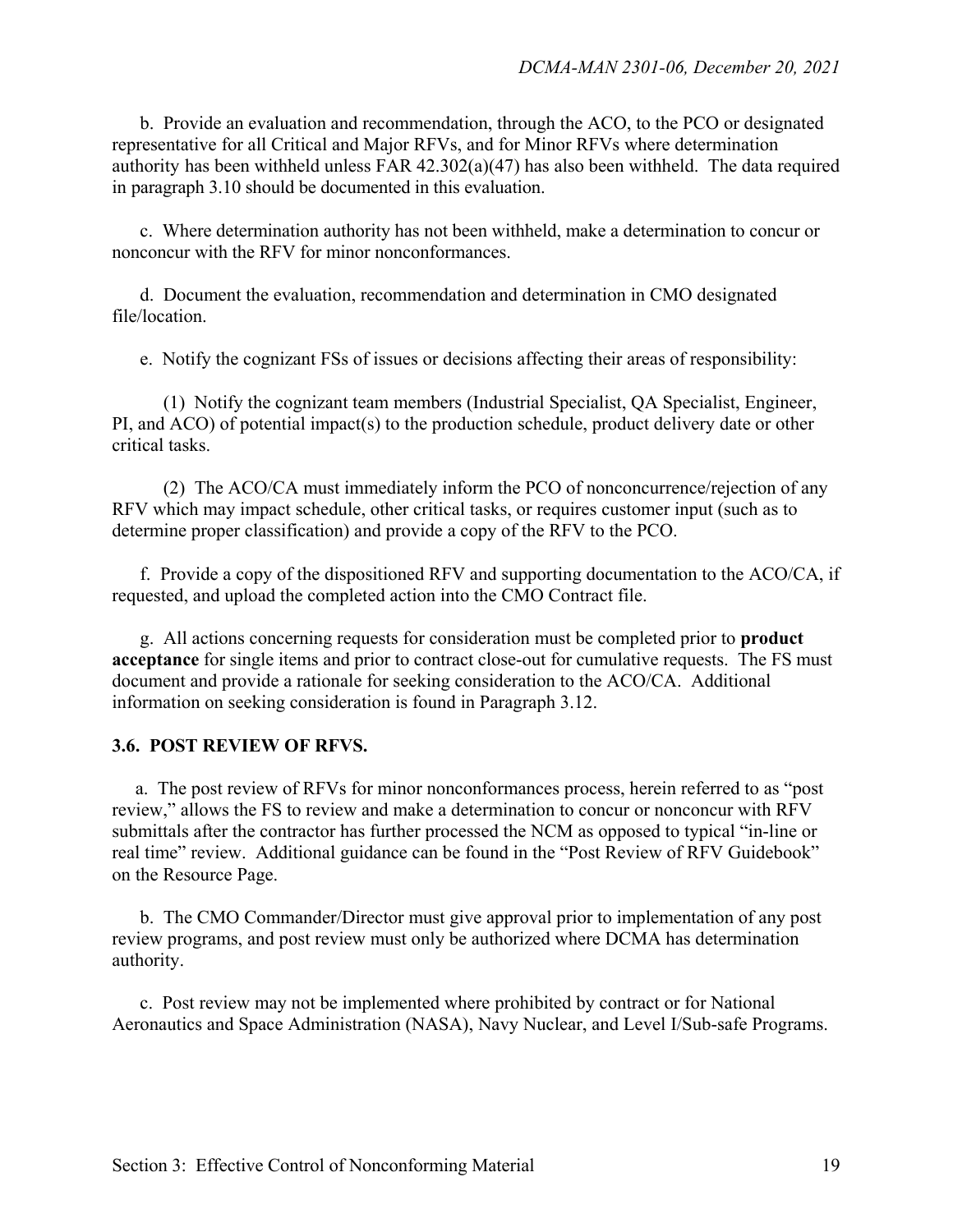b. Provide an evaluation and recommendation, through the ACO, to the PCO or designated representative for all Critical and Major RFVs, and for Minor RFVs where determination authority has been withheld unless FAR 42.302(a)(47) has also been withheld. The data required in paragraph 3.10 should be documented in this evaluation.

c. Where determination authority has not been withheld, make a determination to concur or nonconcur with the RFV for minor nonconformances.

d. Document the evaluation, recommendation and determination in CMO designated file/location.

e. Notify the cognizant FSs of issues or decisions affecting their areas of responsibility:

(1) Notify the cognizant team members (Industrial Specialist, QA Specialist, Engineer, PI, and ACO) of potential impact(s) to the production schedule, product delivery date or other critical tasks.

(2) The ACO/CA must immediately inform the PCO of nonconcurrence/rejection of any RFV which may impact schedule, other critical tasks, or requires customer input (such as to determine proper classification) and provide a copy of the RFV to the PCO.

f. Provide a copy of the dispositioned RFV and supporting documentation to the ACO/CA, if requested, and upload the completed action into the CMO Contract file.

g. All actions concerning requests for consideration must be completed prior to **product acceptance** for single items and prior to contract close-out for cumulative requests. The FS must document and provide a rationale for seeking consideration to the ACO/CA. Additional information on seeking consideration is found in Paragraph 3.12.

### 3.6. POST REVIEW OF RFVS.

a. The post review of RFVs for minor nonconformances process, herein referred to as "post review," allows the FS to review and make a determination to concur or nonconcur with RFV submittals after the contractor has further processed the NCM as opposed to typical "in-line or real time" review. Additional guidance can be found in the "Post Review of RFV Guidebook" on the Resource Page.

b. The CMO Commander/Director must give approval prior to implementation of any post review programs, and post review must only be authorized where DCMA has determination authority.

c. Post review may not be implemented where prohibited by contract or for National Aeronautics and Space Administration (NASA), Navy Nuclear, and Level I/Sub-safe Programs.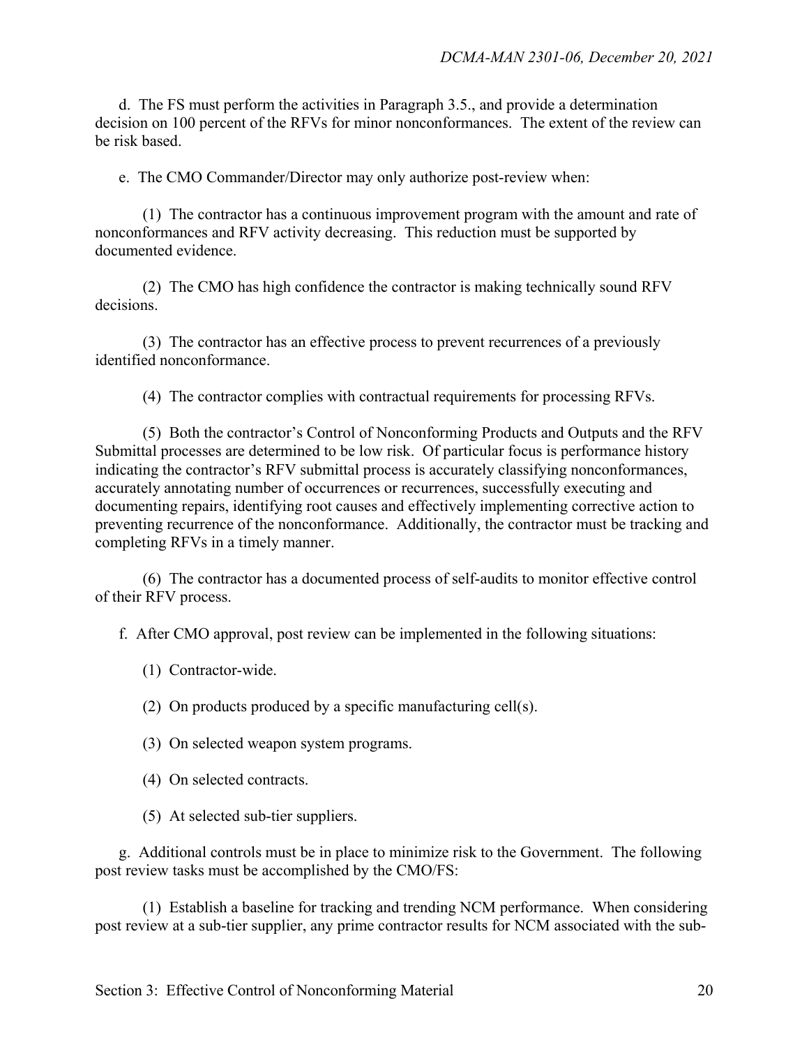d. The FS must perform the activities in Paragraph 3.5., and provide a determination decision on 100 percent of the RFVs for minor nonconformances. The extent of the review can be risk based.

e. The CMO Commander/Director may only authorize post-review when:

(1) The contractor has a continuous improvement program with the amount and rate of nonconformances and RFV activity decreasing. This reduction must be supported by documented evidence.

(2) The CMO has high confidence the contractor is making technically sound RFV decisions.

(3) The contractor has an effective process to prevent recurrences of a previously identified nonconformance.

(4) The contractor complies with contractual requirements for processing RFVs.

(5) Both the contractor's Control of Nonconforming Products and Outputs and the RFV Submittal processes are determined to be low risk. Of particular focus is performance history indicating the contractor's RFV submittal process is accurately classifying nonconformances, accurately annotating number of occurrences or recurrences, successfully executing and documenting repairs, identifying root causes and effectively implementing corrective action to preventing recurrence of the nonconformance. Additionally, the contractor must be tracking and completing RFVs in a timely manner.

(6) The contractor has a documented process of self-audits to monitor effective control of their RFV process.

f. After CMO approval, post review can be implemented in the following situations:

(1) Contractor-wide.

(2) On products produced by a specific manufacturing cell(s).

(3) On selected weapon system programs.

(4) On selected contracts.

(5) At selected sub-tier suppliers.

g. Additional controls must be in place to minimize risk to the Government. The following post review tasks must be accomplished by the CMO/FS:

(1) Establish a baseline for tracking and trending NCM performance. When considering post review at a sub-tier supplier, any prime contractor results for NCM associated with the sub-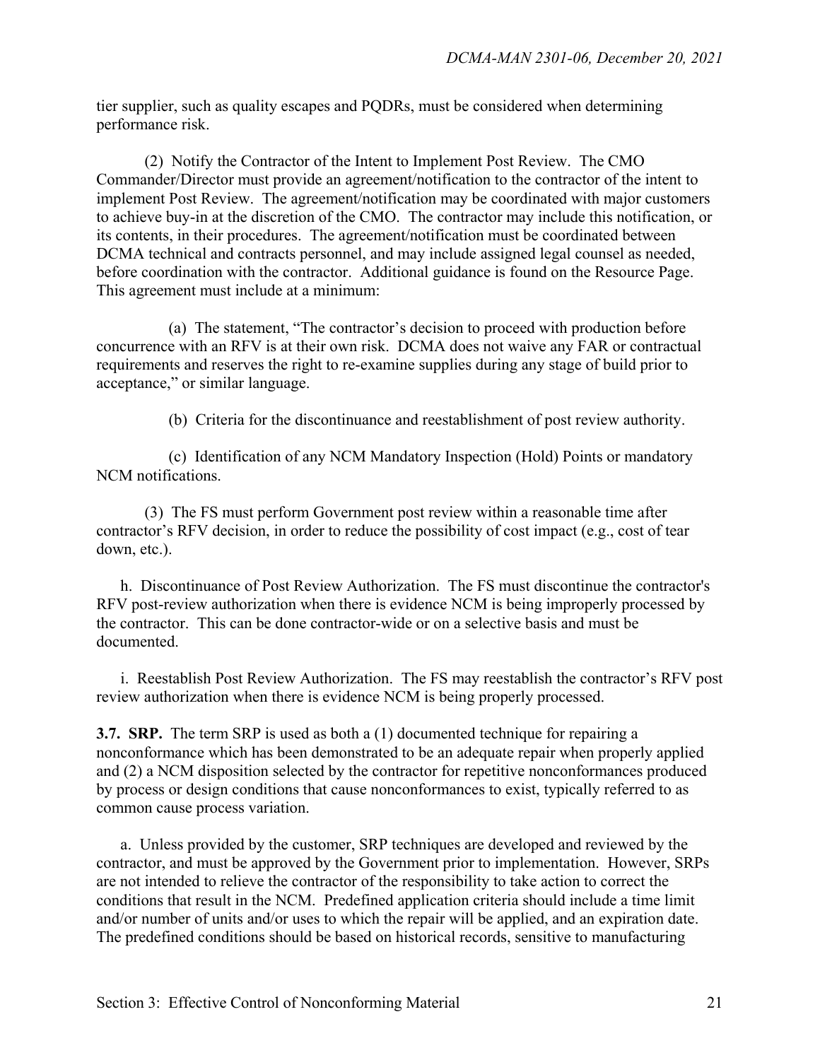tier supplier, such as quality escapes and PQDRs, must be considered when determining performance risk.

(2) Notify the Contractor of the Intent to Implement Post Review. The CMO Commander/Director must provide an agreement/notification to the contractor of the intent to implement Post Review. The agreement/notification may be coordinated with major customers to achieve buy-in at the discretion of the CMO. The contractor may include this notification, or its contents, in their procedures. The agreement/notification must be coordinated between DCMA technical and contracts personnel, and may include assigned legal counsel as needed, before coordination with the contractor. Additional guidance is found on the Resource Page. This agreement must include at a minimum:

(a) The statement, "The contractor's decision to proceed with production before concurrence with an RFV is at their own risk. DCMA does not waive any FAR or contractual requirements and reserves the right to re-examine supplies during any stage of build prior to acceptance," or similar language.

(b) Criteria for the discontinuance and reestablishment of post review authority.

(c) Identification of any NCM Mandatory Inspection (Hold) Points or mandatory NCM notifications.

(3) The FS must perform Government post review within a reasonable time after contractor's RFV decision, in order to reduce the possibility of cost impact (e.g., cost of tear down, etc.).

h. Discontinuance of Post Review Authorization. The FS must discontinue the contractor's RFV post-review authorization when there is evidence NCM is being improperly processed by the contractor. This can be done contractor-wide or on a selective basis and must be documented.

i. Reestablish Post Review Authorization. The FS may reestablish the contractor's RFV post review authorization when there is evidence NCM is being properly processed.

**3.7. SRP.** The term SRP is used as both a (1) documented technique for repairing a nonconformance which has been demonstrated to be an adequate repair when properly applied and (2) a NCM disposition selected by the contractor for repetitive nonconformances produced by process or design conditions that cause nonconformances to exist, typically referred to as common cause process variation.

a. Unless provided by the customer, SRP techniques are developed and reviewed by the contractor, and must be approved by the Government prior to implementation. However, SRPs are not intended to relieve the contractor of the responsibility to take action to correct the conditions that result in the NCM. Predefined application criteria should include a time limit and/or number of units and/or uses to which the repair will be applied, and an expiration date. The predefined conditions should be based on historical records, sensitive to manufacturing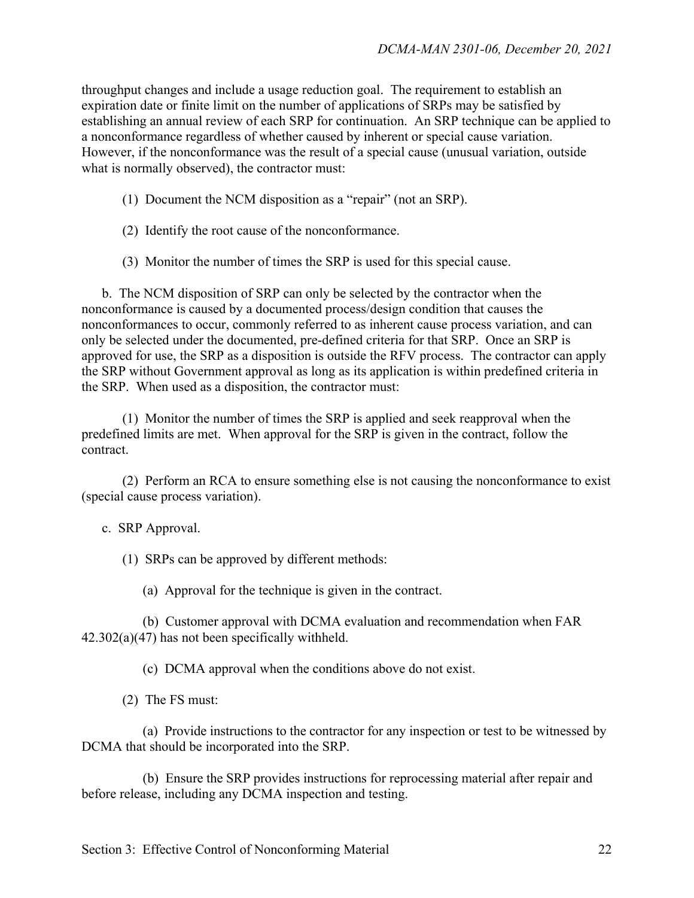throughput changes and include a usage reduction goal. The requirement to establish an expiration date or finite limit on the number of applications of SRPs may be satisfied by establishing an annual review of each SRP for continuation. An SRP technique can be applied to a nonconformance regardless of whether caused by inherent or special cause variation. However, if the nonconformance was the result of a special cause (unusual variation, outside what is normally observed), the contractor must:

(1) Document the NCM disposition as a "repair" (not an SRP).

(2) Identify the root cause of the nonconformance.

(3) Monitor the number of times the SRP is used for this special cause.

b. The NCM disposition of SRP can only be selected by the contractor when the nonconformance is caused by a documented process/design condition that causes the nonconformances to occur, commonly referred to as inherent cause process variation, and can only be selected under the documented, pre-defined criteria for that SRP. Once an SRP is approved for use, the SRP as a disposition is outside the RFV process. The contractor can apply the SRP without Government approval as long as its application is within predefined criteria in the SRP. When used as a disposition, the contractor must:

(1) Monitor the number of times the SRP is applied and seek reapproval when the predefined limits are met. When approval for the SRP is given in the contract, follow the contract.

(2) Perform an RCA to ensure something else is not causing the nonconformance to exist (special cause process variation).

c. SRP Approval.

(1) SRPs can be approved by different methods:

(a) Approval for the technique is given in the contract.

(b) Customer approval with DCMA evaluation and recommendation when FAR 42.302(a)(47) has not been specifically withheld.

(c) DCMA approval when the conditions above do not exist.

(2) The FS must:

(a) Provide instructions to the contractor for any inspection or test to be witnessed by DCMA that should be incorporated into the SRP.

(b) Ensure the SRP provides instructions for reprocessing material after repair and before release, including any DCMA inspection and testing.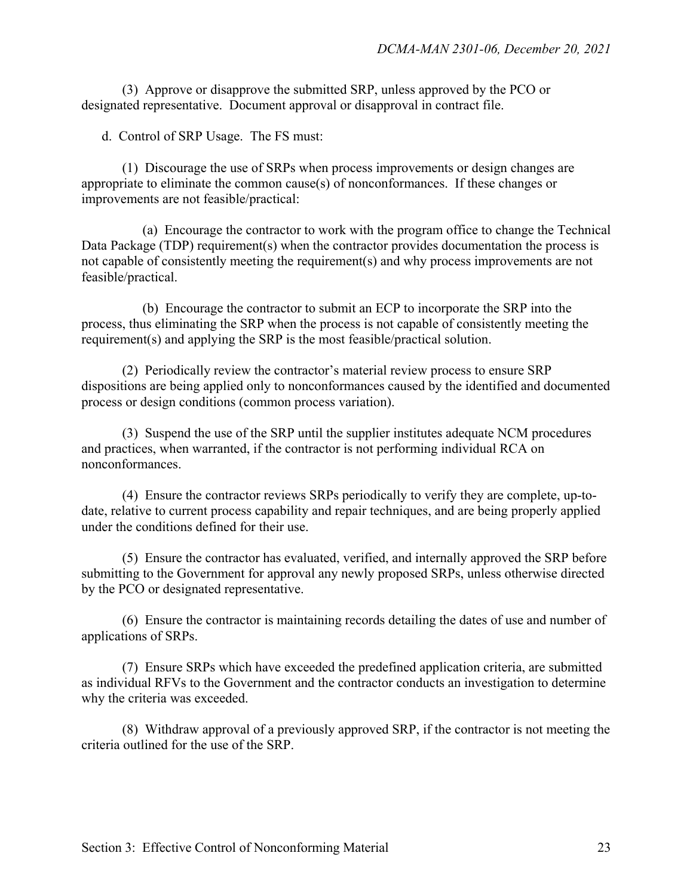(3) Approve or disapprove the submitted SRP, unless approved by the PCO or designated representative. Document approval or disapproval in contract file.

d. Control of SRP Usage. The FS must:

(1) Discourage the use of SRPs when process improvements or design changes are appropriate to eliminate the common cause(s) of nonconformances. If these changes or improvements are not feasible/practical:

(a) Encourage the contractor to work with the program office to change the Technical Data Package (TDP) requirement(s) when the contractor provides documentation the process is not capable of consistently meeting the requirement(s) and why process improvements are not feasible/practical.

(b) Encourage the contractor to submit an ECP to incorporate the SRP into the process, thus eliminating the SRP when the process is not capable of consistently meeting the requirement(s) and applying the SRP is the most feasible/practical solution.

(2) Periodically review the contractor's material review process to ensure SRP dispositions are being applied only to nonconformances caused by the identified and documented process or design conditions (common process variation).

(3) Suspend the use of the SRP until the supplier institutes adequate NCM procedures and practices, when warranted, if the contractor is not performing individual RCA on nonconformances.

(4) Ensure the contractor reviews SRPs periodically to verify they are complete, up-to-date, relative to current process capability and repair techniques, and are being properly applied under the conditions defined for their use.

(5) Ensure the contractor has evaluated, verified, and internally approved the SRP before submitting to the Government for approval any newly proposed SRPs, unless otherwise directed by the PCO or designated representative.

(6) Ensure the contractor is maintaining records detailing the dates of use and number of applications of SRPs.

(7) Ensure SRPs which have exceeded the predefined application criteria, are submitted as individual RFVs to the Government and the contractor conducts an investigation to determine why the criteria was exceeded.

(8) Withdraw approval of a previously approved SRP, if the contractor is not meeting the criteria outlined for the use of the SRP.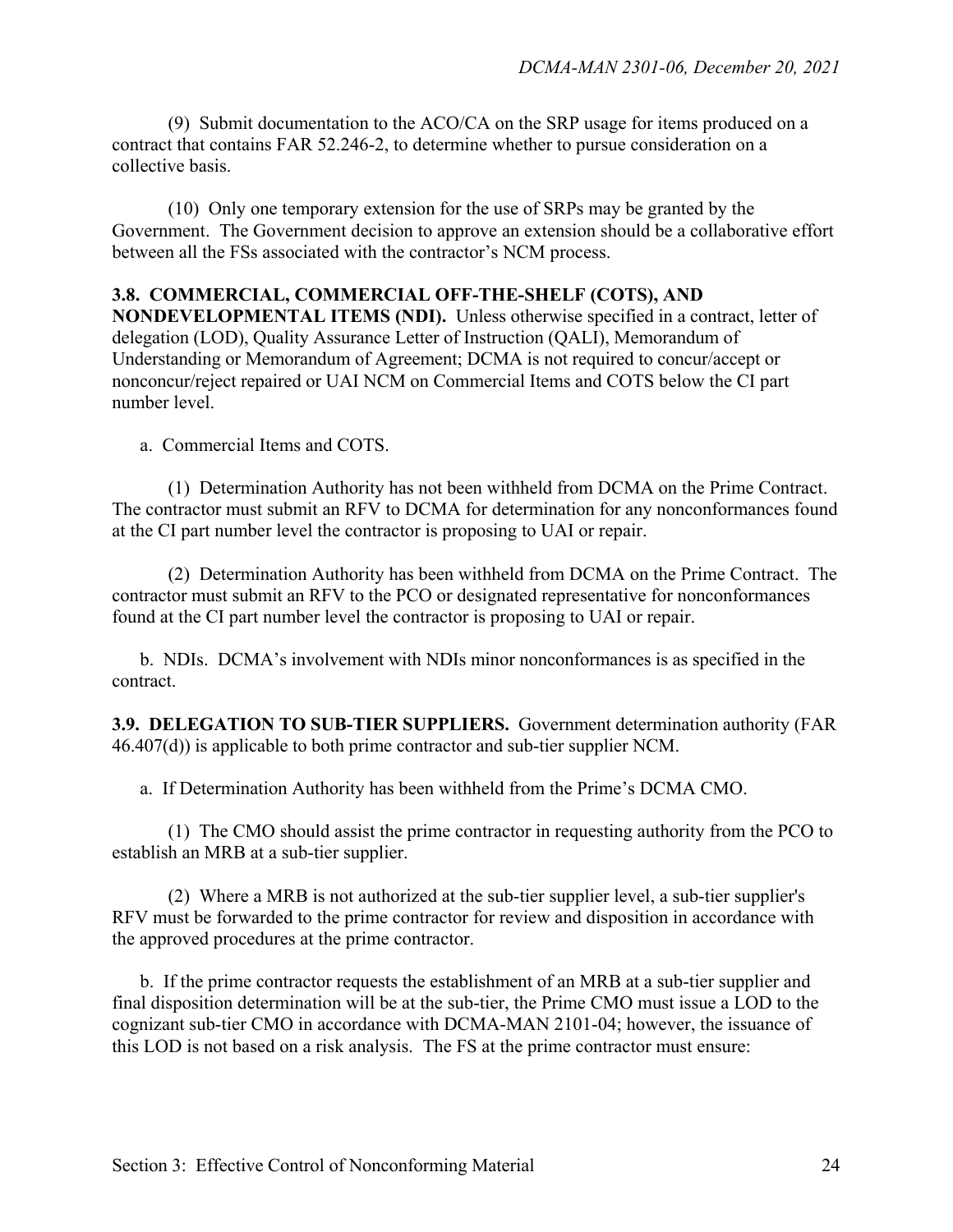(9) Submit documentation to the ACO/CA on the SRP usage for items produced on a contract that contains FAR 52.246-2, to determine whether to pursue consideration on a collective basis.

(10) Only one temporary extension for the use of SRPs may be granted by the Government. The Government decision to approve an extension should be a collaborative effort between all the FSs associated with the contractor's NCM process.

**3.8. COMMERCIAL, COMMERCIAL OFF-THE-SHELF (COTS), AND NONDEVELOPMENTAL ITEMS (NDI).** Unless otherwise specified in a contract, letter of delegation (LOD), Quality Assurance Letter of Instruction (QALI), Memorandum of Understanding or Memorandum of Agreement; DCMA is not required to concur/accept or nonconcur/reject repaired or UAI NCM on Commercial Items and COTS below the CI part number level.

a. Commercial Items and COTS.

(1) Determination Authority has not been withheld from DCMA on the Prime Contract. The contractor must submit an RFV to DCMA for determination for any nonconformances found at the CI part number level the contractor is proposing to UAI or repair.

(2) Determination Authority has been withheld from DCMA on the Prime Contract. The contractor must submit an RFV to the PCO or designated representative for nonconformances found at the CI part number level the contractor is proposing to UAI or repair.

b. NDIs. DCMA's involvement with NDIs minor nonconformances is as specified in the contract.

**3.9. DELEGATION TO SUB-TIER SUPPLIERS.** Government determination authority (FAR 46.407(d)) is applicable to both prime contractor and sub-tier supplier NCM.

a. If Determination Authority has been withheld from the Prime's DCMA CMO.

(1) The CMO should assist the prime contractor in requesting authority from the PCO to establish an MRB at a sub-tier supplier.

(2) Where a MRB is not authorized at the sub-tier supplier level, a sub-tier supplier's RFV must be forwarded to the prime contractor for review and disposition in accordance with the approved procedures at the prime contractor.

b. If the prime contractor requests the establishment of an MRB at a sub-tier supplier and final disposition determination will be at the sub-tier, the Prime CMO must issue a LOD to the cognizant sub-tier CMO in accordance with DCMA-MAN 2101-04; however, the issuance of this LOD is not based on a risk analysis. The FS at the prime contractor must ensure: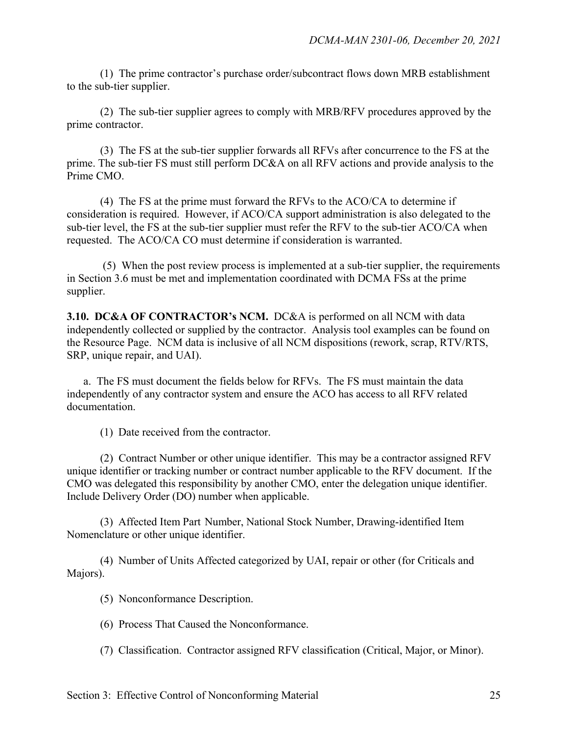(1) The prime contractor's purchase order/subcontract flows down MRB establishment to the sub-tier supplier.

(2) The sub-tier supplier agrees to comply with MRB/RFV procedures approved by the prime contractor.

(3) The FS at the sub-tier supplier forwards all RFVs after concurrence to the FS at the prime. The sub-tier FS must still perform DC&A on all RFV actions and provide analysis to the Prime CMO.

(4) The FS at the prime must forward the RFVs to the ACO/CA to determine if consideration is required. However, if ACO/CA support administration is also delegated to the sub-tier level, the FS at the sub-tier supplier must refer the RFV to the sub-tier ACO/CA when requested. The ACO/CA CO must determine if consideration is warranted.

(5) When the post review process is implemented at a sub-tier supplier, the requirements in Section 3.6 must be met and implementation coordinated with DCMA FSs at the prime supplier.

**3.10. DC&A OF CONTRACTOR's NCM.** DC&A is performed on all NCM with data independently collected or supplied by the contractor. Analysis tool examples can be found on the Resource Page. NCM data is inclusive of all NCM dispositions (rework, scrap, RTV/RTS, SRP, unique repair, and UAI).

a. The FS must document the fields below for RFVs. The FS must maintain the data independently of any contractor system and ensure the ACO has access to all RFV related documentation.

(1) Date received from the contractor.

(2) Contract Number or other unique identifier. This may be a contractor assigned RFV unique identifier or tracking number or contract number applicable to the RFV document. If the CMO was delegated this responsibility by another CMO, enter the delegation unique identifier. Include Delivery Order (DO) number when applicable.

(3) Affected Item Part Number, National Stock Number, Drawing-identified Item Nomenclature or other unique identifier.

(4) Number of Units Affected categorized by UAI, repair or other (for Criticals and Majors).

(5) Nonconformance Description.

(6) Process That Caused the Nonconformance.

(7) Classification. Contractor assigned RFV classification (Critical, Major, or Minor).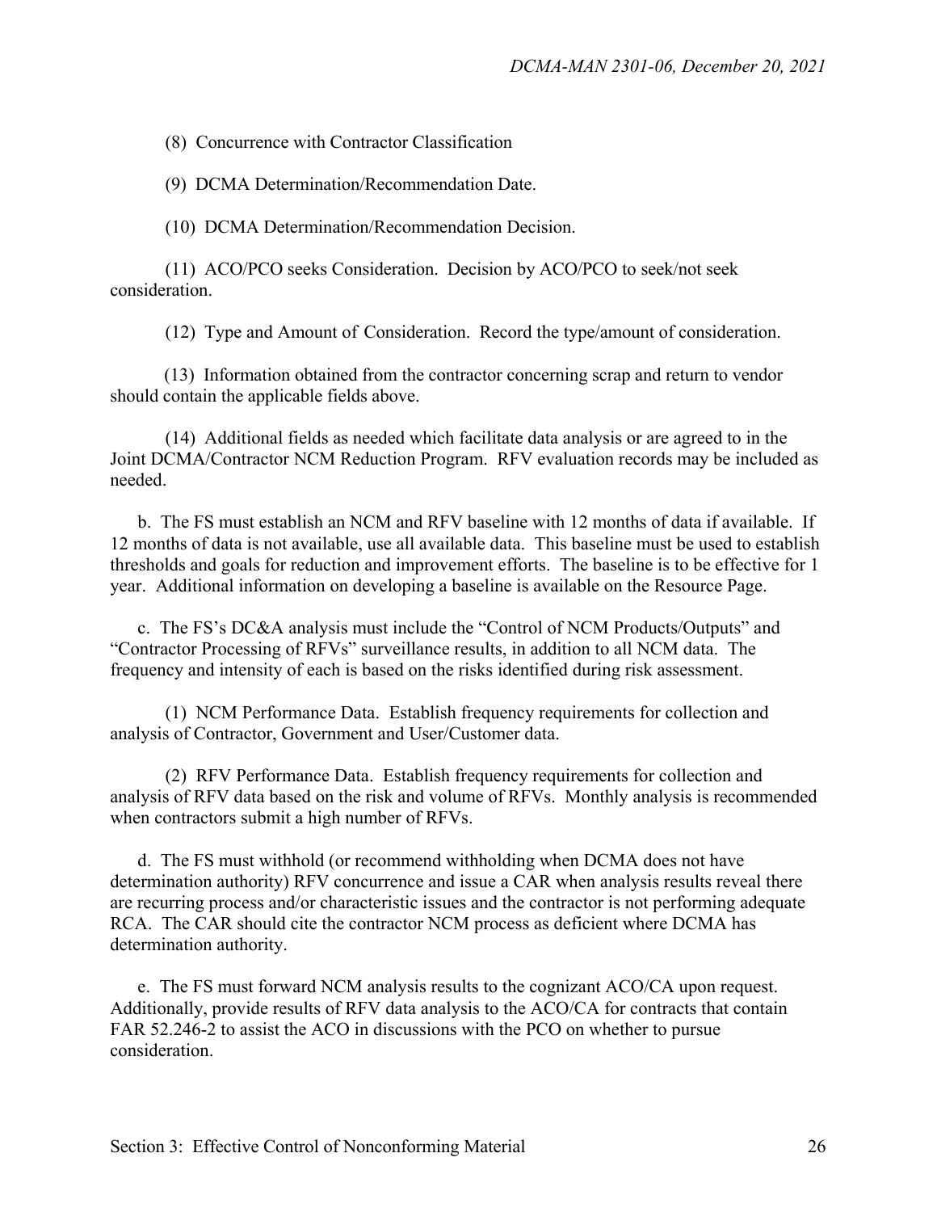(8) Concurrence with Contractor Classification

(9) DCMA Determination/Recommendation Date.

(10) DCMA Determination/Recommendation Decision.

(11) ACO/PCO seeks Consideration. Decision by ACO/PCO to seek/not seek consideration.

(12) Type and Amount of Consideration. Record the type/amount of consideration.

(13) Information obtained from the contractor concerning scrap and return to vendor should contain the applicable fields above.

(14) Additional fields as needed which facilitate data analysis or are agreed to in the Joint DCMA/Contractor NCM Reduction Program. RFV evaluation records may be included as needed.

b. The FS must establish an NCM and RFV baseline with 12 months of data if available. If 12 months of data is not available, use all available data. This baseline must be used to establish thresholds and goals for reduction and improvement efforts. The baseline is to be effective for 1 year. Additional information on developing a baseline is available on the Resource Page.

c. The FS's DC&A analysis must include the "Control of NCM Products/Outputs" and "Contractor Processing of RFVs" surveillance results, in addition to all NCM data. The frequency and intensity of each is based on the risks identified during risk assessment.

(1) NCM Performance Data. Establish frequency requirements for collection and analysis of Contractor, Government and User/Customer data.

(2) RFV Performance Data. Establish frequency requirements for collection and analysis of RFV data based on the risk and volume of RFVs. Monthly analysis is recommended when contractors submit a high number of RFVs.

d. The FS must withhold (or recommend withholding when DCMA does not have determination authority) RFV concurrence and issue a CAR when analysis results reveal there are recurring process and/or characteristic issues and the contractor is not performing adequate RCA. The CAR should cite the contractor NCM process as deficient where DCMA has determination authority.

e. The FS must forward NCM analysis results to the cognizant ACO/CA upon request. Additionally, provide results of RFV data analysis to the ACO/CA for contracts that contain FAR 52.246-2 to assist the ACO in discussions with the PCO on whether to pursue consideration.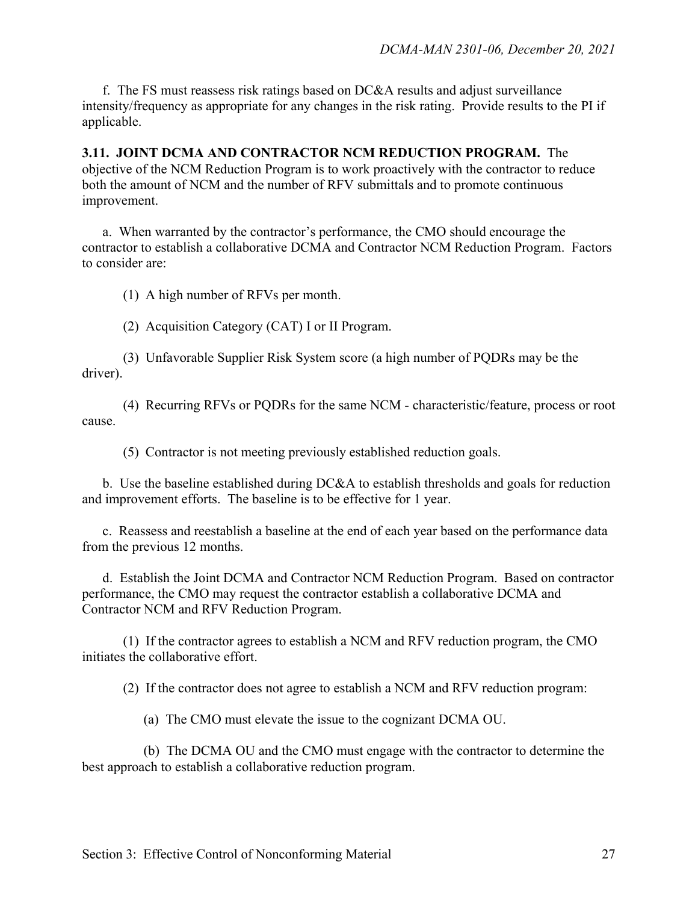f. The FS must reassess risk ratings based on DC&A results and adjust surveillance intensity/frequency as appropriate for any changes in the risk rating. Provide results to the PI if applicable.

**3.11. JOINT DCMA AND CONTRACTOR NCM REDUCTION PROGRAM.** The objective of the NCM Reduction Program is to work proactively with the contractor to reduce both the amount of NCM and the number of RFV submittals and to promote continuous improvement.

a. When warranted by the contractor's performance, the CMO should encourage the contractor to establish a collaborative DCMA and Contractor NCM Reduction Program. Factors to consider are:

(1) A high number of RFVs per month.

(2) Acquisition Category (CAT) I or II Program.

(3) Unfavorable Supplier Risk System score (a high number of PQDRs may be the driver).

(4) Recurring RFVs or PQDRs for the same NCM - characteristic/feature, process or root cause.

(5) Contractor is not meeting previously established reduction goals.

b. Use the baseline established during DC&A to establish thresholds and goals for reduction and improvement efforts. The baseline is to be effective for 1 year.

c. Reassess and reestablish a baseline at the end of each year based on the performance data from the previous 12 months.

d. Establish the Joint DCMA and Contractor NCM Reduction Program. Based on contractor performance, the CMO may request the contractor establish a collaborative DCMA and Contractor NCM and RFV Reduction Program.

(1) If the contractor agrees to establish a NCM and RFV reduction program, the CMO initiates the collaborative effort.

(2) If the contractor does not agree to establish a NCM and RFV reduction program:

(a) The CMO must elevate the issue to the cognizant DCMA OU.

(b) The DCMA OU and the CMO must engage with the contractor to determine the best approach to establish a collaborative reduction program.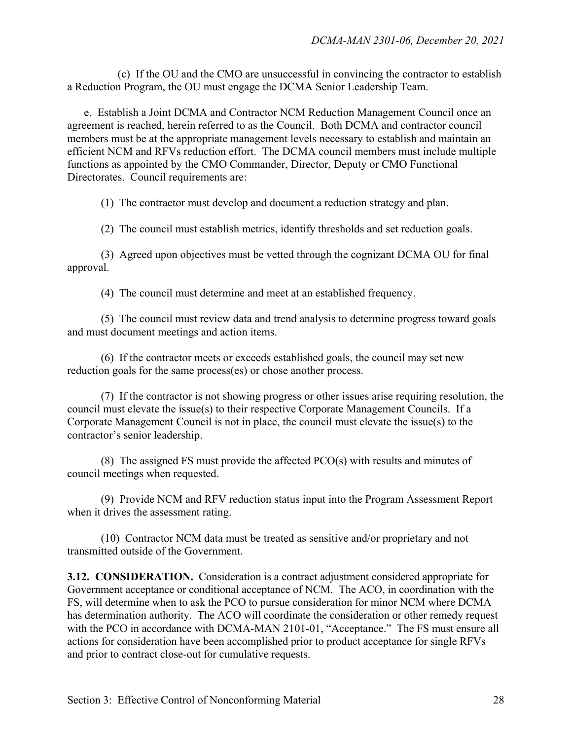(c) If the OU and the CMO are unsuccessful in convincing the contractor to establish a Reduction Program, the OU must engage the DCMA Senior Leadership Team.

e. Establish a Joint DCMA and Contractor NCM Reduction Management Council once an agreement is reached, herein referred to as the Council. Both DCMA and contractor council members must be at the appropriate management levels necessary to establish and maintain an efficient NCM and RFVs reduction effort. The DCMA council members must include multiple functions as appointed by the CMO Commander, Director, Deputy or CMO Functional Directorates. Council requirements are:

(1) The contractor must develop and document a reduction strategy and plan.

(2) The council must establish metrics, identify thresholds and set reduction goals.

(3) Agreed upon objectives must be vetted through the cognizant DCMA OU for final approval.

(4) The council must determine and meet at an established frequency.

(5) The council must review data and trend analysis to determine progress toward goals and must document meetings and action items.

(6) If the contractor meets or exceeds established goals, the council may set new reduction goals for the same process(es) or chose another process.

(7) If the contractor is not showing progress or other issues arise requiring resolution, the council must elevate the issue(s) to their respective Corporate Management Councils. If a Corporate Management Council is not in place, the council must elevate the issue(s) to the contractor's senior leadership.

(8) The assigned FS must provide the affected PCO(s) with results and minutes of council meetings when requested.

(9) Provide NCM and RFV reduction status input into the Program Assessment Report when it drives the assessment rating.

(10) Contractor NCM data must be treated as sensitive and/or proprietary and not transmitted outside of the Government.

**3.12. CONSIDERATION.** Consideration is a contract adjustment considered appropriate for Government acceptance or conditional acceptance of NCM. The ACO, in coordination with the FS, will determine when to ask the PCO to pursue consideration for minor NCM where DCMA has determination authority. The ACO will coordinate the consideration or other remedy request with the PCO in accordance with DCMA-MAN 2101-01, "Acceptance." The FS must ensure all actions for consideration have been accomplished prior to product acceptance for single RFVs and prior to contract close-out for cumulative requests.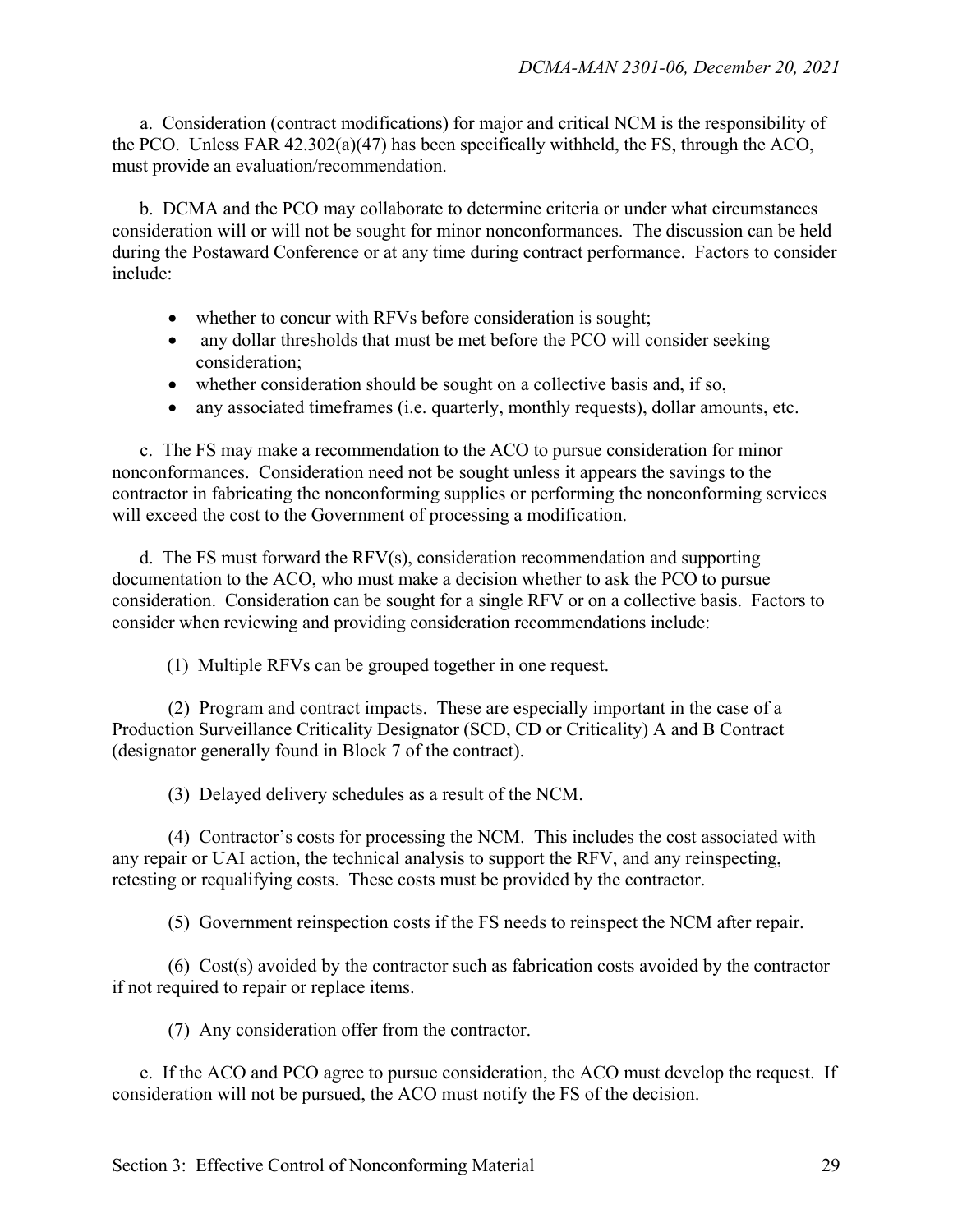a. Consideration (contract modifications) for major and critical NCM is the responsibility of the PCO. Unless FAR 42.302(a)(47) has been specifically withheld, the FS, through the ACO, must provide an evaluation/recommendation.

b. DCMA and the PCO may collaborate to determine criteria or under what circumstances consideration will or will not be sought for minor nonconformances. The discussion can be held during the Postaward Conference or at any time during contract performance. Factors to consider include:

- whether to concur with RFVs before consideration is sought;
- any dollar thresholds that must be met before the PCO will consider seeking consideration;
- whether consideration should be sought on a collective basis and, if so,
- any associated timeframes (i.e. quarterly, monthly requests), dollar amounts, etc.

c. The FS may make a recommendation to the ACO to pursue consideration for minor nonconformances. Consideration need not be sought unless it appears the savings to the contractor in fabricating the nonconforming supplies or performing the nonconforming services will exceed the cost to the Government of processing a modification.

d. The FS must forward the RFV(s), consideration recommendation and supporting documentation to the ACO, who must make a decision whether to ask the PCO to pursue consideration. Consideration can be sought for a single RFV or on a collective basis. Factors to consider when reviewing and providing consideration recommendations include:

(1) Multiple RFVs can be grouped together in one request.

(2) Program and contract impacts. These are especially important in the case of a Production Surveillance Criticality Designator (SCD, CD or Criticality) A and B Contract (designator generally found in Block 7 of the contract).

(3) Delayed delivery schedules as a result of the NCM.

(4) Contractor's costs for processing the NCM. This includes the cost associated with any repair or UAI action, the technical analysis to support the RFV, and any reinspecting, retesting or requalifying costs. These costs must be provided by the contractor.

(5) Government reinspection costs if the FS needs to reinspect the NCM after repair.

(6) Cost(s) avoided by the contractor such as fabrication costs avoided by the contractor if not required to repair or replace items.

(7) Any consideration offer from the contractor.

e. If the ACO and PCO agree to pursue consideration, the ACO must develop the request. If consideration will not be pursued, the ACO must notify the FS of the decision.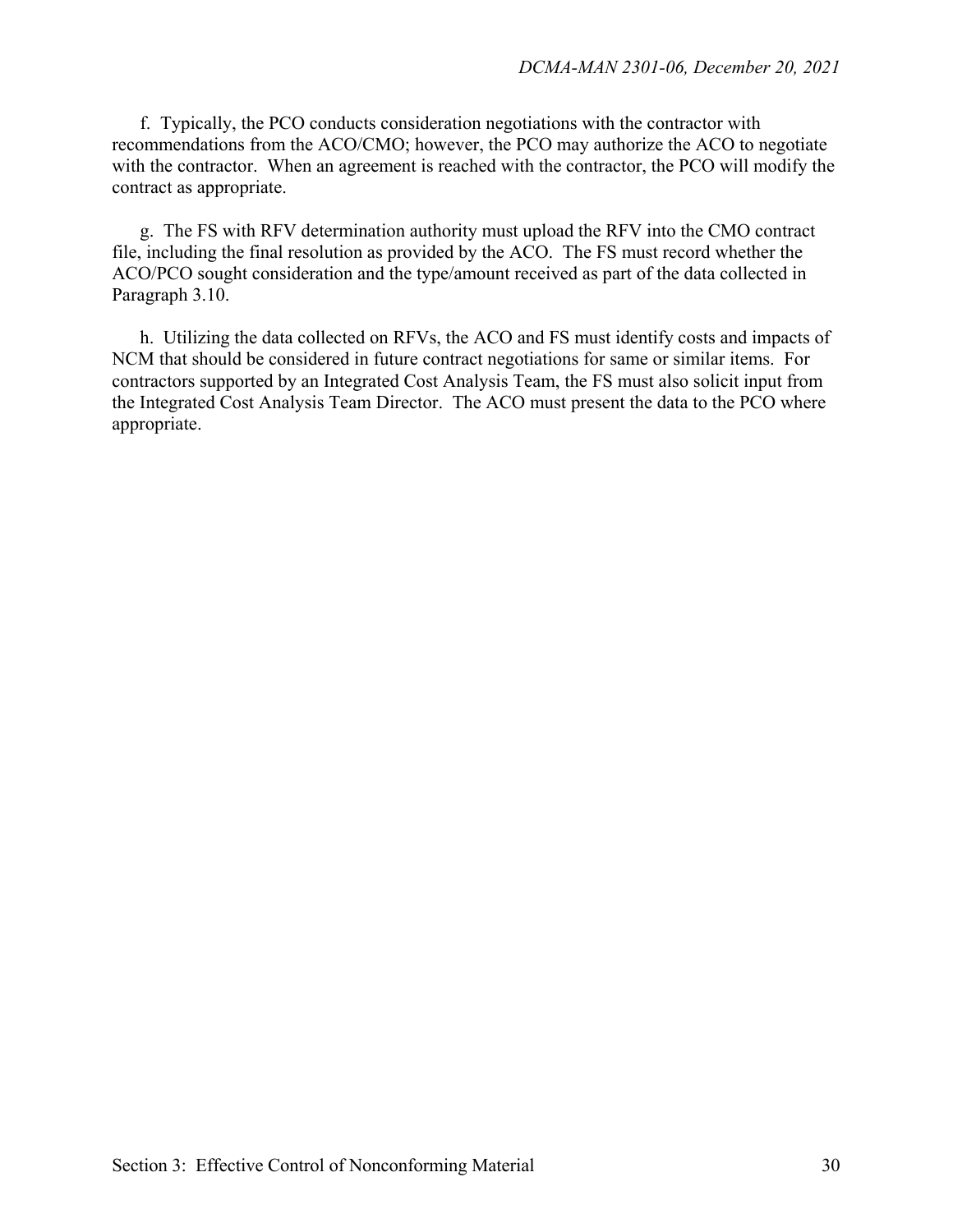f. Typically, the PCO conducts consideration negotiations with the contractor with recommendations from the ACO/CMO; however, the PCO may authorize the ACO to negotiate with the contractor. When an agreement is reached with the contractor, the PCO will modify the contract as appropriate.

g. The FS with RFV determination authority must upload the RFV into the CMO contract file, including the final resolution as provided by the ACO. The FS must record whether the ACO/PCO sought consideration and the type/amount received as part of the data collected in Paragraph 3.10.

h. Utilizing the data collected on RFVs, the ACO and FS must identify costs and impacts of NCM that should be considered in future contract negotiations for same or similar items. For contractors supported by an Integrated Cost Analysis Team, the FS must also solicit input from the Integrated Cost Analysis Team Director. The ACO must present the data to the PCO where appropriate.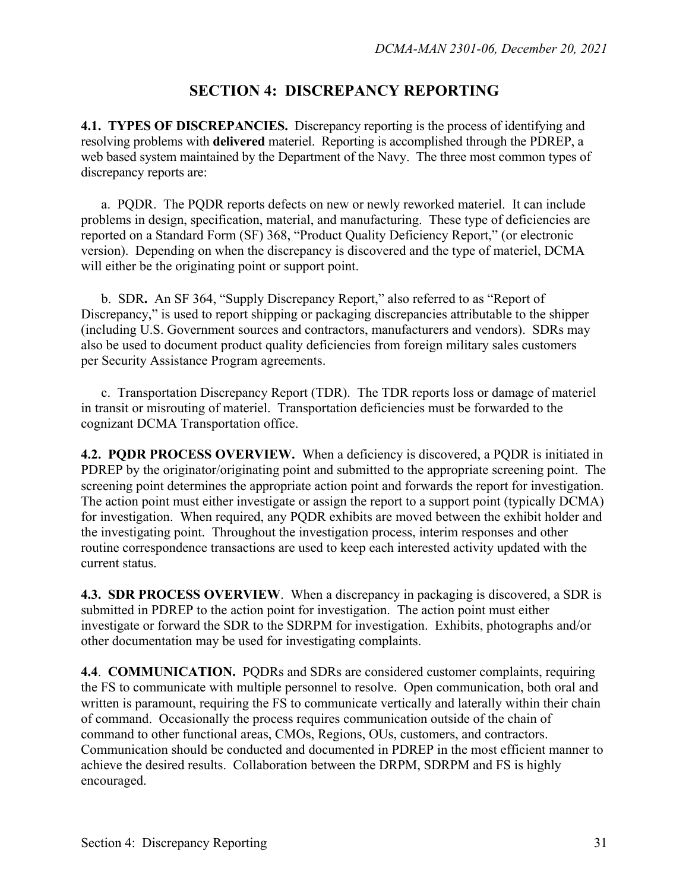# SECTION 4: DISCREPANCY REPORTING

**4.1. TYPES OF DISCREPANCIES.** Discrepancy reporting is the process of identifying and resolving problems with **delivered** materiel. Reporting is accomplished through the PDREP, a web based system maintained by the Department of the Navy. The three most common types of discrepancy reports are:

a. PQDR. The PQDR reports defects on new or newly reworked materiel. It can include problems in design, specification, material, and manufacturing. These type of deficiencies are reported on a Standard Form (SF) 368, "Product Quality Deficiency Report," (or electronic version). Depending on when the discrepancy is discovered and the type of materiel, DCMA will either be the originating point or support point.

b. SDR**.** An SF 364, "Supply Discrepancy Report," also referred to as "Report of Discrepancy," is used to report shipping or packaging discrepancies attributable to the shipper (including U.S. Government sources and contractors, manufacturers and vendors). SDRs may also be used to document product quality deficiencies from foreign military sales customers per Security Assistance Program agreements.

c. Transportation Discrepancy Report (TDR). The TDR reports loss or damage of materiel in transit or misrouting of materiel. Transportation deficiencies must be forwarded to the cognizant DCMA Transportation office.

**4.2. PQDR PROCESS OVERVIEW.** When a deficiency is discovered, a PQDR is initiated in PDREP by the originator/originating point and submitted to the appropriate screening point. The screening point determines the appropriate action point and forwards the report for investigation. The action point must either investigate or assign the report to a support point (typically DCMA) for investigation. When required, any PQDR exhibits are moved between the exhibit holder and the investigating point. Throughout the investigation process, interim responses and other routine correspondence transactions are used to keep each interested activity updated with the current status.

**4.3. SDR PROCESS OVERVIEW**. When a discrepancy in packaging is discovered, a SDR is submitted in PDREP to the action point for investigation. The action point must either investigate or forward the SDR to the SDRPM for investigation. Exhibits, photographs and/or other documentation may be used for investigating complaints.

**4.4**. **COMMUNICATION.** PQDRs and SDRs are considered customer complaints, requiring the FS to communicate with multiple personnel to resolve. Open communication, both oral and written is paramount, requiring the FS to communicate vertically and laterally within their chain of command. Occasionally the process requires communication outside of the chain of command to other functional areas, CMOs, Regions, OUs, customers, and contractors. Communication should be conducted and documented in PDREP in the most efficient manner to achieve the desired results. Collaboration between the DRPM, SDRPM and FS is highly encouraged.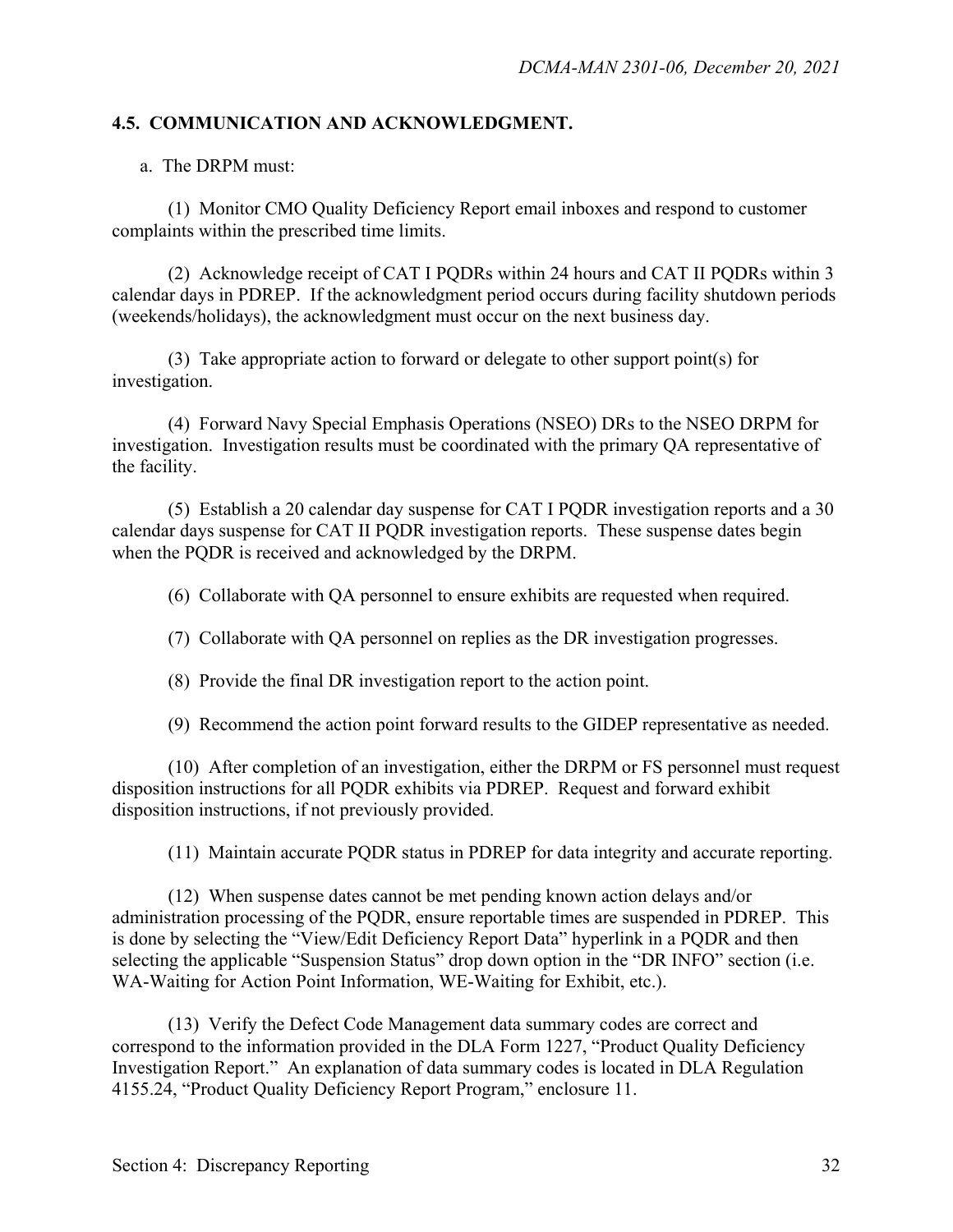## 4.5. COMMUNICATION AND ACKNOWLEDGMENT.

a. The DRPM must:

(1) Monitor CMO Quality Deficiency Report email inboxes and respond to customer complaints within the prescribed time limits.

(2) Acknowledge receipt of CAT I PQDRs within 24 hours and CAT II PQDRs within 3 calendar days in PDREP. If the acknowledgment period occurs during facility shutdown periods (weekends/holidays), the acknowledgment must occur on the next business day.

(3) Take appropriate action to forward or delegate to other support point(s) for investigation.

(4) Forward Navy Special Emphasis Operations (NSEO) DRs to the NSEO DRPM for investigation. Investigation results must be coordinated with the primary QA representative of the facility.

(5) Establish a 20 calendar day suspense for CAT I PQDR investigation reports and a 30 calendar days suspense for CAT II PQDR investigation reports. These suspense dates begin when the PQDR is received and acknowledged by the DRPM.

(6) Collaborate with QA personnel to ensure exhibits are requested when required.

(7) Collaborate with QA personnel on replies as the DR investigation progresses.

(8) Provide the final DR investigation report to the action point.

(9) Recommend the action point forward results to the GIDEP representative as needed.

(10) After completion of an investigation, either the DRPM or FS personnel must request disposition instructions for all PQDR exhibits via PDREP. Request and forward exhibit disposition instructions, if not previously provided.

(11) Maintain accurate PQDR status in PDREP for data integrity and accurate reporting.

(12) When suspense dates cannot be met pending known action delays and/or administration processing of the PQDR, ensure reportable times are suspended in PDREP. This is done by selecting the "View/Edit Deficiency Report Data" hyperlink in a PQDR and then selecting the applicable "Suspension Status" drop down option in the "DR INFO" section (i.e. WA-Waiting for Action Point Information, WE-Waiting for Exhibit, etc.).

(13) Verify the Defect Code Management data summary codes are correct and correspond to the information provided in the DLA Form 1227, "Product Quality Deficiency Investigation Report." An explanation of data summary codes is located in DLA Regulation 4155.24, "Product Quality Deficiency Report Program," enclosure 11.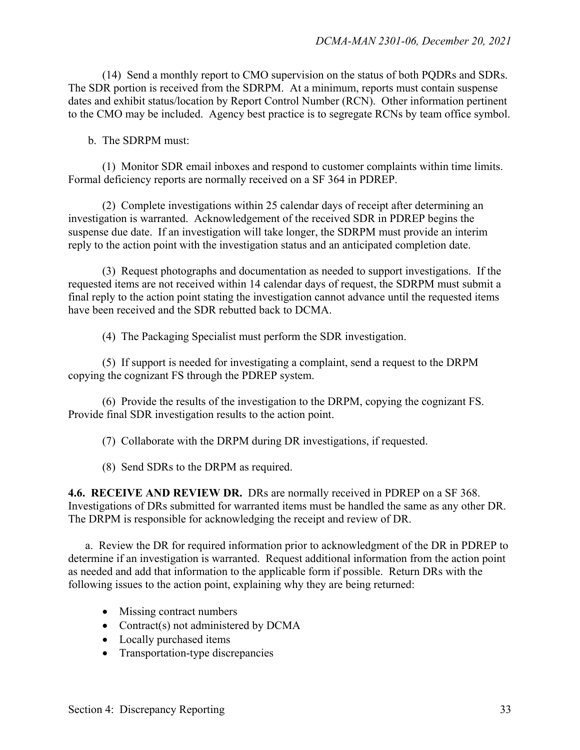(14) Send a monthly report to CMO supervision on the status of both PQDRs and SDRs. The SDR portion is received from the SDRPM. At a minimum, reports must contain suspense dates and exhibit status/location by Report Control Number (RCN). Other information pertinent to the CMO may be included. Agency best practice is to segregate RCNs by team office symbol.

b. The SDRPM must:

(1) Monitor SDR email inboxes and respond to customer complaints within time limits. Formal deficiency reports are normally received on a SF 364 in PDREP.

(2) Complete investigations within 25 calendar days of receipt after determining an investigation is warranted. Acknowledgement of the received SDR in PDREP begins the suspense due date. If an investigation will take longer, the SDRPM must provide an interim reply to the action point with the investigation status and an anticipated completion date.

(3) Request photographs and documentation as needed to support investigations. If the requested items are not received within 14 calendar days of request, the SDRPM must submit a final reply to the action point stating the investigation cannot advance until the requested items have been received and the SDR rebutted back to DCMA.

(4) The Packaging Specialist must perform the SDR investigation.

(5) If support is needed for investigating a complaint, send a request to the DRPM copying the cognizant FS through the PDREP system.

(6) Provide the results of the investigation to the DRPM, copying the cognizant FS. Provide final SDR investigation results to the action point.

(7) Collaborate with the DRPM during DR investigations, if requested.

(8) Send SDRs to the DRPM as required.

**4.6. RECEIVE AND REVIEW DR.** DRs are normally received in PDREP on a SF 368. Investigations of DRs submitted for warranted items must be handled the same as any other DR. The DRPM is responsible for acknowledging the receipt and review of DR.

a. Review the DR for required information prior to acknowledgment of the DR in PDREP to determine if an investigation is warranted. Request additional information from the action point as needed and add that information to the applicable form if possible. Return DRs with the following issues to the action point, explaining why they are being returned:

- Missing contract numbers
- Contract(s) not administered by DCMA
- Locally purchased items
- Transportation-type discrepancies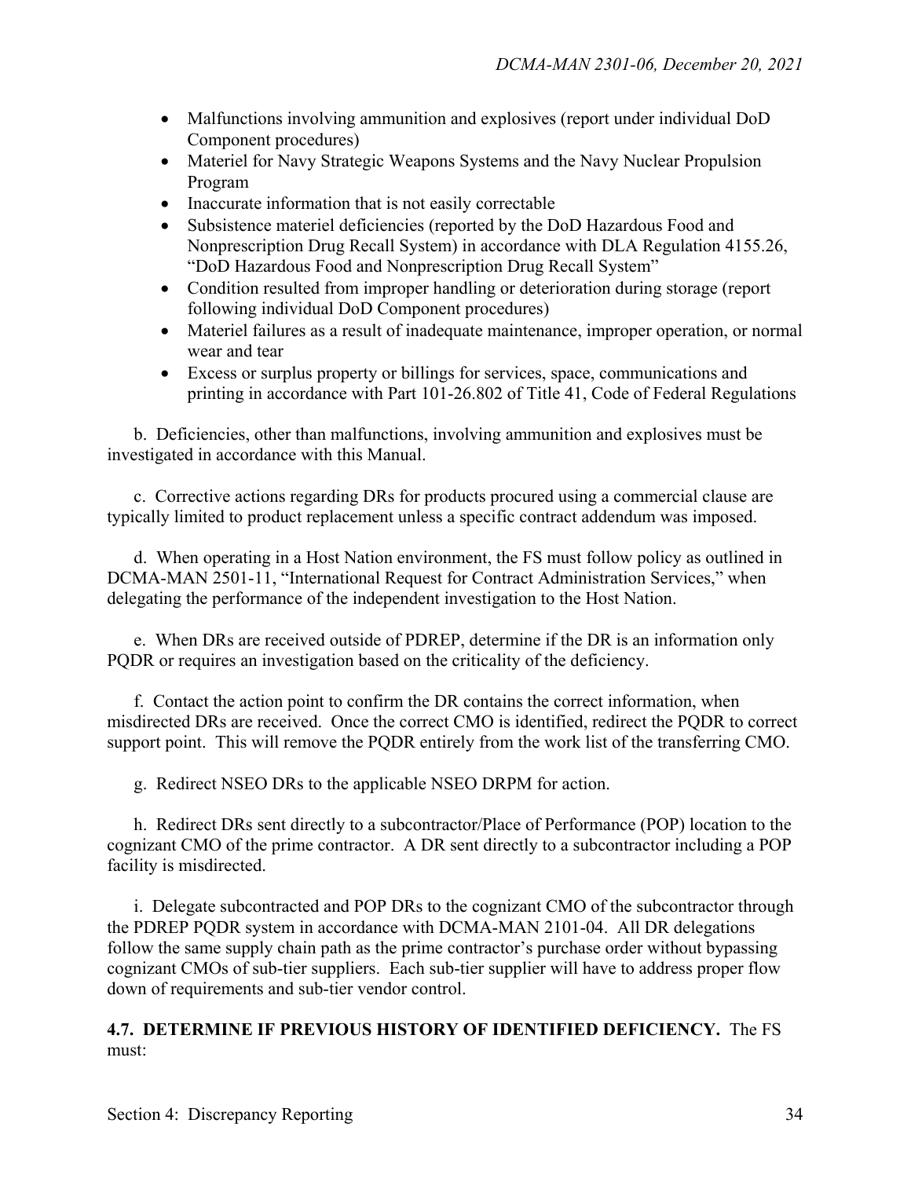- Malfunctions involving ammunition and explosives (report under individual DoD Component procedures)
- Materiel for Navy Strategic Weapons Systems and the Navy Nuclear Propulsion Program
- Inaccurate information that is not easily correctable
- Subsistence materiel deficiencies (reported by the DoD Hazardous Food and Nonprescription Drug Recall System) in accordance with DLA Regulation 4155.26, "DoD Hazardous Food and Nonprescription Drug Recall System"
- Condition resulted from improper handling or deterioration during storage (report following individual DoD Component procedures)
- Materiel failures as a result of inadequate maintenance, improper operation, or normal wear and tear
- Excess or surplus property or billings for services, space, communications and printing in accordance with Part 101-26.802 of Title 41, Code of Federal Regulations

b. Deficiencies, other than malfunctions, involving ammunition and explosives must be investigated in accordance with this Manual.

c. Corrective actions regarding DRs for products procured using a commercial clause are typically limited to product replacement unless a specific contract addendum was imposed.

d. When operating in a Host Nation environment, the FS must follow policy as outlined in DCMA-MAN 2501-11, "International Request for Contract Administration Services," when delegating the performance of the independent investigation to the Host Nation.

e. When DRs are received outside of PDREP, determine if the DR is an information only PQDR or requires an investigation based on the criticality of the deficiency.

f. Contact the action point to confirm the DR contains the correct information, when misdirected DRs are received. Once the correct CMO is identified, redirect the PQDR to correct support point. This will remove the PQDR entirely from the work list of the transferring CMO.

g. Redirect NSEO DRs to the applicable NSEO DRPM for action.

h. Redirect DRs sent directly to a subcontractor/Place of Performance (POP) location to the cognizant CMO of the prime contractor. A DR sent directly to a subcontractor including a POP facility is misdirected.

i. Delegate subcontracted and POP DRs to the cognizant CMO of the subcontractor through the PDREP PQDR system in accordance with DCMA-MAN 2101-04. All DR delegations follow the same supply chain path as the prime contractor's purchase order without bypassing cognizant CMOs of sub-tier suppliers. Each sub-tier supplier will have to address proper flow down of requirements and sub-tier vendor control.

**4.7. DETERMINE IF PREVIOUS HISTORY OF IDENTIFIED DEFICIENCY.** The FS must: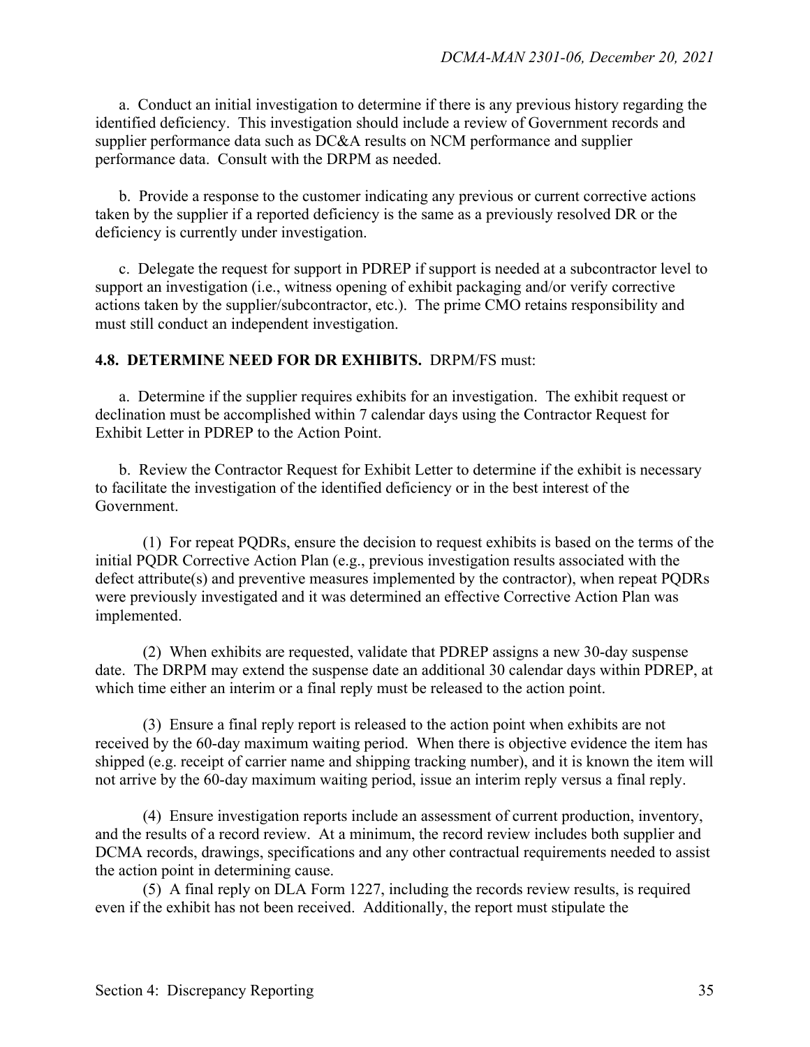a. Conduct an initial investigation to determine if there is any previous history regarding the identified deficiency. This investigation should include a review of Government records and supplier performance data such as DC&A results on NCM performance and supplier performance data. Consult with the DRPM as needed.

b. Provide a response to the customer indicating any previous or current corrective actions taken by the supplier if a reported deficiency is the same as a previously resolved DR or the deficiency is currently under investigation.

c. Delegate the request for support in PDREP if support is needed at a subcontractor level to support an investigation (i.e., witness opening of exhibit packaging and/or verify corrective actions taken by the supplier/subcontractor, etc.). The prime CMO retains responsibility and must still conduct an independent investigation.

**4.8. DETERMINE NEED FOR DR EXHIBITS.** DRPM/FS must:

a. Determine if the supplier requires exhibits for an investigation. The exhibit request or declination must be accomplished within 7 calendar days using the Contractor Request for Exhibit Letter in PDREP to the Action Point.

b. Review the Contractor Request for Exhibit Letter to determine if the exhibit is necessary to facilitate the investigation of the identified deficiency or in the best interest of the Government.

(1) For repeat PQDRs, ensure the decision to request exhibits is based on the terms of the initial PQDR Corrective Action Plan (e.g., previous investigation results associated with the defect attribute(s) and preventive measures implemented by the contractor), when repeat PQDRs were previously investigated and it was determined an effective Corrective Action Plan was implemented.

(2) When exhibits are requested, validate that PDREP assigns a new 30-day suspense date. The DRPM may extend the suspense date an additional 30 calendar days within PDREP, at which time either an interim or a final reply must be released to the action point.

(3) Ensure a final reply report is released to the action point when exhibits are not received by the 60-day maximum waiting period. When there is objective evidence the item has shipped (e.g. receipt of carrier name and shipping tracking number), and it is known the item will not arrive by the 60-day maximum waiting period, issue an interim reply versus a final reply.

(4) Ensure investigation reports include an assessment of current production, inventory, and the results of a record review. At a minimum, the record review includes both supplier and DCMA records, drawings, specifications and any other contractual requirements needed to assist the action point in determining cause.

(5) A final reply on DLA Form 1227, including the records review results, is required even if the exhibit has not been received. Additionally, the report must stipulate the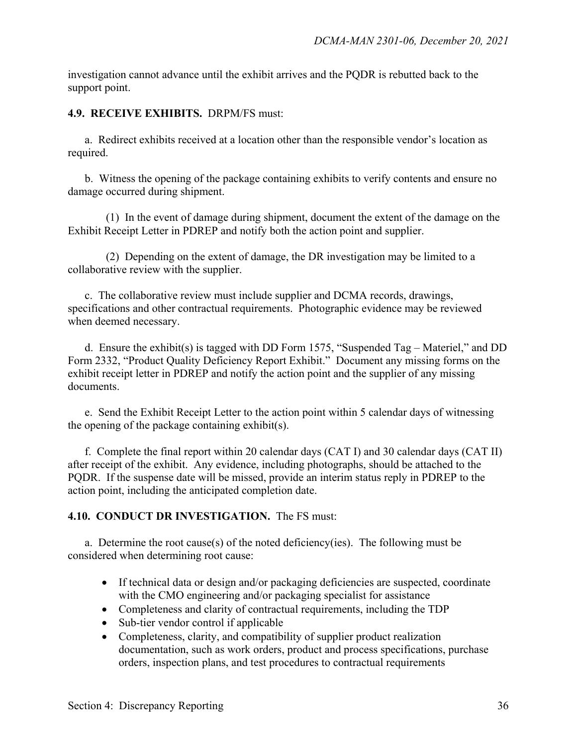investigation cannot advance until the exhibit arrives and the PQDR is rebutted back to the support point.

**4.9. RECEIVE EXHIBITS.** DRPM/FS must:

a. Redirect exhibits received at a location other than the responsible vendor's location as required.

b. Witness the opening of the package containing exhibits to verify contents and ensure no damage occurred during shipment.

(1) In the event of damage during shipment, document the extent of the damage on the Exhibit Receipt Letter in PDREP and notify both the action point and supplier.

(2) Depending on the extent of damage, the DR investigation may be limited to a collaborative review with the supplier.

c. The collaborative review must include supplier and DCMA records, drawings, specifications and other contractual requirements. Photographic evidence may be reviewed when deemed necessary.

d. Ensure the exhibit(s) is tagged with DD Form 1575, "Suspended Tag – Materiel," and DD Form 2332, "Product Quality Deficiency Report Exhibit." Document any missing forms on the exhibit receipt letter in PDREP and notify the action point and the supplier of any missing documents.

e. Send the Exhibit Receipt Letter to the action point within 5 calendar days of witnessing the opening of the package containing exhibit(s).

f. Complete the final report within 20 calendar days (CAT I) and 30 calendar days (CAT II) after receipt of the exhibit. Any evidence, including photographs, should be attached to the PQDR. If the suspense date will be missed, provide an interim status reply in PDREP to the action point, including the anticipated completion date.

**4.10. CONDUCT DR INVESTIGATION.** The FS must:

a. Determine the root cause(s) of the noted deficiency(ies). The following must be considered when determining root cause:

- If technical data or design and/or packaging deficiencies are suspected, coordinate with the CMO engineering and/or packaging specialist for assistance
- Completeness and clarity of contractual requirements, including the TDP
- Sub-tier vendor control if applicable
- Completeness, clarity, and compatibility of supplier product realization documentation, such as work orders, product and process specifications, purchase orders, inspection plans, and test procedures to contractual requirements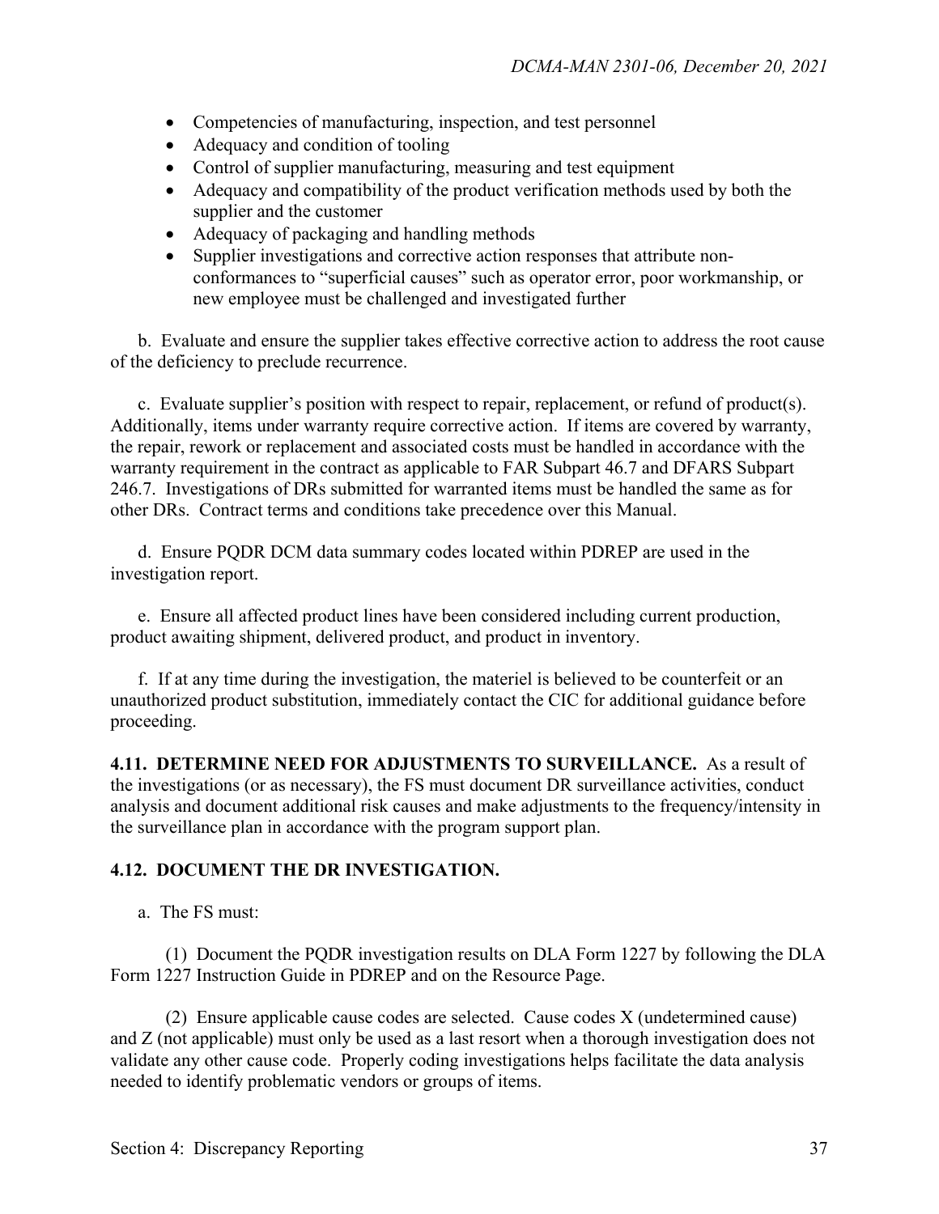- Competencies of manufacturing, inspection, and test personnel
- Adequacy and condition of tooling
- Control of supplier manufacturing, measuring and test equipment
- Adequacy and compatibility of the product verification methods used by both the supplier and the customer
- Adequacy of packaging and handling methods
- Supplier investigations and corrective action responses that attribute non-conformances to "superficial causes" such as operator error, poor workmanship, or new employee must be challenged and investigated further

b. Evaluate and ensure the supplier takes effective corrective action to address the root cause of the deficiency to preclude recurrence.

c. Evaluate supplier's position with respect to repair, replacement, or refund of product(s). Additionally, items under warranty require corrective action. If items are covered by warranty, the repair, rework or replacement and associated costs must be handled in accordance with the warranty requirement in the contract as applicable to FAR Subpart 46.7 and DFARS Subpart 246.7. Investigations of DRs submitted for warranted items must be handled the same as for other DRs. Contract terms and conditions take precedence over this Manual.

d. Ensure PQDR DCM data summary codes located within PDREP are used in the investigation report.

e. Ensure all affected product lines have been considered including current production, product awaiting shipment, delivered product, and product in inventory.

f. If at any time during the investigation, the materiel is believed to be counterfeit or an unauthorized product substitution, immediately contact the CIC for additional guidance before proceeding.

**4.11. DETERMINE NEED FOR ADJUSTMENTS TO SURVEILLANCE.** As a result of the investigations (or as necessary), the FS must document DR surveillance activities, conduct analysis and document additional risk causes and make adjustments to the frequency/intensity in the surveillance plan in accordance with the program support plan.

**4.12. DOCUMENT THE DR INVESTIGATION.**

a. The FS must:

(1) Document the PQDR investigation results on DLA Form 1227 by following the DLA Form 1227 Instruction Guide in PDREP and on the Resource Page.

(2) Ensure applicable cause codes are selected. Cause codes X (undetermined cause) and Z (not applicable) must only be used as a last resort when a thorough investigation does not validate any other cause code. Properly coding investigations helps facilitate the data analysis needed to identify problematic vendors or groups of items.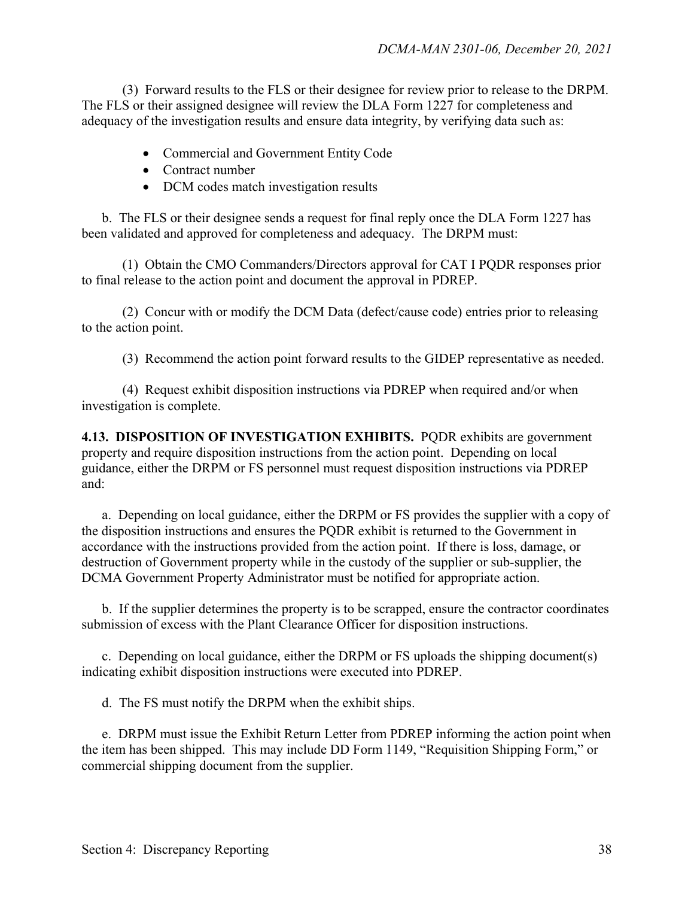(3) Forward results to the FLS or their designee for review prior to release to the DRPM. The FLS or their assigned designee will review the DLA Form 1227 for completeness and adequacy of the investigation results and ensure data integrity, by verifying data such as:

- Commercial and Government Entity Code
- Contract number
- DCM codes match investigation results

b. The FLS or their designee sends a request for final reply once the DLA Form 1227 has been validated and approved for completeness and adequacy. The DRPM must:

(1) Obtain the CMO Commanders/Directors approval for CAT I PQDR responses prior to final release to the action point and document the approval in PDREP.

(2) Concur with or modify the DCM Data (defect/cause code) entries prior to releasing to the action point.

(3) Recommend the action point forward results to the GIDEP representative as needed.

(4) Request exhibit disposition instructions via PDREP when required and/or when investigation is complete.

**4.13. DISPOSITION OF INVESTIGATION EXHIBITS.** PQDR exhibits are government property and require disposition instructions from the action point. Depending on local guidance, either the DRPM or FS personnel must request disposition instructions via PDREP and:

a. Depending on local guidance, either the DRPM or FS provides the supplier with a copy of the disposition instructions and ensures the PQDR exhibit is returned to the Government in accordance with the instructions provided from the action point. If there is loss, damage, or destruction of Government property while in the custody of the supplier or sub-supplier, the DCMA Government Property Administrator must be notified for appropriate action.

b. If the supplier determines the property is to be scrapped, ensure the contractor coordinates submission of excess with the Plant Clearance Officer for disposition instructions.

c. Depending on local guidance, either the DRPM or FS uploads the shipping document(s) indicating exhibit disposition instructions were executed into PDREP.

d. The FS must notify the DRPM when the exhibit ships.

e. DRPM must issue the Exhibit Return Letter from PDREP informing the action point when the item has been shipped. This may include DD Form 1149, "Requisition Shipping Form," or commercial shipping document from the supplier.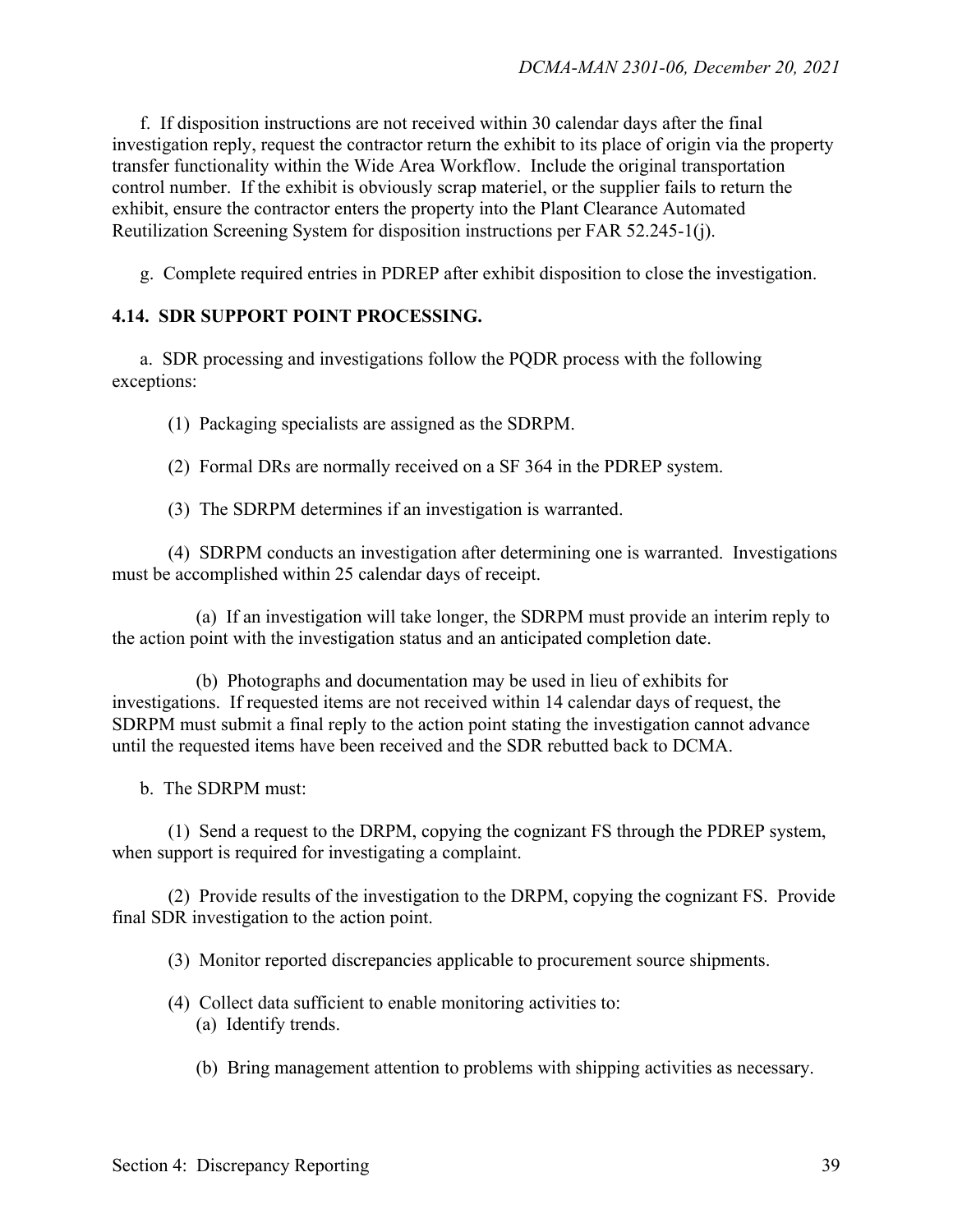f. If disposition instructions are not received within 30 calendar days after the final investigation reply, request the contractor return the exhibit to its place of origin via the property transfer functionality within the Wide Area Workflow. Include the original transportation control number. If the exhibit is obviously scrap materiel, or the supplier fails to return the exhibit, ensure the contractor enters the property into the Plant Clearance Automated Reutilization Screening System for disposition instructions per FAR 52.245-1(j).

g. Complete required entries in PDREP after exhibit disposition to close the investigation.

### 4.14. SDR SUPPORT POINT PROCESSING.

a. SDR processing and investigations follow the PQDR process with the following exceptions:

(1) Packaging specialists are assigned as the SDRPM.

(2) Formal DRs are normally received on a SF 364 in the PDREP system.

(3) The SDRPM determines if an investigation is warranted.

(4) SDRPM conducts an investigation after determining one is warranted. Investigations must be accomplished within 25 calendar days of receipt.

(a) If an investigation will take longer, the SDRPM must provide an interim reply to the action point with the investigation status and an anticipated completion date.

(b) Photographs and documentation may be used in lieu of exhibits for investigations. If requested items are not received within 14 calendar days of request, the SDRPM must submit a final reply to the action point stating the investigation cannot advance until the requested items have been received and the SDR rebutted back to DCMA.

b. The SDRPM must:

(1) Send a request to the DRPM, copying the cognizant FS through the PDREP system, when support is required for investigating a complaint.

(2) Provide results of the investigation to the DRPM, copying the cognizant FS. Provide final SDR investigation to the action point.

(3) Monitor reported discrepancies applicable to procurement source shipments.

(4) Collect data sufficient to enable monitoring activities to:

(a) Identify trends.

(b) Bring management attention to problems with shipping activities as necessary.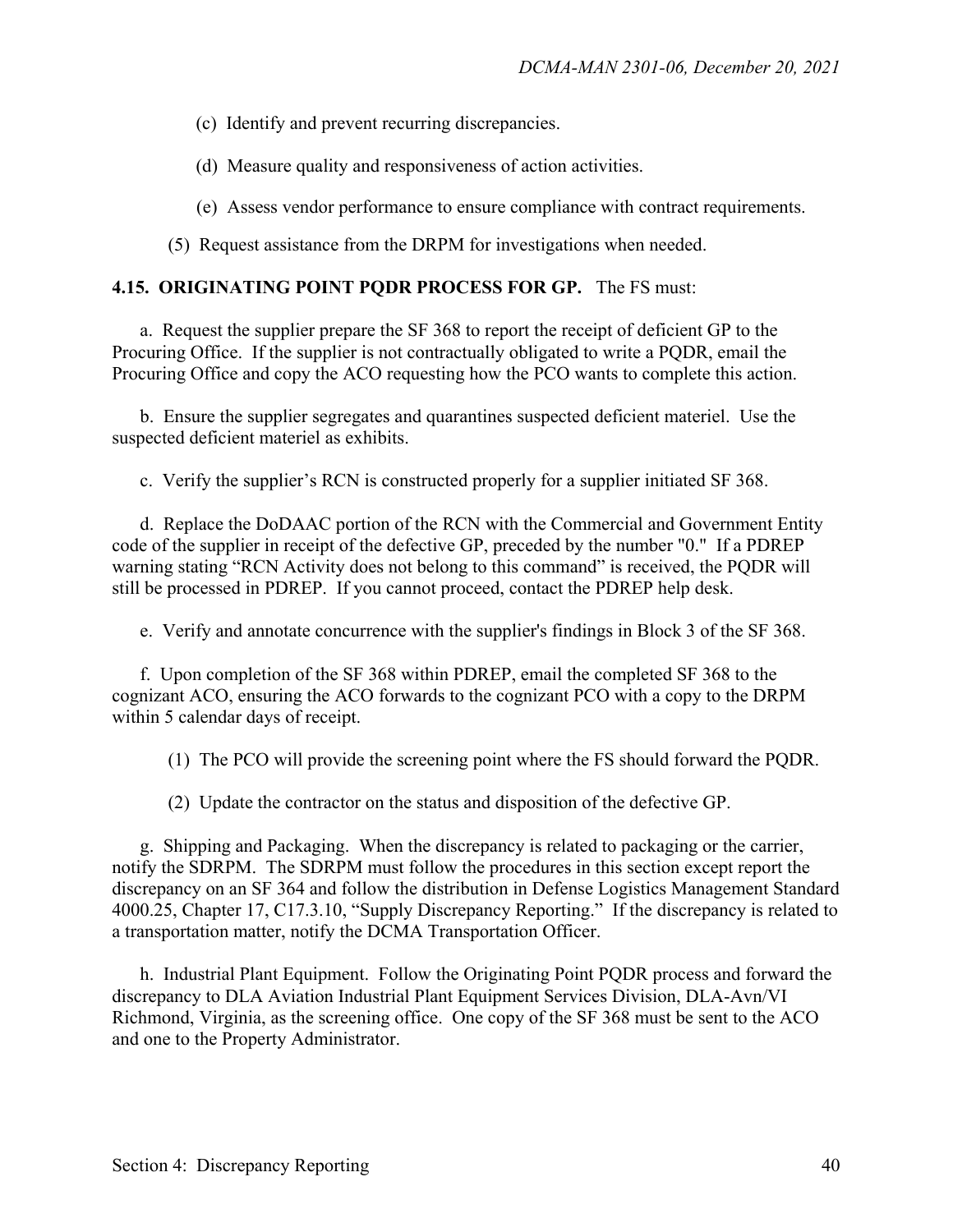(c) Identify and prevent recurring discrepancies.

(d) Measure quality and responsiveness of action activities.

(e) Assess vendor performance to ensure compliance with contract requirements.

(5) Request assistance from the DRPM for investigations when needed.

**4.15. ORIGINATING POINT PQDR PROCESS FOR GP.** The FS must:

a. Request the supplier prepare the SF 368 to report the receipt of deficient GP to the Procuring Office. If the supplier is not contractually obligated to write a PQDR, email the Procuring Office and copy the ACO requesting how the PCO wants to complete this action.

b. Ensure the supplier segregates and quarantines suspected deficient materiel. Use the suspected deficient materiel as exhibits.

c. Verify the supplier's RCN is constructed properly for a supplier initiated SF 368.

d. Replace the DoDAAC portion of the RCN with the Commercial and Government Entity code of the supplier in receipt of the defective GP, preceded by the number "0." If a PDREP warning stating "RCN Activity does not belong to this command" is received, the PQDR will still be processed in PDREP. If you cannot proceed, contact the PDREP help desk.

e. Verify and annotate concurrence with the supplier's findings in Block 3 of the SF 368.

f. Upon completion of the SF 368 within PDREP, email the completed SF 368 to the cognizant ACO, ensuring the ACO forwards to the cognizant PCO with a copy to the DRPM within 5 calendar days of receipt.

(1) The PCO will provide the screening point where the FS should forward the PQDR.

(2) Update the contractor on the status and disposition of the defective GP.

g. Shipping and Packaging. When the discrepancy is related to packaging or the carrier, notify the SDRPM. The SDRPM must follow the procedures in this section except report the discrepancy on an SF 364 and follow the distribution in Defense Logistics Management Standard 4000.25, Chapter 17, C17.3.10, "Supply Discrepancy Reporting." If the discrepancy is related to a transportation matter, notify the DCMA Transportation Officer.

h. Industrial Plant Equipment. Follow the Originating Point PQDR process and forward the discrepancy to DLA Aviation Industrial Plant Equipment Services Division, DLA-Avn/VI Richmond, Virginia, as the screening office. One copy of the SF 368 must be sent to the ACO and one to the Property Administrator.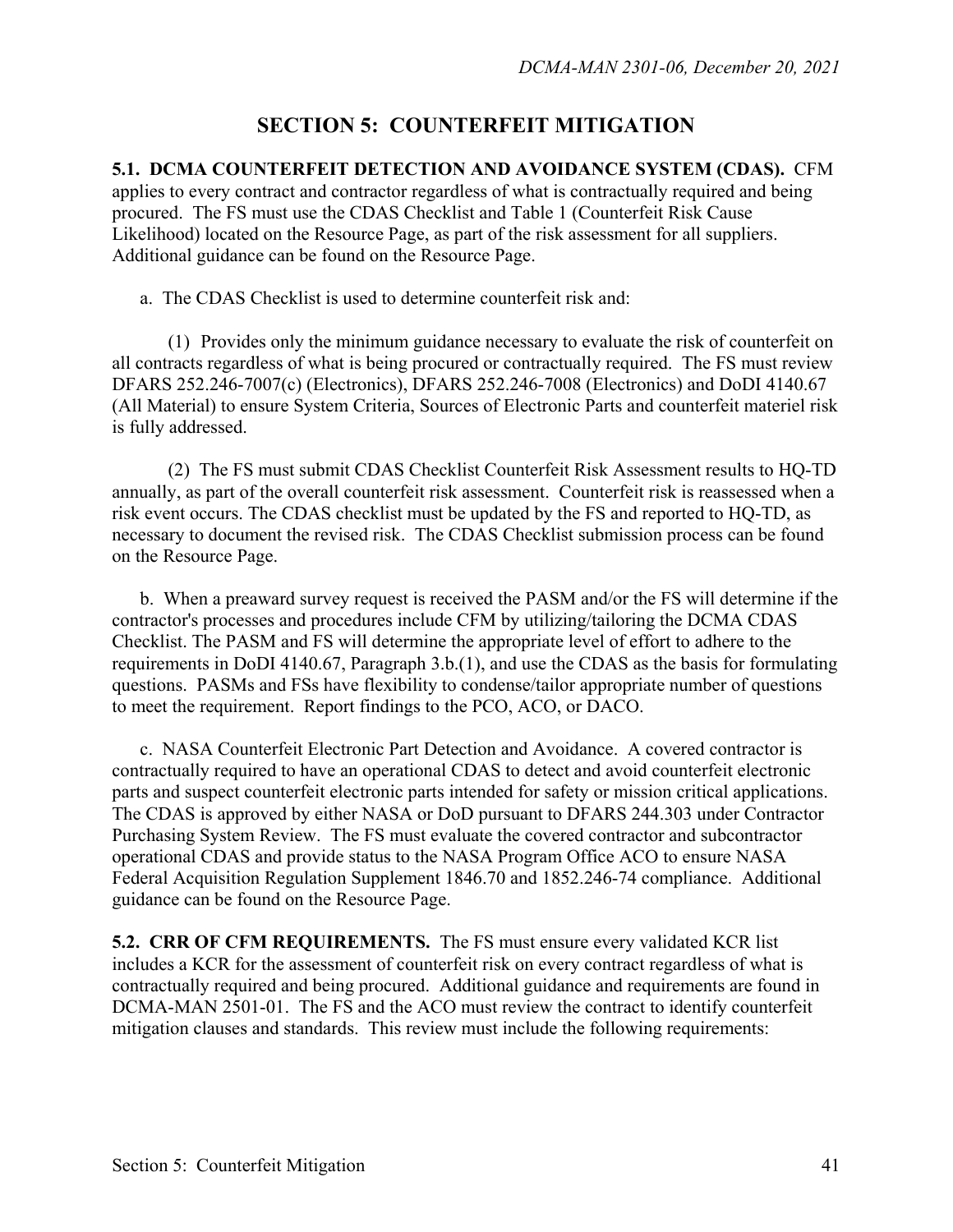# SECTION 5: COUNTERFEIT MITIGATION

**5.1. DCMA COUNTERFEIT DETECTION AND AVOIDANCE SYSTEM (CDAS).** CFM applies to every contract and contractor regardless of what is contractually required and being procured. The FS must use the CDAS Checklist and Table 1 (Counterfeit Risk Cause Likelihood) located on the Resource Page, as part of the risk assessment for all suppliers. Additional guidance can be found on the Resource Page.

a. The CDAS Checklist is used to determine counterfeit risk and:

(1) Provides only the minimum guidance necessary to evaluate the risk of counterfeit on all contracts regardless of what is being procured or contractually required. The FS must review DFARS 252.246-7007(c) (Electronics), DFARS 252.246-7008 (Electronics) and DoDI 4140.67 (All Material) to ensure System Criteria, Sources of Electronic Parts and counterfeit materiel risk is fully addressed.

(2) The FS must submit CDAS Checklist Counterfeit Risk Assessment results to HQ-TD annually, as part of the overall counterfeit risk assessment. Counterfeit risk is reassessed when a risk event occurs. The CDAS checklist must be updated by the FS and reported to HQ-TD, as necessary to document the revised risk. The CDAS Checklist submission process can be found on the Resource Page.

b. When a preaward survey request is received the PASM and/or the FS will determine if the contractor's processes and procedures include CFM by utilizing/tailoring the DCMA CDAS Checklist. The PASM and FS will determine the appropriate level of effort to adhere to the requirements in DoDI 4140.67, Paragraph 3.b.(1), and use the CDAS as the basis for formulating questions. PASMs and FSs have flexibility to condense/tailor appropriate number of questions to meet the requirement. Report findings to the PCO, ACO, or DACO.

c. NASA Counterfeit Electronic Part Detection and Avoidance. A covered contractor is contractually required to have an operational CDAS to detect and avoid counterfeit electronic parts and suspect counterfeit electronic parts intended for safety or mission critical applications. The CDAS is approved by either NASA or DoD pursuant to DFARS 244.303 under Contractor Purchasing System Review. The FS must evaluate the covered contractor and subcontractor operational CDAS and provide status to the NASA Program Office ACO to ensure NASA Federal Acquisition Regulation Supplement 1846.70 and 1852.246-74 compliance. Additional guidance can be found on the Resource Page.

**5.2. CRR OF CFM REQUIREMENTS.** The FS must ensure every validated KCR list includes a KCR for the assessment of counterfeit risk on every contract regardless of what is contractually required and being procured. Additional guidance and requirements are found in DCMA-MAN 2501-01. The FS and the ACO must review the contract to identify counterfeit mitigation clauses and standards. This review must include the following requirements: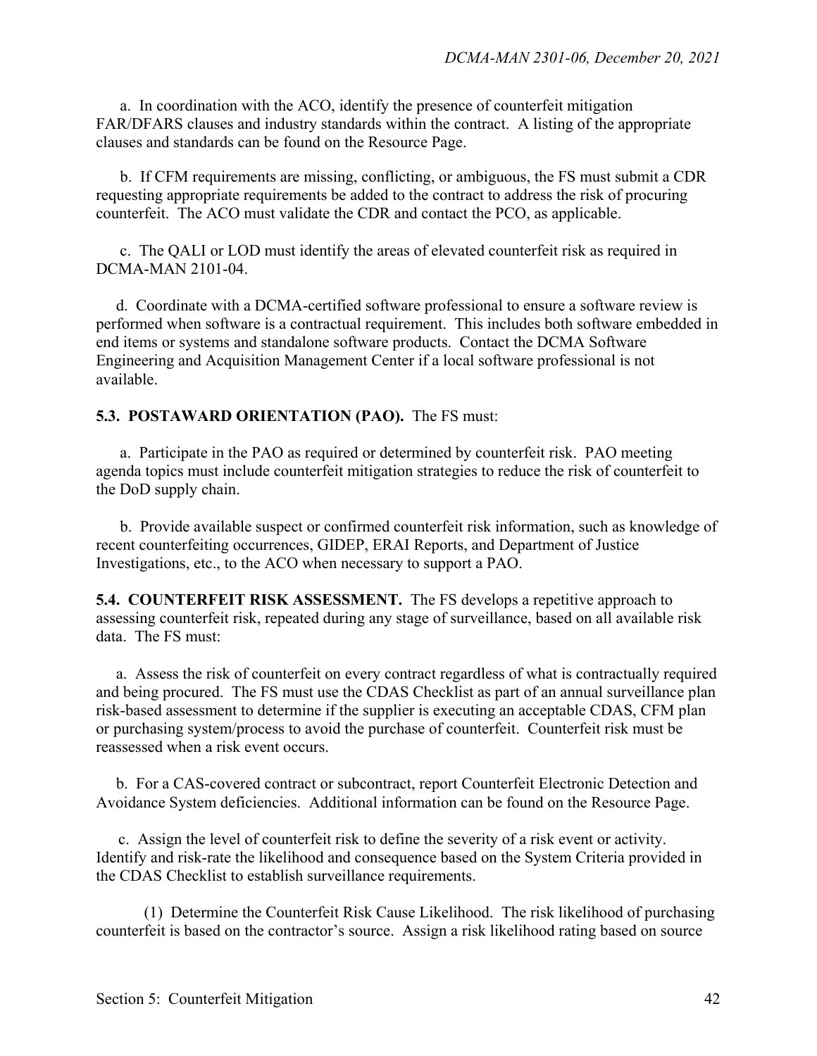a. In coordination with the ACO, identify the presence of counterfeit mitigation FAR/DFARS clauses and industry standards within the contract. A listing of the appropriate clauses and standards can be found on the Resource Page.

b. If CFM requirements are missing, conflicting, or ambiguous, the FS must submit a CDR requesting appropriate requirements be added to the contract to address the risk of procuring counterfeit. The ACO must validate the CDR and contact the PCO, as applicable.

c. The QALI or LOD must identify the areas of elevated counterfeit risk as required in DCMA-MAN 2101-04.

d. Coordinate with a DCMA-certified software professional to ensure a software review is performed when software is a contractual requirement. This includes both software embedded in end items or systems and standalone software products. Contact the DCMA Software Engineering and Acquisition Management Center if a local software professional is not available.

**5.3. POSTAWARD ORIENTATION (PAO).** The FS must:

a. Participate in the PAO as required or determined by counterfeit risk. PAO meeting agenda topics must include counterfeit mitigation strategies to reduce the risk of counterfeit to the DoD supply chain.

b. Provide available suspect or confirmed counterfeit risk information, such as knowledge of recent counterfeiting occurrences, GIDEP, ERAI Reports, and Department of Justice Investigations, etc., to the ACO when necessary to support a PAO.

**5.4. COUNTERFEIT RISK ASSESSMENT.** The FS develops a repetitive approach to assessing counterfeit risk, repeated during any stage of surveillance, based on all available risk data. The FS must:

a. Assess the risk of counterfeit on every contract regardless of what is contractually required and being procured. The FS must use the CDAS Checklist as part of an annual surveillance plan risk-based assessment to determine if the supplier is executing an acceptable CDAS, CFM plan or purchasing system/process to avoid the purchase of counterfeit. Counterfeit risk must be reassessed when a risk event occurs.

b. For a CAS-covered contract or subcontract, report Counterfeit Electronic Detection and Avoidance System deficiencies. Additional information can be found on the Resource Page.

c. Assign the level of counterfeit risk to define the severity of a risk event or activity. Identify and risk-rate the likelihood and consequence based on the System Criteria provided in the CDAS Checklist to establish surveillance requirements.

(1) Determine the Counterfeit Risk Cause Likelihood. The risk likelihood of purchasing counterfeit is based on the contractor's source. Assign a risk likelihood rating based on source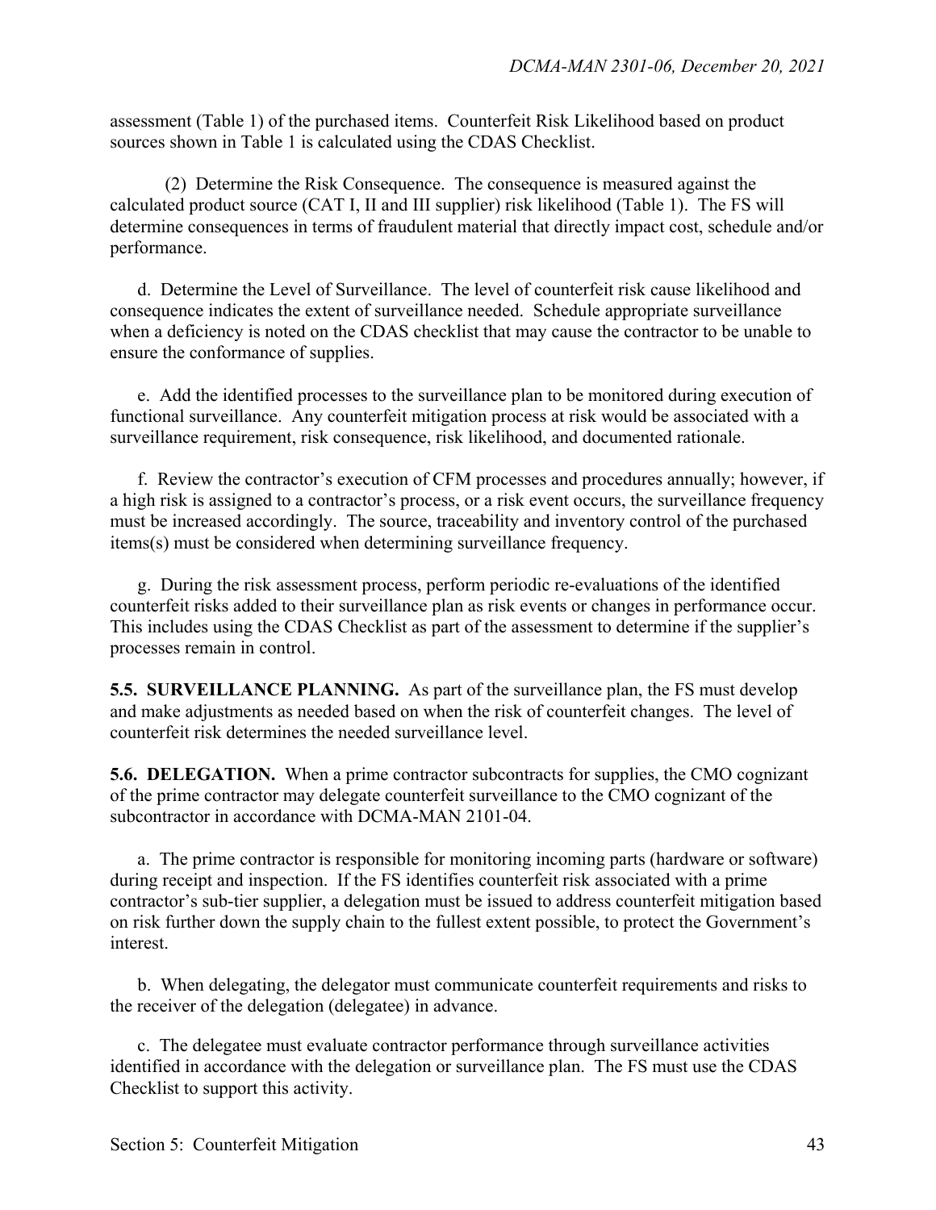assessment (Table 1) of the purchased items. Counterfeit Risk Likelihood based on product sources shown in Table 1 is calculated using the CDAS Checklist.

(2) Determine the Risk Consequence. The consequence is measured against the calculated product source (CAT I, II and III supplier) risk likelihood (Table 1). The FS will determine consequences in terms of fraudulent material that directly impact cost, schedule and/or performance.

d. Determine the Level of Surveillance. The level of counterfeit risk cause likelihood and consequence indicates the extent of surveillance needed. Schedule appropriate surveillance when a deficiency is noted on the CDAS checklist that may cause the contractor to be unable to ensure the conformance of supplies.

e. Add the identified processes to the surveillance plan to be monitored during execution of functional surveillance. Any counterfeit mitigation process at risk would be associated with a surveillance requirement, risk consequence, risk likelihood, and documented rationale.

f. Review the contractor's execution of CFM processes and procedures annually; however, if a high risk is assigned to a contractor's process, or a risk event occurs, the surveillance frequency must be increased accordingly. The source, traceability and inventory control of the purchased items(s) must be considered when determining surveillance frequency.

g. During the risk assessment process, perform periodic re-evaluations of the identified counterfeit risks added to their surveillance plan as risk events or changes in performance occur. This includes using the CDAS Checklist as part of the assessment to determine if the supplier's processes remain in control.

**5.5. SURVEILLANCE PLANNING.** As part of the surveillance plan, the FS must develop and make adjustments as needed based on when the risk of counterfeit changes. The level of counterfeit risk determines the needed surveillance level.

**5.6. DELEGATION.** When a prime contractor subcontracts for supplies, the CMO cognizant of the prime contractor may delegate counterfeit surveillance to the CMO cognizant of the subcontractor in accordance with DCMA-MAN 2101-04.

a. The prime contractor is responsible for monitoring incoming parts (hardware or software) during receipt and inspection. If the FS identifies counterfeit risk associated with a prime contractor's sub-tier supplier, a delegation must be issued to address counterfeit mitigation based on risk further down the supply chain to the fullest extent possible, to protect the Government's interest.

b. When delegating, the delegator must communicate counterfeit requirements and risks to the receiver of the delegation (delegatee) in advance.

c. The delegatee must evaluate contractor performance through surveillance activities identified in accordance with the delegation or surveillance plan. The FS must use the CDAS Checklist to support this activity.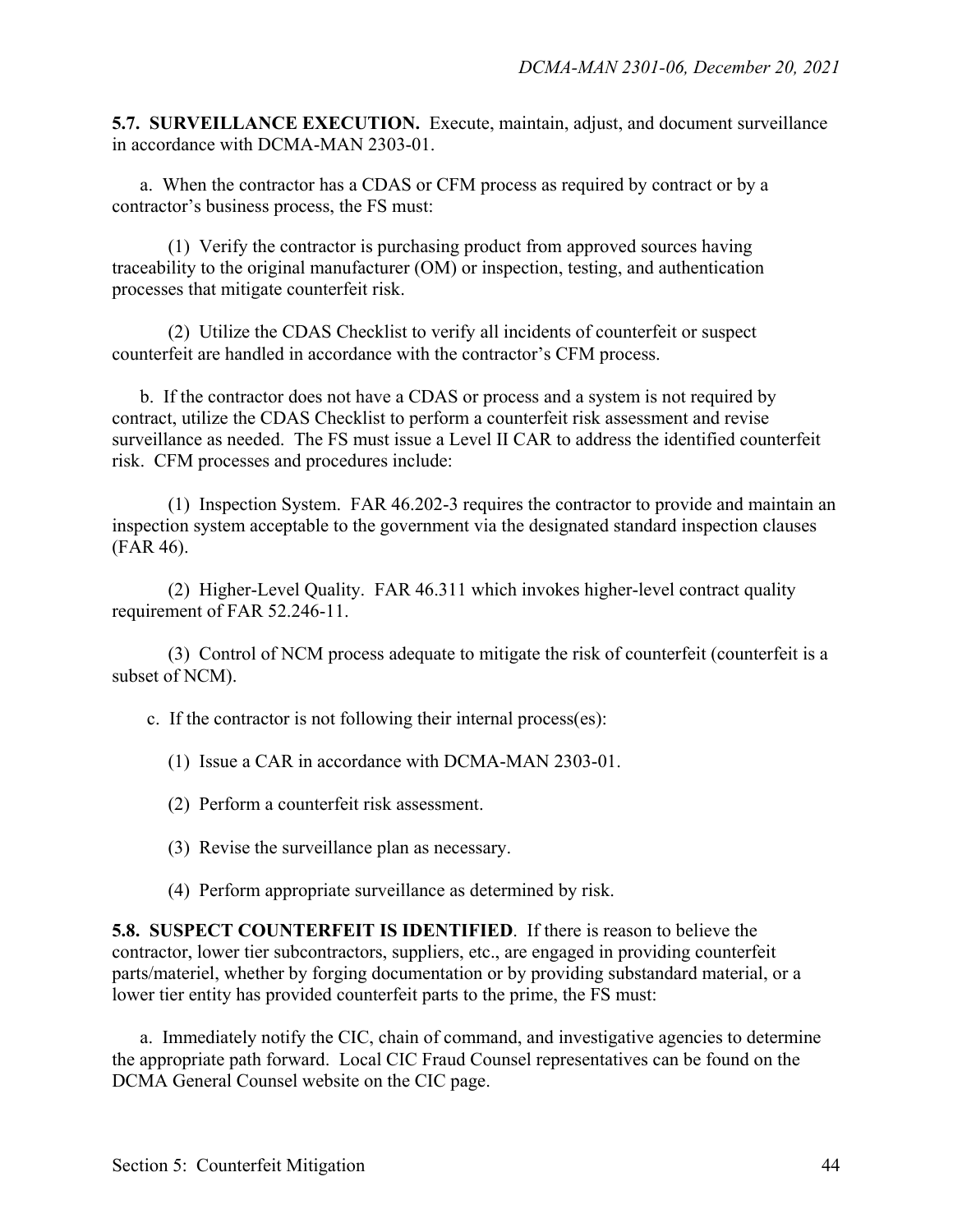**5.7. SURVEILLANCE EXECUTION.** Execute, maintain, adjust, and document surveillance in accordance with DCMA-MAN 2303-01.

a. When the contractor has a CDAS or CFM process as required by contract or by a contractor's business process, the FS must:

(1) Verify the contractor is purchasing product from approved sources having traceability to the original manufacturer (OM) or inspection, testing, and authentication processes that mitigate counterfeit risk.

(2) Utilize the CDAS Checklist to verify all incidents of counterfeit or suspect counterfeit are handled in accordance with the contractor's CFM process.

b. If the contractor does not have a CDAS or process and a system is not required by contract, utilize the CDAS Checklist to perform a counterfeit risk assessment and revise surveillance as needed. The FS must issue a Level II CAR to address the identified counterfeit risk. CFM processes and procedures include:

(1) Inspection System. FAR 46.202-3 requires the contractor to provide and maintain an inspection system acceptable to the government via the designated standard inspection clauses (FAR 46).

(2) Higher-Level Quality. FAR 46.311 which invokes higher-level contract quality requirement of FAR 52.246-11.

(3) Control of NCM process adequate to mitigate the risk of counterfeit (counterfeit is a subset of NCM).

c. If the contractor is not following their internal process(es):

(1) Issue a CAR in accordance with DCMA-MAN 2303-01.

(2) Perform a counterfeit risk assessment.

(3) Revise the surveillance plan as necessary.

(4) Perform appropriate surveillance as determined by risk.

**5.8. SUSPECT COUNTERFEIT IS IDENTIFIED**. If there is reason to believe the contractor, lower tier subcontractors, suppliers, etc., are engaged in providing counterfeit parts/materiel, whether by forging documentation or by providing substandard material, or a lower tier entity has provided counterfeit parts to the prime, the FS must:

a. Immediately notify the CIC, chain of command, and investigative agencies to determine the appropriate path forward. Local CIC Fraud Counsel representatives can be found on the DCMA General Counsel website on the CIC page.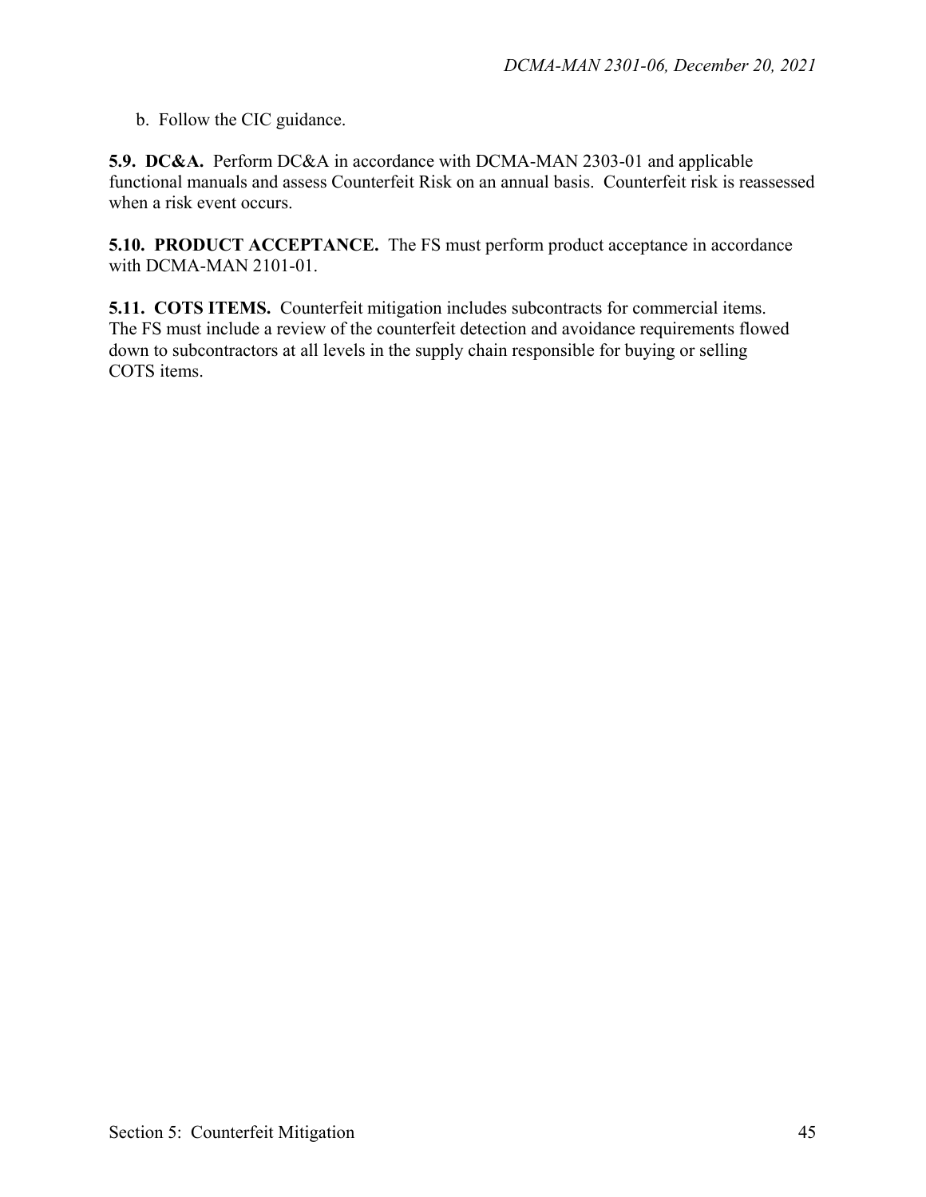b. Follow the CIC guidance.

**5.9. DC&A.** Perform DC&A in accordance with DCMA-MAN 2303-01 and applicable functional manuals and assess Counterfeit Risk on an annual basis. Counterfeit risk is reassessed when a risk event occurs.

**5.10. PRODUCT ACCEPTANCE.** The FS must perform product acceptance in accordance with DCMA-MAN 2101-01.

**5.11. COTS ITEMS.** Counterfeit mitigation includes subcontracts for commercial items. The FS must include a review of the counterfeit detection and avoidance requirements flowed down to subcontractors at all levels in the supply chain responsible for buying or selling COTS items.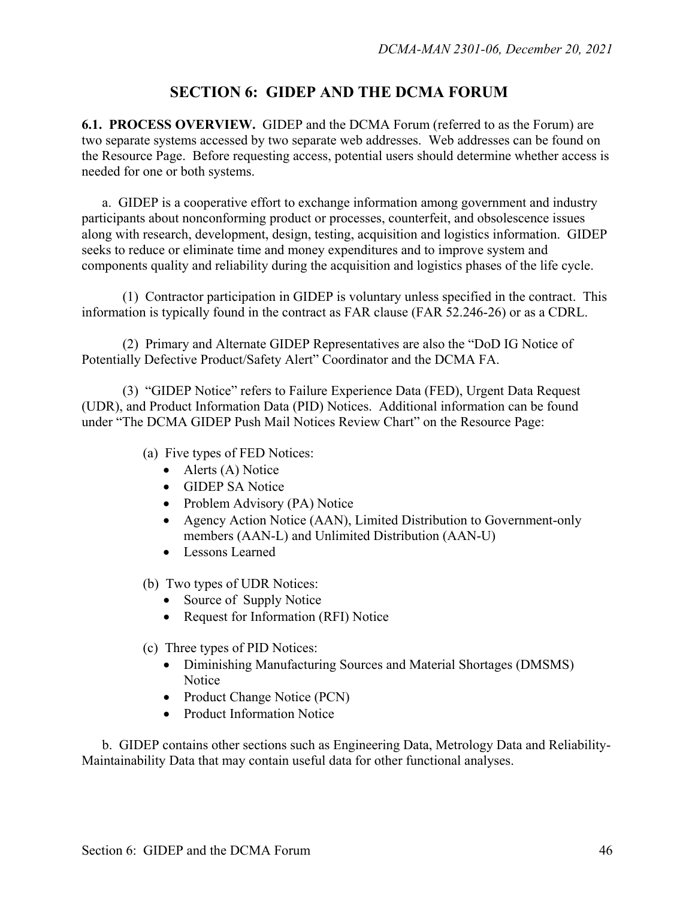# SECTION 6: GIDEP AND THE DCMA FORUM

**6.1. PROCESS OVERVIEW.** GIDEP and the DCMA Forum (referred to as the Forum) are two separate systems accessed by two separate web addresses. Web addresses can be found on the Resource Page. Before requesting access, potential users should determine whether access is needed for one or both systems.

a. GIDEP is a cooperative effort to exchange information among government and industry participants about nonconforming product or processes, counterfeit, and obsolescence issues along with research, development, design, testing, acquisition and logistics information. GIDEP seeks to reduce or eliminate time and money expenditures and to improve system and components quality and reliability during the acquisition and logistics phases of the life cycle.

(1) Contractor participation in GIDEP is voluntary unless specified in the contract. This information is typically found in the contract as FAR clause (FAR 52.246-26) or as a CDRL.

(2) Primary and Alternate GIDEP Representatives are also the "DoD IG Notice of Potentially Defective Product/Safety Alert" Coordinator and the DCMA FA.

(3) "GIDEP Notice" refers to Failure Experience Data (FED), Urgent Data Request (UDR), and Product Information Data (PID) Notices. Additional information can be found under "The DCMA GIDEP Push Mail Notices Review Chart" on the Resource Page:

(a) Five types of FED Notices:

- Alerts (A) Notice
- GIDEP SA Notice
- Problem Advisory (PA) Notice
- Agency Action Notice (AAN), Limited Distribution to Government-only members (AAN-L) and Unlimited Distribution (AAN-U)
- Lessons Learned

(b) Two types of UDR Notices:

- Source of Supply Notice
- Request for Information (RFI) Notice

(c) Three types of PID Notices:

- Diminishing Manufacturing Sources and Material Shortages (DMSMS) Notice
- Product Change Notice (PCN)
- Product Information Notice

b. GIDEP contains other sections such as Engineering Data, Metrology Data and Reliability-Maintainability Data that may contain useful data for other functional analyses.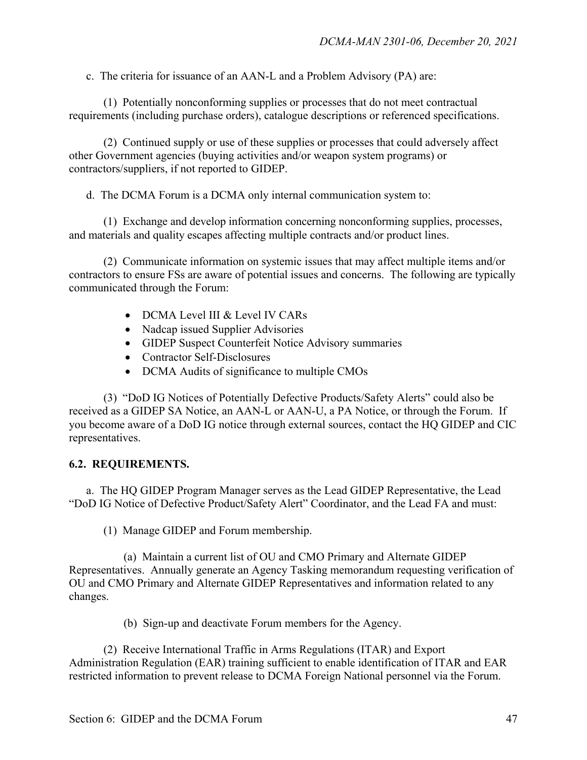c. The criteria for issuance of an AAN-L and a Problem Advisory (PA) are:

(1) Potentially nonconforming supplies or processes that do not meet contractual requirements (including purchase orders), catalogue descriptions or referenced specifications.

(2) Continued supply or use of these supplies or processes that could adversely affect other Government agencies (buying activities and/or weapon system programs) or contractors/suppliers, if not reported to GIDEP.

d. The DCMA Forum is a DCMA only internal communication system to:

(1) Exchange and develop information concerning nonconforming supplies, processes, and materials and quality escapes affecting multiple contracts and/or product lines.

(2) Communicate information on systemic issues that may affect multiple items and/or contractors to ensure FSs are aware of potential issues and concerns. The following are typically communicated through the Forum:

- DCMA Level III & Level IV CARs
- Nadcap issued Supplier Advisories
- GIDEP Suspect Counterfeit Notice Advisory summaries
- Contractor Self-Disclosures
- DCMA Audits of significance to multiple CMOs

(3) "DoD IG Notices of Potentially Defective Products/Safety Alerts" could also be received as a GIDEP SA Notice, an AAN-L or AAN-U, a PA Notice, or through the Forum. If you become aware of a DoD IG notice through external sources, contact the HQ GIDEP and CIC representatives.

## 6.2. REQUIREMENTS.

a. The HQ GIDEP Program Manager serves as the Lead GIDEP Representative, the Lead "DoD IG Notice of Defective Product/Safety Alert" Coordinator, and the Lead FA and must:

(1) Manage GIDEP and Forum membership.

(a) Maintain a current list of OU and CMO Primary and Alternate GIDEP Representatives. Annually generate an Agency Tasking memorandum requesting verification of OU and CMO Primary and Alternate GIDEP Representatives and information related to any changes.

(b) Sign-up and deactivate Forum members for the Agency.

(2) Receive International Traffic in Arms Regulations (ITAR) and Export Administration Regulation (EAR) training sufficient to enable identification of ITAR and EAR restricted information to prevent release to DCMA Foreign National personnel via the Forum.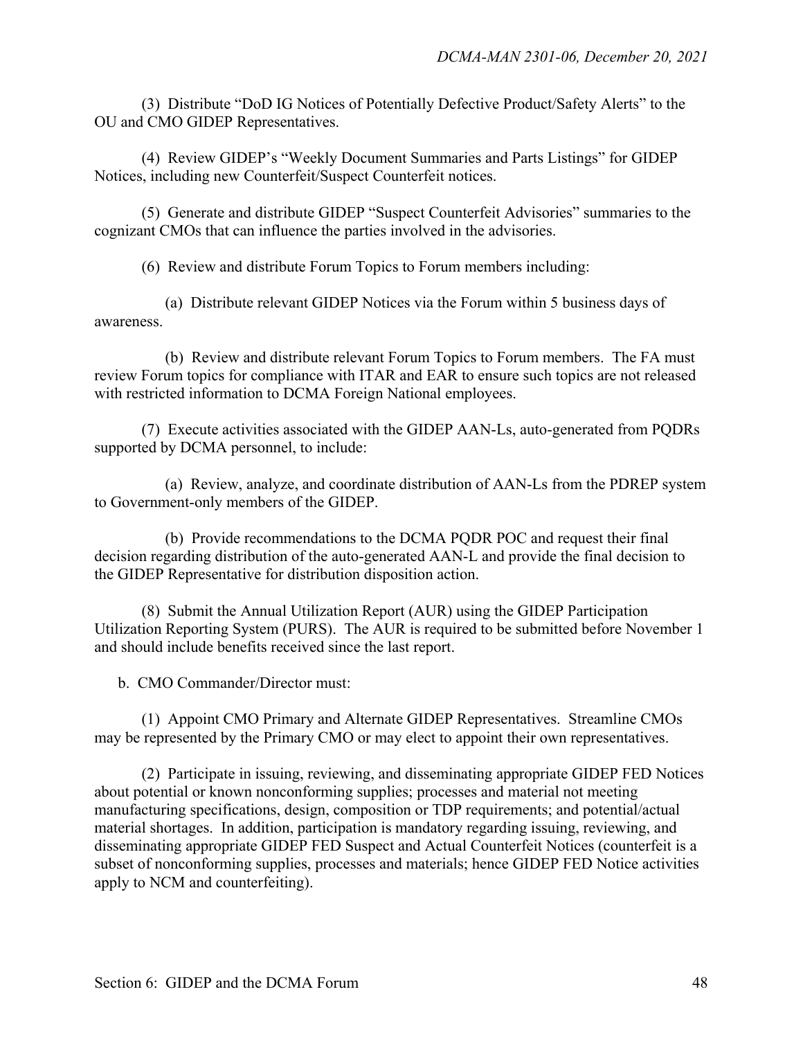(3) Distribute "DoD IG Notices of Potentially Defective Product/Safety Alerts" to the OU and CMO GIDEP Representatives.

(4) Review GIDEP's "Weekly Document Summaries and Parts Listings" for GIDEP Notices, including new Counterfeit/Suspect Counterfeit notices.

(5) Generate and distribute GIDEP "Suspect Counterfeit Advisories" summaries to the cognizant CMOs that can influence the parties involved in the advisories.

(6) Review and distribute Forum Topics to Forum members including:

(a) Distribute relevant GIDEP Notices via the Forum within 5 business days of awareness.

(b) Review and distribute relevant Forum Topics to Forum members. The FA must review Forum topics for compliance with ITAR and EAR to ensure such topics are not released with restricted information to DCMA Foreign National employees.

(7) Execute activities associated with the GIDEP AAN-Ls, auto-generated from PQDRs supported by DCMA personnel, to include:

(a) Review, analyze, and coordinate distribution of AAN-Ls from the PDREP system to Government-only members of the GIDEP.

(b) Provide recommendations to the DCMA PQDR POC and request their final decision regarding distribution of the auto-generated AAN-L and provide the final decision to the GIDEP Representative for distribution disposition action.

(8) Submit the Annual Utilization Report (AUR) using the GIDEP Participation Utilization Reporting System (PURS). The AUR is required to be submitted before November 1 and should include benefits received since the last report.

b. CMO Commander/Director must:

(1) Appoint CMO Primary and Alternate GIDEP Representatives. Streamline CMOs may be represented by the Primary CMO or may elect to appoint their own representatives.

(2) Participate in issuing, reviewing, and disseminating appropriate GIDEP FED Notices about potential or known nonconforming supplies; processes and material not meeting manufacturing specifications, design, composition or TDP requirements; and potential/actual material shortages. In addition, participation is mandatory regarding issuing, reviewing, and disseminating appropriate GIDEP FED Suspect and Actual Counterfeit Notices (counterfeit is a subset of nonconforming supplies, processes and materials; hence GIDEP FED Notice activities apply to NCM and counterfeiting).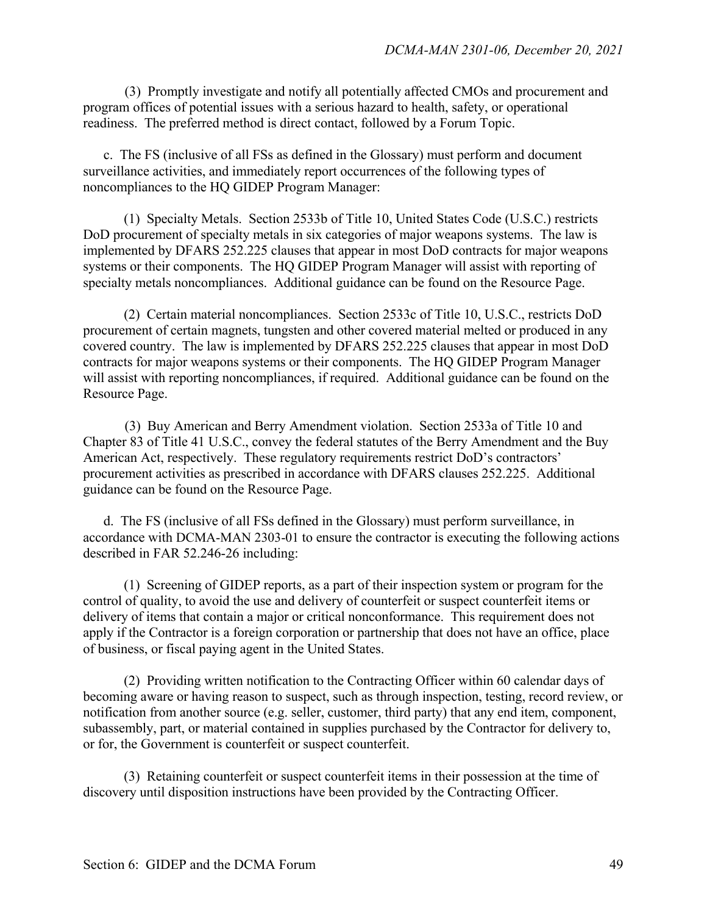(3) Promptly investigate and notify all potentially affected CMOs and procurement and program offices of potential issues with a serious hazard to health, safety, or operational readiness. The preferred method is direct contact, followed by a Forum Topic.

c. The FS (inclusive of all FSs as defined in the Glossary) must perform and document surveillance activities, and immediately report occurrences of the following types of noncompliances to the HQ GIDEP Program Manager:

(1) Specialty Metals. Section 2533b of Title 10, United States Code (U.S.C.) restricts DoD procurement of specialty metals in six categories of major weapons systems. The law is implemented by DFARS 252.225 clauses that appear in most DoD contracts for major weapons systems or their components. The HQ GIDEP Program Manager will assist with reporting of specialty metals noncompliances. Additional guidance can be found on the Resource Page.

(2) Certain material noncompliances. Section 2533c of Title 10, U.S.C., restricts DoD procurement of certain magnets, tungsten and other covered material melted or produced in any covered country. The law is implemented by DFARS 252.225 clauses that appear in most DoD contracts for major weapons systems or their components. The HQ GIDEP Program Manager will assist with reporting noncompliances, if required. Additional guidance can be found on the Resource Page.

(3) Buy American and Berry Amendment violation. Section 2533a of Title 10 and Chapter 83 of Title 41 U.S.C., convey the federal statutes of the Berry Amendment and the Buy American Act, respectively. These regulatory requirements restrict DoD's contractors' procurement activities as prescribed in accordance with DFARS clauses 252.225. Additional guidance can be found on the Resource Page.

d. The FS (inclusive of all FSs defined in the Glossary) must perform surveillance, in accordance with DCMA-MAN 2303-01 to ensure the contractor is executing the following actions described in FAR 52.246-26 including:

(1) Screening of GIDEP reports, as a part of their inspection system or program for the control of quality, to avoid the use and delivery of counterfeit or suspect counterfeit items or delivery of items that contain a major or critical nonconformance. This requirement does not apply if the Contractor is a foreign corporation or partnership that does not have an office, place of business, or fiscal paying agent in the United States.

(2) Providing written notification to the Contracting Officer within 60 calendar days of becoming aware or having reason to suspect, such as through inspection, testing, record review, or notification from another source (e.g. seller, customer, third party) that any end item, component, subassembly, part, or material contained in supplies purchased by the Contractor for delivery to, or for, the Government is counterfeit or suspect counterfeit.

(3) Retaining counterfeit or suspect counterfeit items in their possession at the time of discovery until disposition instructions have been provided by the Contracting Officer.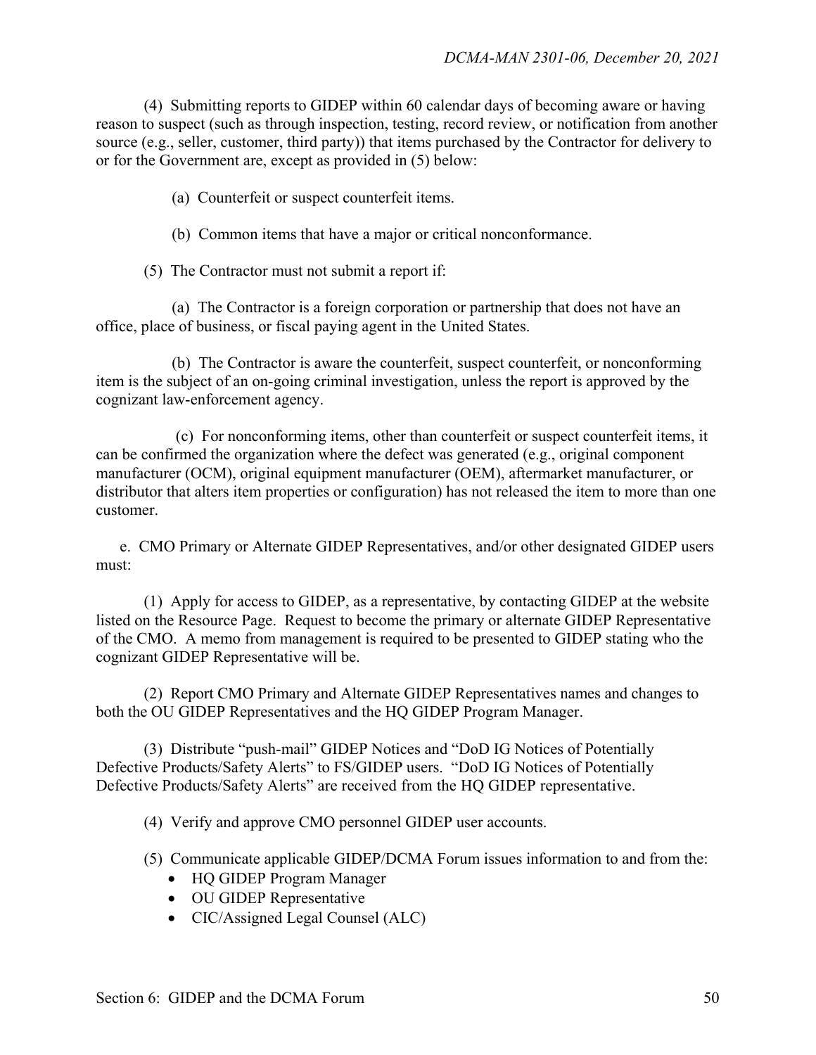(4) Submitting reports to GIDEP within 60 calendar days of becoming aware or having reason to suspect (such as through inspection, testing, record review, or notification from another source (e.g., seller, customer, third party)) that items purchased by the Contractor for delivery to or for the Government are, except as provided in (5) below:

(a) Counterfeit or suspect counterfeit items.

(b) Common items that have a major or critical nonconformance.

(5) The Contractor must not submit a report if:

(a) The Contractor is a foreign corporation or partnership that does not have an office, place of business, or fiscal paying agent in the United States.

(b) The Contractor is aware the counterfeit, suspect counterfeit, or nonconforming item is the subject of an on-going criminal investigation, unless the report is approved by the cognizant law-enforcement agency.

(c) For nonconforming items, other than counterfeit or suspect counterfeit items, it can be confirmed the organization where the defect was generated (e.g., original component manufacturer (OCM), original equipment manufacturer (OEM), aftermarket manufacturer, or distributor that alters item properties or configuration) has not released the item to more than one customer.

e. CMO Primary or Alternate GIDEP Representatives, and/or other designated GIDEP users must:

(1) Apply for access to GIDEP, as a representative, by contacting GIDEP at the website listed on the Resource Page. Request to become the primary or alternate GIDEP Representative of the CMO. A memo from management is required to be presented to GIDEP stating who the cognizant GIDEP Representative will be.

(2) Report CMO Primary and Alternate GIDEP Representatives names and changes to both the OU GIDEP Representatives and the HQ GIDEP Program Manager.

(3) Distribute "push-mail" GIDEP Notices and "DoD IG Notices of Potentially Defective Products/Safety Alerts" to FS/GIDEP users. "DoD IG Notices of Potentially Defective Products/Safety Alerts" are received from the HQ GIDEP representative.

(4) Verify and approve CMO personnel GIDEP user accounts.

(5) Communicate applicable GIDEP/DCMA Forum issues information to and from the:

- HQ GIDEP Program Manager
- OU GIDEP Representative
- CIC/Assigned Legal Counsel (ALC)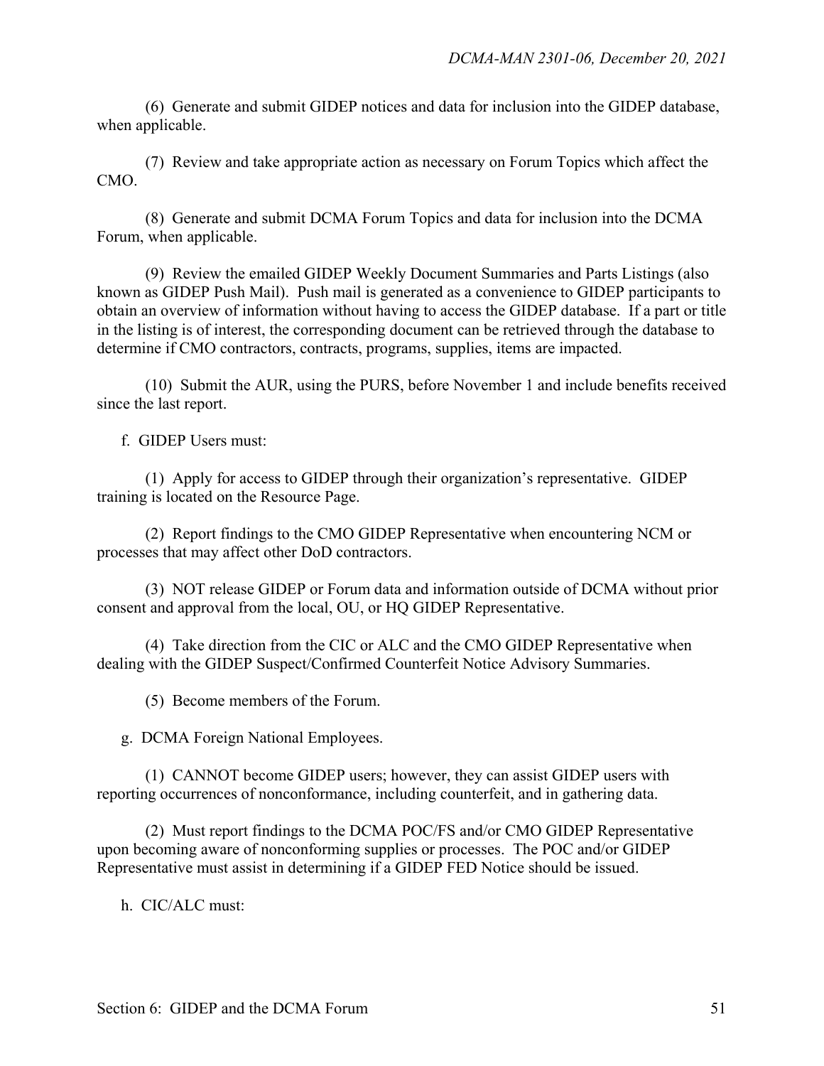(6) Generate and submit GIDEP notices and data for inclusion into the GIDEP database, when applicable.

(7) Review and take appropriate action as necessary on Forum Topics which affect the CMO.

(8) Generate and submit DCMA Forum Topics and data for inclusion into the DCMA Forum, when applicable.

(9) Review the emailed GIDEP Weekly Document Summaries and Parts Listings (also known as GIDEP Push Mail). Push mail is generated as a convenience to GIDEP participants to obtain an overview of information without having to access the GIDEP database. If a part or title in the listing is of interest, the corresponding document can be retrieved through the database to determine if CMO contractors, contracts, programs, supplies, items are impacted.

(10) Submit the AUR, using the PURS, before November 1 and include benefits received since the last report.

f. GIDEP Users must:

(1) Apply for access to GIDEP through their organization's representative. GIDEP training is located on the Resource Page.

(2) Report findings to the CMO GIDEP Representative when encountering NCM or processes that may affect other DoD contractors.

(3) NOT release GIDEP or Forum data and information outside of DCMA without prior consent and approval from the local, OU, or HQ GIDEP Representative.

(4) Take direction from the CIC or ALC and the CMO GIDEP Representative when dealing with the GIDEP Suspect/Confirmed Counterfeit Notice Advisory Summaries.

(5) Become members of the Forum.

g. DCMA Foreign National Employees.

(1) CANNOT become GIDEP users; however, they can assist GIDEP users with reporting occurrences of nonconformance, including counterfeit, and in gathering data.

(2) Must report findings to the DCMA POC/FS and/or CMO GIDEP Representative upon becoming aware of nonconforming supplies or processes. The POC and/or GIDEP Representative must assist in determining if a GIDEP FED Notice should be issued.

h. CIC/ALC must: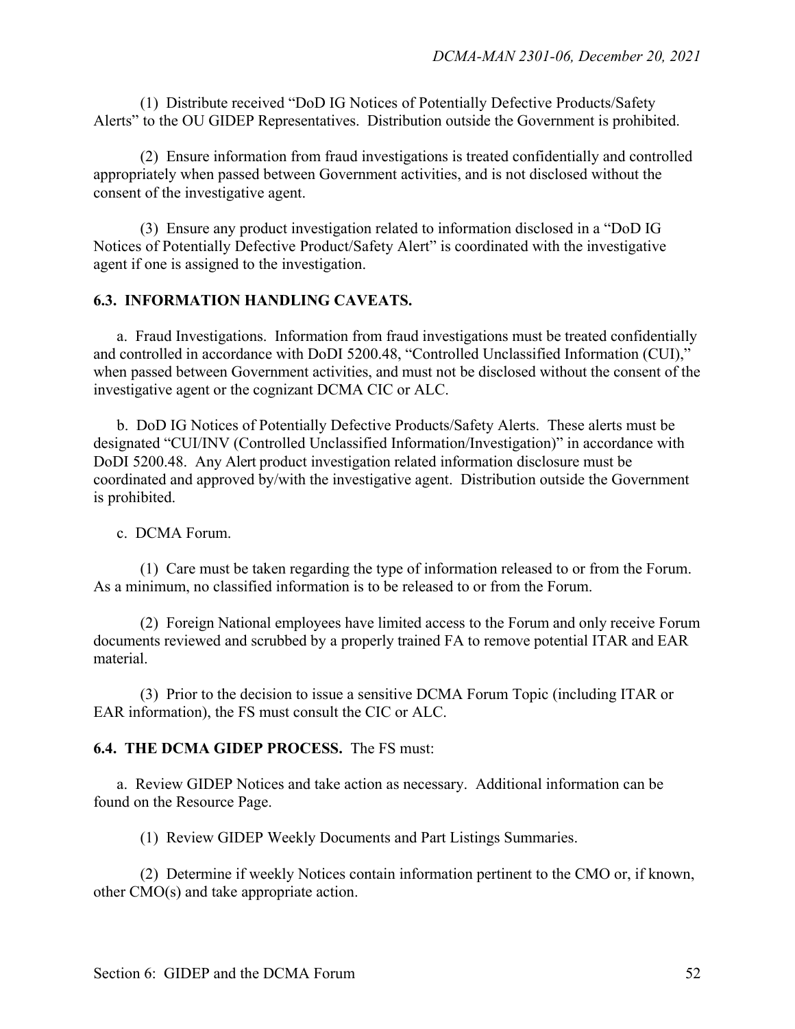(1) Distribute received "DoD IG Notices of Potentially Defective Products/Safety Alerts" to the OU GIDEP Representatives. Distribution outside the Government is prohibited.

(2) Ensure information from fraud investigations is treated confidentially and controlled appropriately when passed between Government activities, and is not disclosed without the consent of the investigative agent.

(3) Ensure any product investigation related to information disclosed in a "DoD IG Notices of Potentially Defective Product/Safety Alert" is coordinated with the investigative agent if one is assigned to the investigation.

**6.3. INFORMATION HANDLING CAVEATS.**

a. Fraud Investigations. Information from fraud investigations must be treated confidentially and controlled in accordance with DoDI 5200.48, "Controlled Unclassified Information (CUI)," when passed between Government activities, and must not be disclosed without the consent of the investigative agent or the cognizant DCMA CIC or ALC.

b. DoD IG Notices of Potentially Defective Products/Safety Alerts. These alerts must be designated "CUI/INV (Controlled Unclassified Information/Investigation)" in accordance with DoDI 5200.48. Any Alert product investigation related information disclosure must be coordinated and approved by/with the investigative agent. Distribution outside the Government is prohibited.

c. DCMA Forum.

(1) Care must be taken regarding the type of information released to or from the Forum. As a minimum, no classified information is to be released to or from the Forum.

(2) Foreign National employees have limited access to the Forum and only receive Forum documents reviewed and scrubbed by a properly trained FA to remove potential ITAR and EAR material.

(3) Prior to the decision to issue a sensitive DCMA Forum Topic (including ITAR or EAR information), the FS must consult the CIC or ALC.

**6.4. THE DCMA GIDEP PROCESS.** The FS must:

a. Review GIDEP Notices and take action as necessary. Additional information can be found on the Resource Page.

(1) Review GIDEP Weekly Documents and Part Listings Summaries.

(2) Determine if weekly Notices contain information pertinent to the CMO or, if known, other CMO(s) and take appropriate action.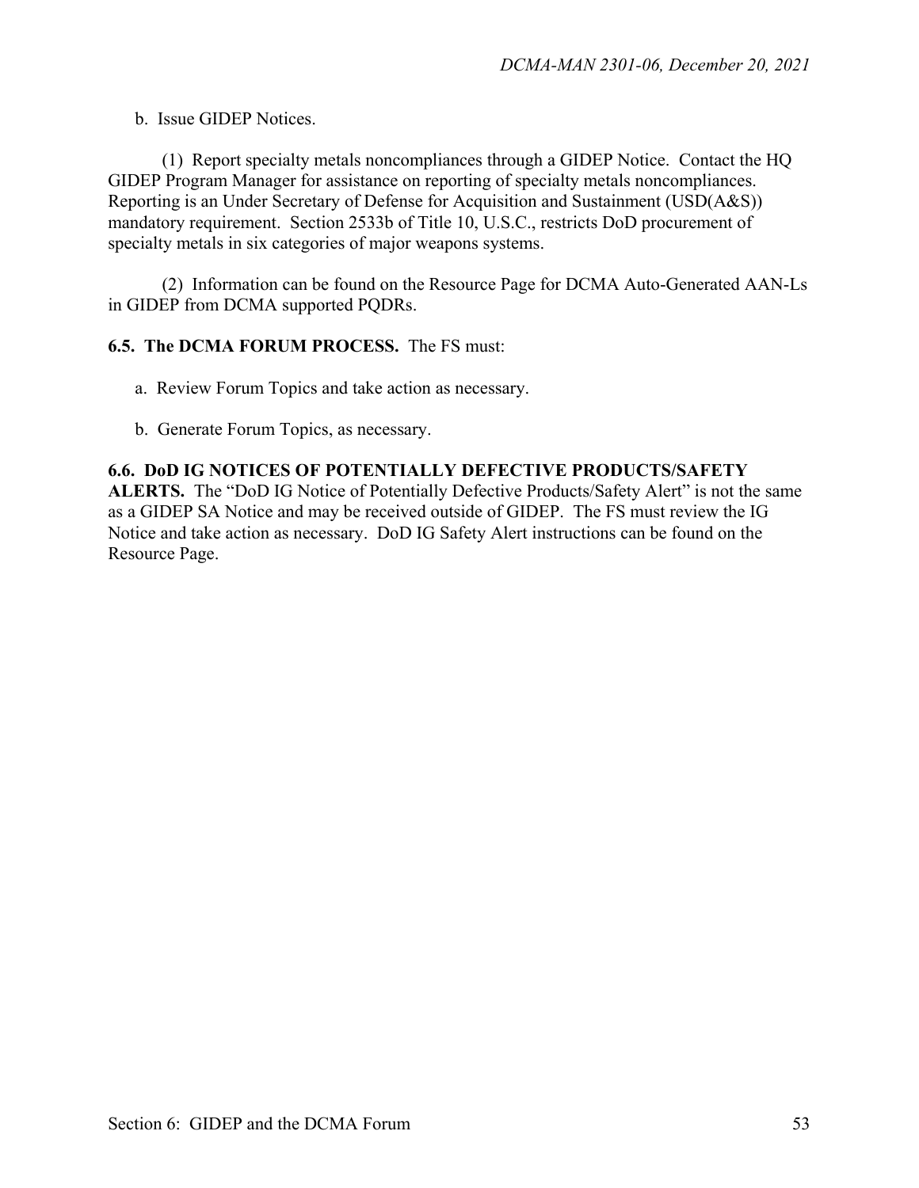b. Issue GIDEP Notices.

(1) Report specialty metals noncompliances through a GIDEP Notice. Contact the HQ GIDEP Program Manager for assistance on reporting of specialty metals noncompliances. Reporting is an Under Secretary of Defense for Acquisition and Sustainment (USD(A&S)) mandatory requirement. Section 2533b of Title 10, U.S.C., restricts DoD procurement of specialty metals in six categories of major weapons systems.

(2) Information can be found on the Resource Page for DCMA Auto-Generated AAN-Ls in GIDEP from DCMA supported PQDRs.

**6.5. The DCMA FORUM PROCESS.** The FS must:

a. Review Forum Topics and take action as necessary.

b. Generate Forum Topics, as necessary.

**6.6. DoD IG NOTICES OF POTENTIALLY DEFECTIVE PRODUCTS/SAFETY ALERTS.** The "DoD IG Notice of Potentially Defective Products/Safety Alert" is not the same as a GIDEP SA Notice and may be received outside of GIDEP. The FS must review the IG Notice and take action as necessary. DoD IG Safety Alert instructions can be found on the Resource Page.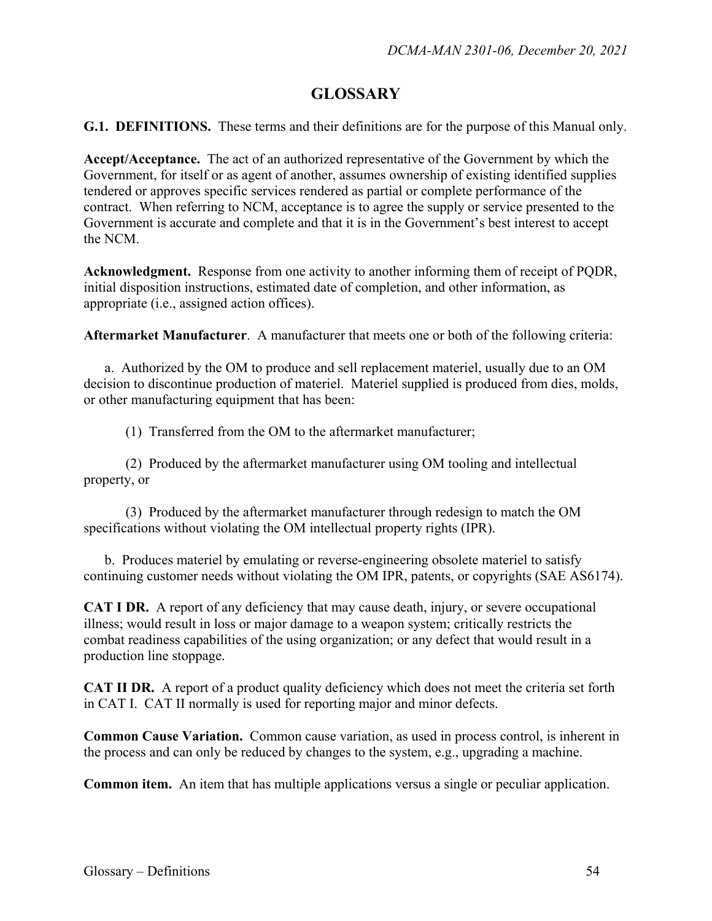# GLOSSARY

**G.1. DEFINITIONS.** These terms and their definitions are for the purpose of this Manual only.

**Accept/Acceptance.** The act of an authorized representative of the Government by which the Government, for itself or as agent of another, assumes ownership of existing identified supplies tendered or approves specific services rendered as partial or complete performance of the contract. When referring to NCM, acceptance is to agree the supply or service presented to the Government is accurate and complete and that it is in the Government's best interest to accept the NCM.

**Acknowledgment.** Response from one activity to another informing them of receipt of PQDR, initial disposition instructions, estimated date of completion, and other information, as appropriate (i.e., assigned action offices).

**Aftermarket Manufacturer**. A manufacturer that meets one or both of the following criteria:

a. Authorized by the OM to produce and sell replacement materiel, usually due to an OM decision to discontinue production of materiel. Materiel supplied is produced from dies, molds, or other manufacturing equipment that has been:

(1) Transferred from the OM to the aftermarket manufacturer;

(2) Produced by the aftermarket manufacturer using OM tooling and intellectual property, or

(3) Produced by the aftermarket manufacturer through redesign to match the OM specifications without violating the OM intellectual property rights (IPR).

b. Produces materiel by emulating or reverse-engineering obsolete materiel to satisfy continuing customer needs without violating the OM IPR, patents, or copyrights (SAE AS6174).

**CAT I DR.** A report of any deficiency that may cause death, injury, or severe occupational illness; would result in loss or major damage to a weapon system; critically restricts the combat readiness capabilities of the using organization; or any defect that would result in a production line stoppage.

**CAT II DR.** A report of a product quality deficiency which does not meet the criteria set forth in CAT I. CAT II normally is used for reporting major and minor defects.

**Common Cause Variation.** Common cause variation, as used in process control, is inherent in the process and can only be reduced by changes to the system, e.g., upgrading a machine.

**Common item.** An item that has multiple applications versus a single or peculiar application.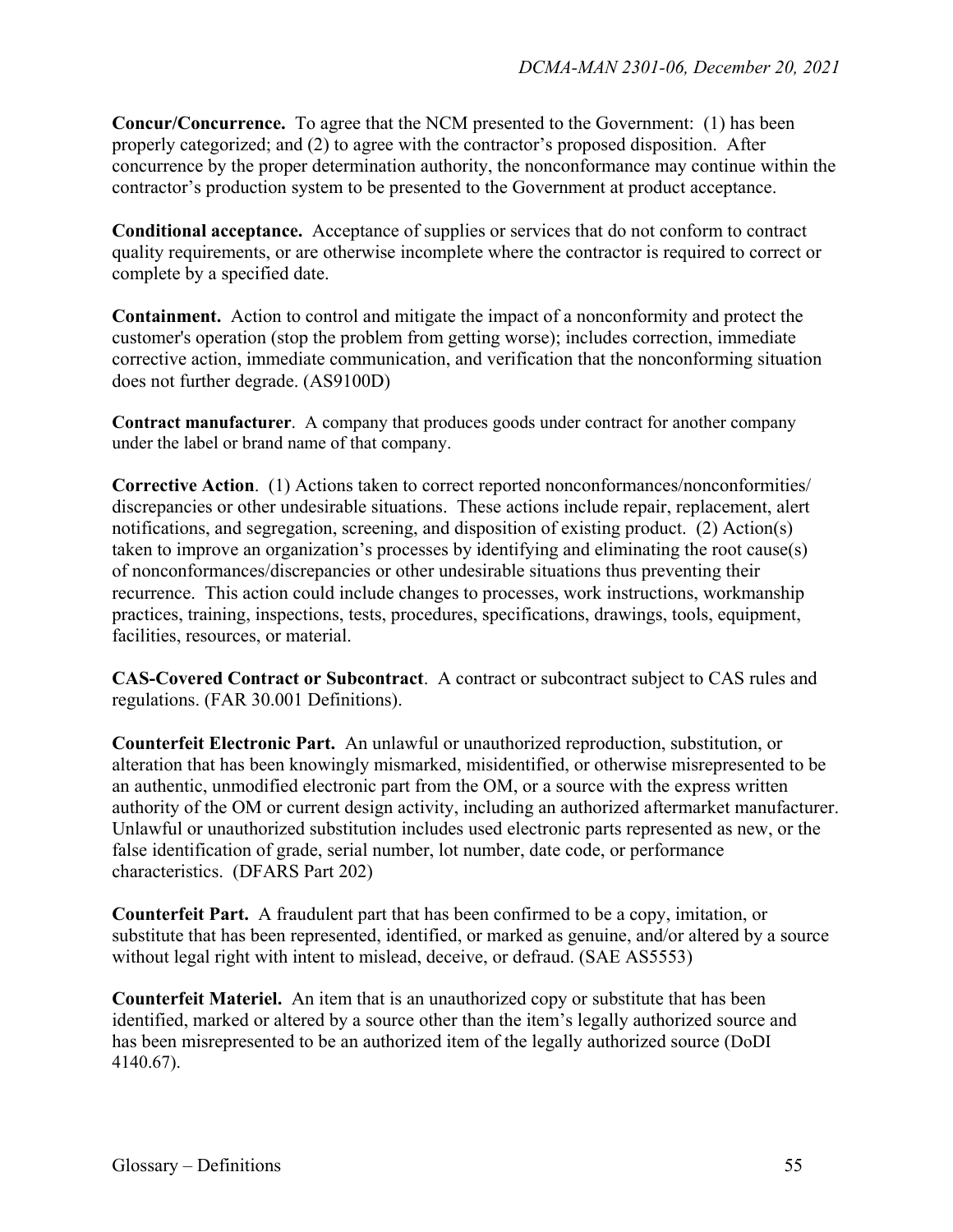**Concur/Concurrence.** To agree that the NCM presented to the Government: (1) has been properly categorized; and (2) to agree with the contractor's proposed disposition. After concurrence by the proper determination authority, the nonconformance may continue within the contractor's production system to be presented to the Government at product acceptance.

**Conditional acceptance.** Acceptance of supplies or services that do not conform to contract quality requirements, or are otherwise incomplete where the contractor is required to correct or complete by a specified date.

**Containment.** Action to control and mitigate the impact of a nonconformity and protect the customer's operation (stop the problem from getting worse); includes correction, immediate corrective action, immediate communication, and verification that the nonconforming situation does not further degrade. (AS9100D)

**Contract manufacturer**. A company that produces goods under contract for another company under the label or brand name of that company.

**Corrective Action**. (1) Actions taken to correct reported nonconformances/nonconformities/ discrepancies or other undesirable situations. These actions include repair, replacement, alert notifications, and segregation, screening, and disposition of existing product. (2) Action(s) taken to improve an organization's processes by identifying and eliminating the root cause(s) of nonconformances/discrepancies or other undesirable situations thus preventing their recurrence. This action could include changes to processes, work instructions, workmanship practices, training, inspections, tests, procedures, specifications, drawings, tools, equipment, facilities, resources, or material.

**CAS-Covered Contract or Subcontract**. A contract or subcontract subject to CAS rules and regulations. (FAR 30.001 Definitions).

**Counterfeit Electronic Part.** An unlawful or unauthorized reproduction, substitution, or alteration that has been knowingly mismarked, misidentified, or otherwise misrepresented to be an authentic, unmodified electronic part from the OM, or a source with the express written authority of the OM or current design activity, including an authorized aftermarket manufacturer. Unlawful or unauthorized substitution includes used electronic parts represented as new, or the false identification of grade, serial number, lot number, date code, or performance characteristics. (DFARS Part 202)

**Counterfeit Part.** A fraudulent part that has been confirmed to be a copy, imitation, or substitute that has been represented, identified, or marked as genuine, and/or altered by a source without legal right with intent to mislead, deceive, or defraud. (SAE AS5553)

**Counterfeit Materiel.** An item that is an unauthorized copy or substitute that has been identified, marked or altered by a source other than the item's legally authorized source and has been misrepresented to be an authorized item of the legally authorized source (DoDI 4140.67).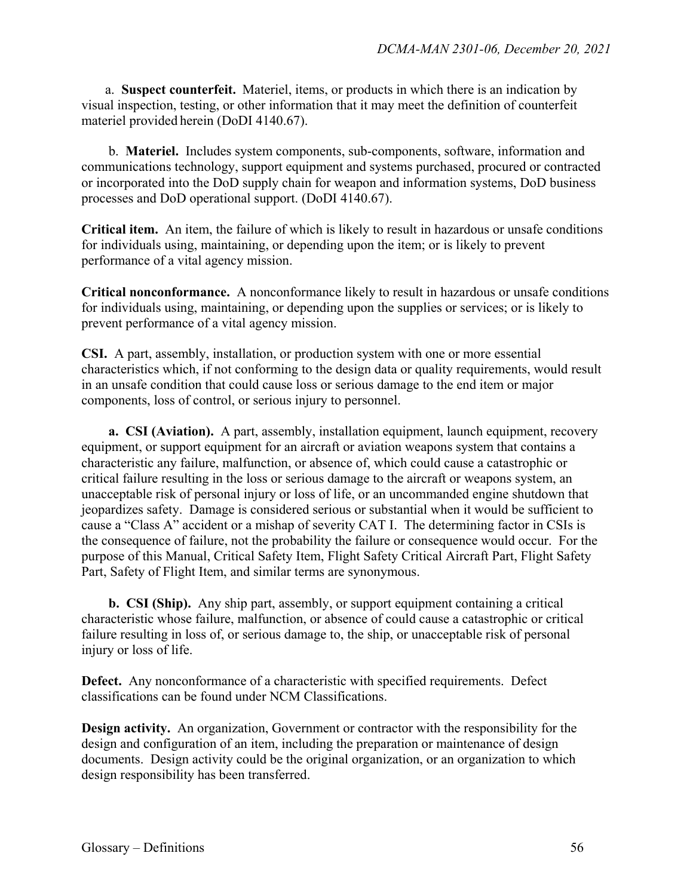a. **Suspect counterfeit.** Materiel, items, or products in which there is an indication by visual inspection, testing, or other information that it may meet the definition of counterfeit materiel provided herein (DoDI 4140.67).

b. **Materiel.** Includes system components, sub-components, software, information and communications technology, support equipment and systems purchased, procured or contracted or incorporated into the DoD supply chain for weapon and information systems, DoD business processes and DoD operational support. (DoDI 4140.67).

**Critical item.** An item, the failure of which is likely to result in hazardous or unsafe conditions for individuals using, maintaining, or depending upon the item; or is likely to prevent performance of a vital agency mission.

**Critical nonconformance.** A nonconformance likely to result in hazardous or unsafe conditions for individuals using, maintaining, or depending upon the supplies or services; or is likely to prevent performance of a vital agency mission.

**CSI.** A part, assembly, installation, or production system with one or more essential characteristics which, if not conforming to the design data or quality requirements, would result in an unsafe condition that could cause loss or serious damage to the end item or major components, loss of control, or serious injury to personnel.

**a. CSI (Aviation).** A part, assembly, installation equipment, launch equipment, recovery equipment, or support equipment for an aircraft or aviation weapons system that contains a characteristic any failure, malfunction, or absence of, which could cause a catastrophic or critical failure resulting in the loss or serious damage to the aircraft or weapons system, an unacceptable risk of personal injury or loss of life, or an uncommanded engine shutdown that jeopardizes safety. Damage is considered serious or substantial when it would be sufficient to cause a "Class A" accident or a mishap of severity CAT I. The determining factor in CSIs is the consequence of failure, not the probability the failure or consequence would occur. For the purpose of this Manual, Critical Safety Item, Flight Safety Critical Aircraft Part, Flight Safety Part, Safety of Flight Item, and similar terms are synonymous.

**b. CSI (Ship).** Any ship part, assembly, or support equipment containing a critical characteristic whose failure, malfunction, or absence of could cause a catastrophic or critical failure resulting in loss of, or serious damage to, the ship, or unacceptable risk of personal injury or loss of life.

**Defect.** Any nonconformance of a characteristic with specified requirements. Defect classifications can be found under NCM Classifications.

**Design activity.** An organization, Government or contractor with the responsibility for the design and configuration of an item, including the preparation or maintenance of design documents. Design activity could be the original organization, or an organization to which design responsibility has been transferred.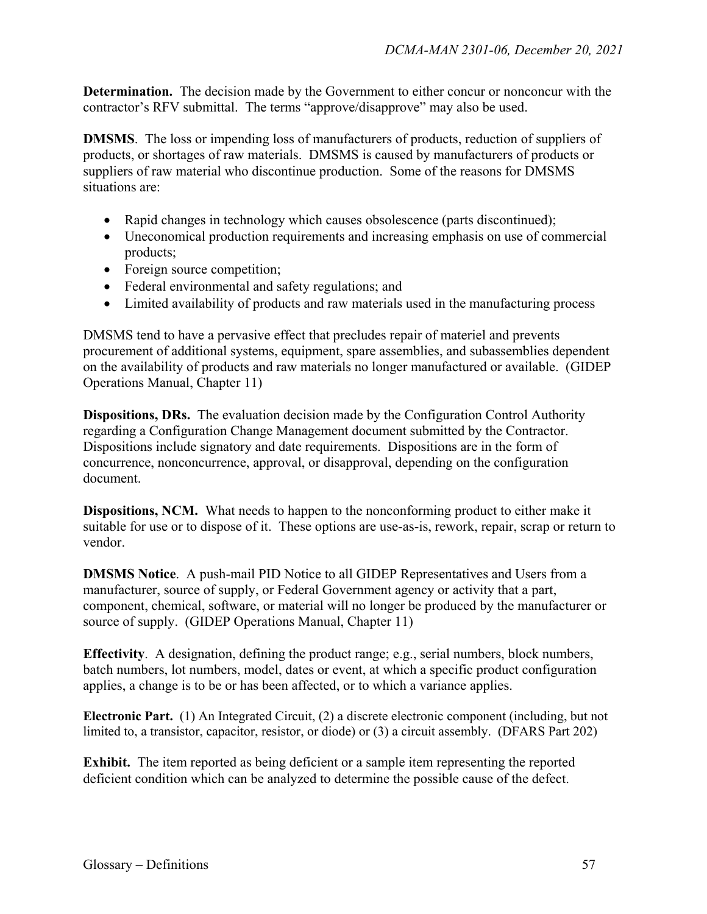**Determination.** The decision made by the Government to either concur or nonconcur with the contractor's RFV submittal. The terms "approve/disapprove" may also be used.

**DMSMS**. The loss or impending loss of manufacturers of products, reduction of suppliers of products, or shortages of raw materials. DMSMS is caused by manufacturers of products or suppliers of raw material who discontinue production. Some of the reasons for DMSMS situations are:

- Rapid changes in technology which causes obsolescence (parts discontinued);
- Uneconomical production requirements and increasing emphasis on use of commercial products;
- Foreign source competition;
- Federal environmental and safety regulations; and
- Limited availability of products and raw materials used in the manufacturing process

DMSMS tend to have a pervasive effect that precludes repair of materiel and prevents procurement of additional systems, equipment, spare assemblies, and subassemblies dependent on the availability of products and raw materials no longer manufactured or available. (GIDEP Operations Manual, Chapter 11)

**Dispositions, DRs.** The evaluation decision made by the Configuration Control Authority regarding a Configuration Change Management document submitted by the Contractor. Dispositions include signatory and date requirements. Dispositions are in the form of concurrence, nonconcurrence, approval, or disapproval, depending on the configuration document.

**Dispositions, NCM.** What needs to happen to the nonconforming product to either make it suitable for use or to dispose of it. These options are use-as-is, rework, repair, scrap or return to vendor.

**DMSMS Notice**. A push-mail PID Notice to all GIDEP Representatives and Users from a manufacturer, source of supply, or Federal Government agency or activity that a part, component, chemical, software, or material will no longer be produced by the manufacturer or source of supply. (GIDEP Operations Manual, Chapter 11)

**Effectivity**. A designation, defining the product range; e.g., serial numbers, block numbers, batch numbers, lot numbers, model, dates or event, at which a specific product configuration applies, a change is to be or has been affected, or to which a variance applies.

**Electronic Part.** (1) An Integrated Circuit, (2) a discrete electronic component (including, but not limited to, a transistor, capacitor, resistor, or diode) or (3) a circuit assembly. (DFARS Part 202)

**Exhibit.** The item reported as being deficient or a sample item representing the reported deficient condition which can be analyzed to determine the possible cause of the defect.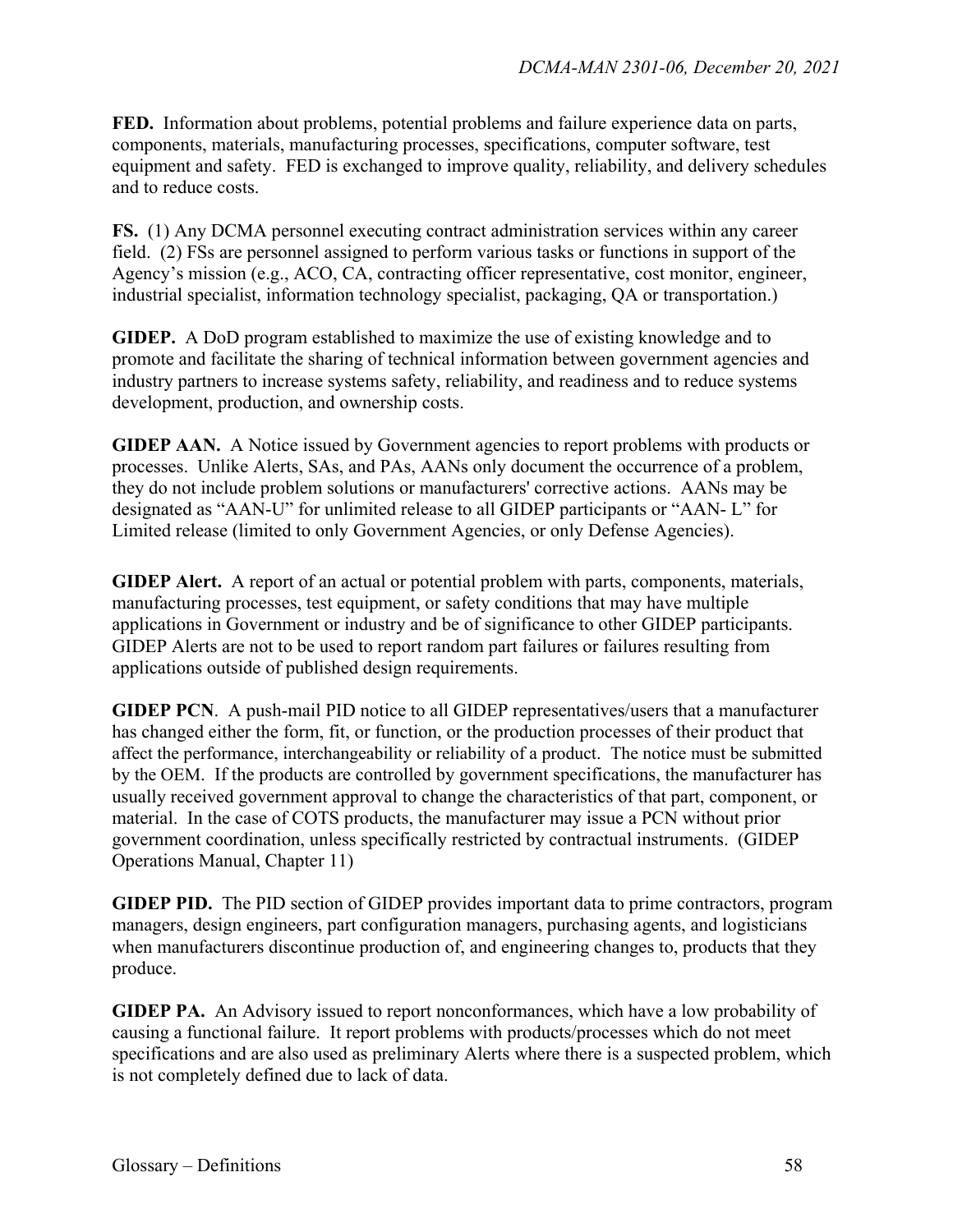**FED.** Information about problems, potential problems and failure experience data on parts, components, materials, manufacturing processes, specifications, computer software, test equipment and safety. FED is exchanged to improve quality, reliability, and delivery schedules and to reduce costs.

**FS.** (1) Any DCMA personnel executing contract administration services within any career field. (2) FSs are personnel assigned to perform various tasks or functions in support of the Agency's mission (e.g., ACO, CA, contracting officer representative, cost monitor, engineer, industrial specialist, information technology specialist, packaging, QA or transportation.)

**GIDEP.** A DoD program established to maximize the use of existing knowledge and to promote and facilitate the sharing of technical information between government agencies and industry partners to increase systems safety, reliability, and readiness and to reduce systems development, production, and ownership costs.

**GIDEP AAN.** A Notice issued by Government agencies to report problems with products or processes. Unlike Alerts, SAs, and PAs, AANs only document the occurrence of a problem, they do not include problem solutions or manufacturers' corrective actions. AANs may be designated as "AAN-U" for unlimited release to all GIDEP participants or "AAN- L" for Limited release (limited to only Government Agencies, or only Defense Agencies).

**GIDEP Alert.** A report of an actual or potential problem with parts, components, materials, manufacturing processes, test equipment, or safety conditions that may have multiple applications in Government or industry and be of significance to other GIDEP participants. GIDEP Alerts are not to be used to report random part failures or failures resulting from applications outside of published design requirements.

**GIDEP PCN**. A push-mail PID notice to all GIDEP representatives/users that a manufacturer has changed either the form, fit, or function, or the production processes of their product that affect the performance, interchangeability or reliability of a product. The notice must be submitted by the OEM. If the products are controlled by government specifications, the manufacturer has usually received government approval to change the characteristics of that part, component, or material. In the case of COTS products, the manufacturer may issue a PCN without prior government coordination, unless specifically restricted by contractual instruments. (GIDEP Operations Manual, Chapter 11)

**GIDEP PID.** The PID section of GIDEP provides important data to prime contractors, program managers, design engineers, part configuration managers, purchasing agents, and logisticians when manufacturers discontinue production of, and engineering changes to, products that they produce.

**GIDEP PA.** An Advisory issued to report nonconformances, which have a low probability of causing a functional failure. It report problems with products/processes which do not meet specifications and are also used as preliminary Alerts where there is a suspected problem, which is not completely defined due to lack of data.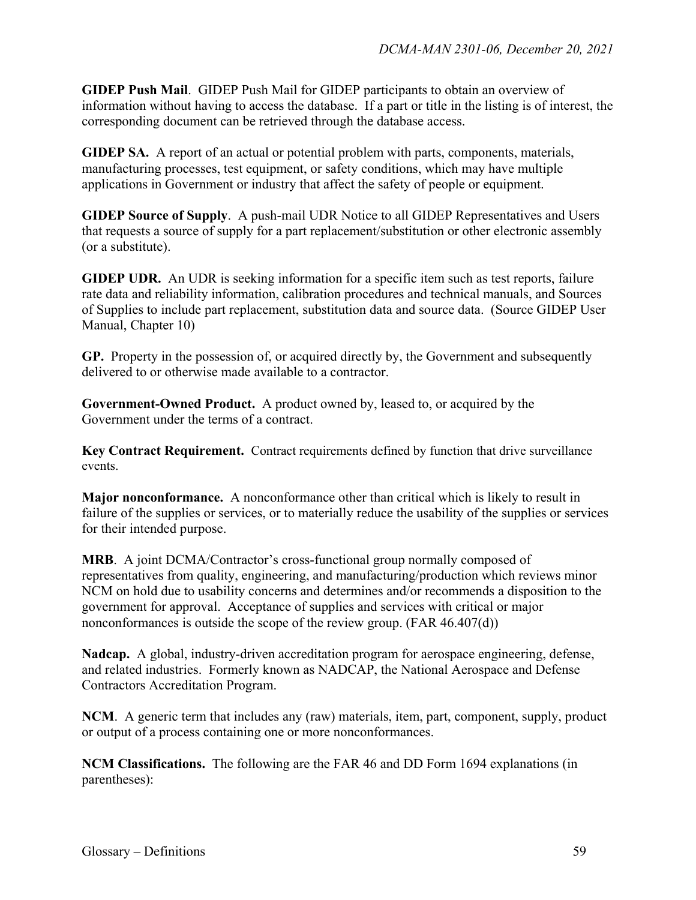**GIDEP Push Mail**. GIDEP Push Mail for GIDEP participants to obtain an overview of information without having to access the database. If a part or title in the listing is of interest, the corresponding document can be retrieved through the database access.

**GIDEP SA.** A report of an actual or potential problem with parts, components, materials, manufacturing processes, test equipment, or safety conditions, which may have multiple applications in Government or industry that affect the safety of people or equipment.

**GIDEP Source of Supply**. A push-mail UDR Notice to all GIDEP Representatives and Users that requests a source of supply for a part replacement/substitution or other electronic assembly (or a substitute).

**GIDEP UDR.** An UDR is seeking information for a specific item such as test reports, failure rate data and reliability information, calibration procedures and technical manuals, and Sources of Supplies to include part replacement, substitution data and source data. (Source GIDEP User Manual, Chapter 10)

**GP.** Property in the possession of, or acquired directly by, the Government and subsequently delivered to or otherwise made available to a contractor.

**Government-Owned Product.** A product owned by, leased to, or acquired by the Government under the terms of a contract.

**Key Contract Requirement.** Contract requirements defined by function that drive surveillance events.

**Major nonconformance.** A nonconformance other than critical which is likely to result in failure of the supplies or services, or to materially reduce the usability of the supplies or services for their intended purpose.

**MRB**. A joint DCMA/Contractor's cross-functional group normally composed of representatives from quality, engineering, and manufacturing/production which reviews minor NCM on hold due to usability concerns and determines and/or recommends a disposition to the government for approval. Acceptance of supplies and services with critical or major nonconformances is outside the scope of the review group. (FAR 46.407(d))

**Nadcap.** A global, industry-driven accreditation program for aerospace engineering, defense, and related industries. Formerly known as NADCAP, the National Aerospace and Defense Contractors Accreditation Program.

**NCM**. A generic term that includes any (raw) materials, item, part, component, supply, product or output of a process containing one or more nonconformances.

**NCM Classifications.** The following are the FAR 46 and DD Form 1694 explanations (in parentheses):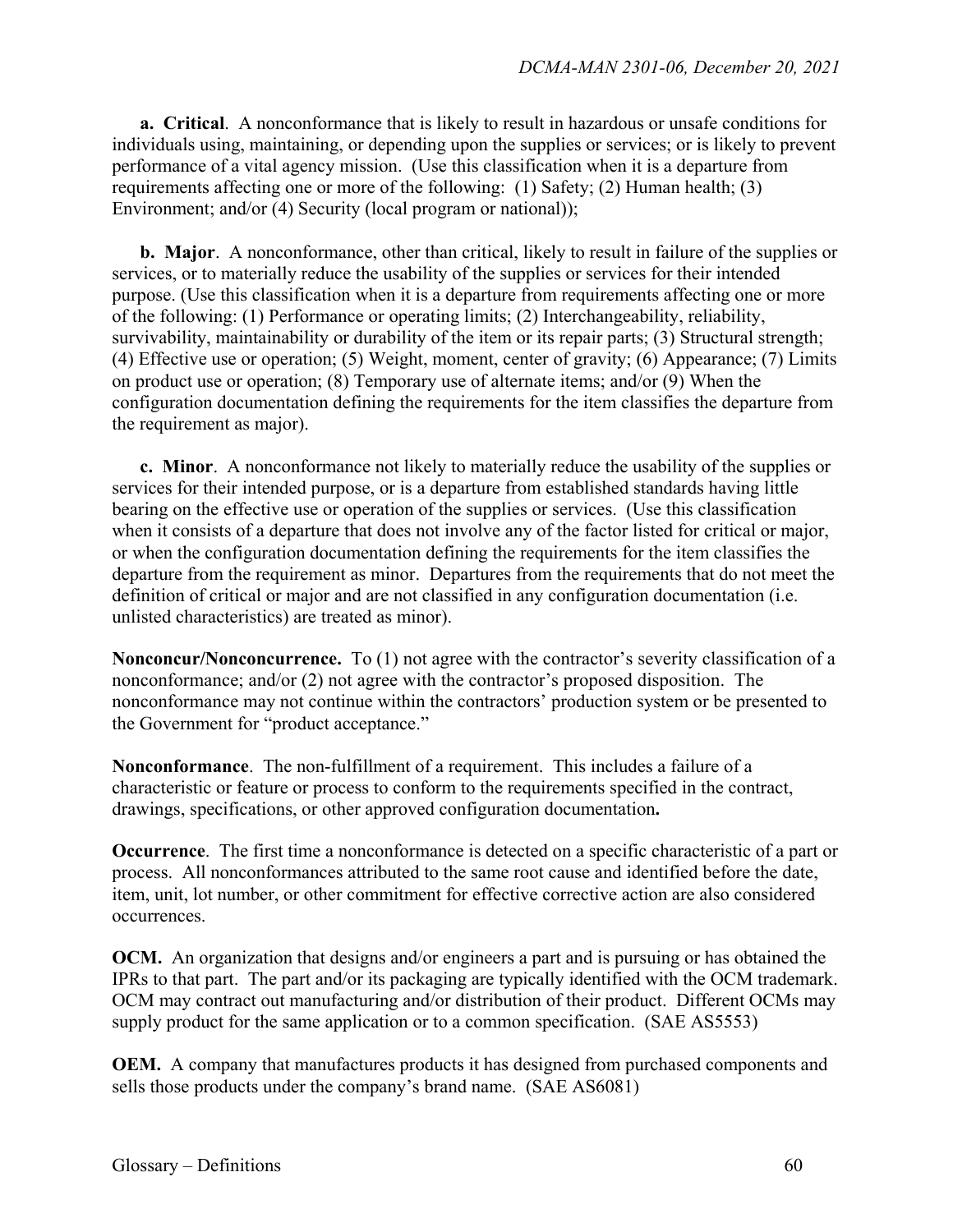**a. Critical**. A nonconformance that is likely to result in hazardous or unsafe conditions for individuals using, maintaining, or depending upon the supplies or services; or is likely to prevent performance of a vital agency mission. (Use this classification when it is a departure from requirements affecting one or more of the following: (1) Safety; (2) Human health; (3) Environment; and/or (4) Security (local program or national));

**b. Major**. A nonconformance, other than critical, likely to result in failure of the supplies or services, or to materially reduce the usability of the supplies or services for their intended purpose. (Use this classification when it is a departure from requirements affecting one or more of the following: (1) Performance or operating limits; (2) Interchangeability, reliability, survivability, maintainability or durability of the item or its repair parts; (3) Structural strength; (4) Effective use or operation; (5) Weight, moment, center of gravity; (6) Appearance; (7) Limits on product use or operation; (8) Temporary use of alternate items; and/or (9) When the configuration documentation defining the requirements for the item classifies the departure from the requirement as major).

**c. Minor**. A nonconformance not likely to materially reduce the usability of the supplies or services for their intended purpose, or is a departure from established standards having little bearing on the effective use or operation of the supplies or services. (Use this classification when it consists of a departure that does not involve any of the factor listed for critical or major, or when the configuration documentation defining the requirements for the item classifies the departure from the requirement as minor. Departures from the requirements that do not meet the definition of critical or major and are not classified in any configuration documentation (i.e. unlisted characteristics) are treated as minor).

**Nonconcur/Nonconcurrence.** To (1) not agree with the contractor's severity classification of a nonconformance; and/or (2) not agree with the contractor's proposed disposition. The nonconformance may not continue within the contractors' production system or be presented to the Government for "product acceptance."

**Nonconformance**. The non-fulfillment of a requirement. This includes a failure of a characteristic or feature or process to conform to the requirements specified in the contract, drawings, specifications, or other approved configuration documentation**.**

**Occurrence**. The first time a nonconformance is detected on a specific characteristic of a part or process. All nonconformances attributed to the same root cause and identified before the date, item, unit, lot number, or other commitment for effective corrective action are also considered occurrences.

**OCM.** An organization that designs and/or engineers a part and is pursuing or has obtained the IPRs to that part. The part and/or its packaging are typically identified with the OCM trademark. OCM may contract out manufacturing and/or distribution of their product. Different OCMs may supply product for the same application or to a common specification. (SAE AS5553)

**OEM.** A company that manufactures products it has designed from purchased components and sells those products under the company's brand name. (SAE AS6081)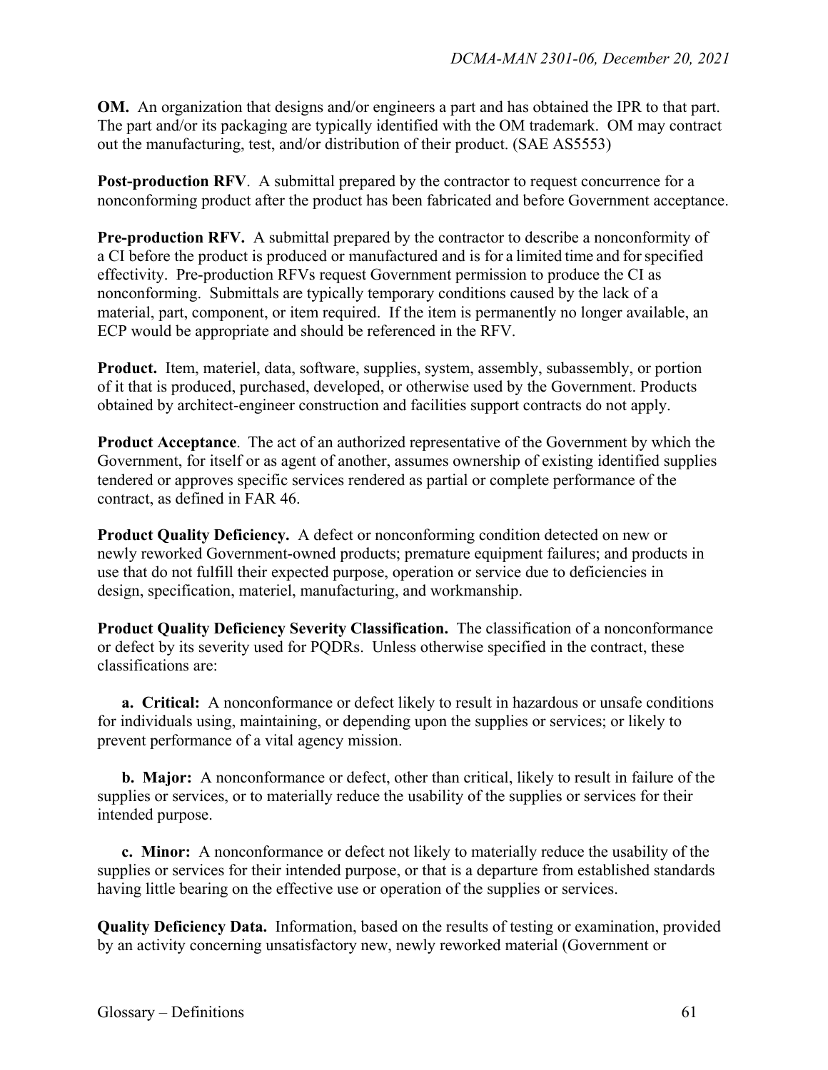**OM.** An organization that designs and/or engineers a part and has obtained the IPR to that part. The part and/or its packaging are typically identified with the OM trademark. OM may contract out the manufacturing, test, and/or distribution of their product. (SAE AS5553)

**Post-production RFV**. A submittal prepared by the contractor to request concurrence for a nonconforming product after the product has been fabricated and before Government acceptance.

**Pre-production RFV.** A submittal prepared by the contractor to describe a nonconformity of a CI before the product is produced or manufactured and is for a limited time and for specified effectivity. Pre-production RFVs request Government permission to produce the CI as nonconforming. Submittals are typically temporary conditions caused by the lack of a material, part, component, or item required. If the item is permanently no longer available, an ECP would be appropriate and should be referenced in the RFV.

**Product.** Item, materiel, data, software, supplies, system, assembly, subassembly, or portion of it that is produced, purchased, developed, or otherwise used by the Government. Products obtained by architect-engineer construction and facilities support contracts do not apply.

**Product Acceptance**. The act of an authorized representative of the Government by which the Government, for itself or as agent of another, assumes ownership of existing identified supplies tendered or approves specific services rendered as partial or complete performance of the contract, as defined in FAR 46.

**Product Quality Deficiency.** A defect or nonconforming condition detected on new or newly reworked Government-owned products; premature equipment failures; and products in use that do not fulfill their expected purpose, operation or service due to deficiencies in design, specification, materiel, manufacturing, and workmanship.

**Product Quality Deficiency Severity Classification.** The classification of a nonconformance or defect by its severity used for PQDRs. Unless otherwise specified in the contract, these classifications are:

**a. Critical:** A nonconformance or defect likely to result in hazardous or unsafe conditions for individuals using, maintaining, or depending upon the supplies or services; or likely to prevent performance of a vital agency mission.

**b. Major:** A nonconformance or defect, other than critical, likely to result in failure of the supplies or services, or to materially reduce the usability of the supplies or services for their intended purpose.

**c. Minor:** A nonconformance or defect not likely to materially reduce the usability of the supplies or services for their intended purpose, or that is a departure from established standards having little bearing on the effective use or operation of the supplies or services.

**Quality Deficiency Data.** Information, based on the results of testing or examination, provided by an activity concerning unsatisfactory new, newly reworked material (Government or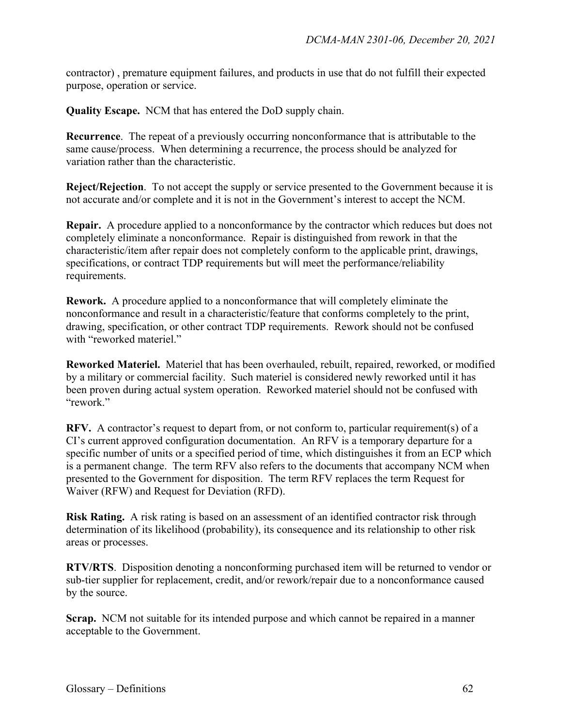contractor) , premature equipment failures, and products in use that do not fulfill their expected purpose, operation or service.

**Quality Escape.** NCM that has entered the DoD supply chain.

**Recurrence**. The repeat of a previously occurring nonconformance that is attributable to the same cause/process. When determining a recurrence, the process should be analyzed for variation rather than the characteristic.

**Reject/Rejection**. To not accept the supply or service presented to the Government because it is not accurate and/or complete and it is not in the Government's interest to accept the NCM.

**Repair.** A procedure applied to a nonconformance by the contractor which reduces but does not completely eliminate a nonconformance. Repair is distinguished from rework in that the characteristic/item after repair does not completely conform to the applicable print, drawings, specifications, or contract TDP requirements but will meet the performance/reliability requirements.

**Rework.** A procedure applied to a nonconformance that will completely eliminate the nonconformance and result in a characteristic/feature that conforms completely to the print, drawing, specification, or other contract TDP requirements. Rework should not be confused with "reworked materiel."

**Reworked Materiel.** Materiel that has been overhauled, rebuilt, repaired, reworked, or modified by a military or commercial facility. Such materiel is considered newly reworked until it has been proven during actual system operation. Reworked materiel should not be confused with "rework."

**RFV.** A contractor's request to depart from, or not conform to, particular requirement(s) of a CI's current approved configuration documentation. An RFV is a temporary departure for a specific number of units or a specified period of time, which distinguishes it from an ECP which is a permanent change. The term RFV also refers to the documents that accompany NCM when presented to the Government for disposition. The term RFV replaces the term Request for Waiver (RFW) and Request for Deviation (RFD).

**Risk Rating.** A risk rating is based on an assessment of an identified contractor risk through determination of its likelihood (probability), its consequence and its relationship to other risk areas or processes.

**RTV/RTS**. Disposition denoting a nonconforming purchased item will be returned to vendor or sub-tier supplier for replacement, credit, and/or rework/repair due to a nonconformance caused by the source.

**Scrap.** NCM not suitable for its intended purpose and which cannot be repaired in a manner acceptable to the Government.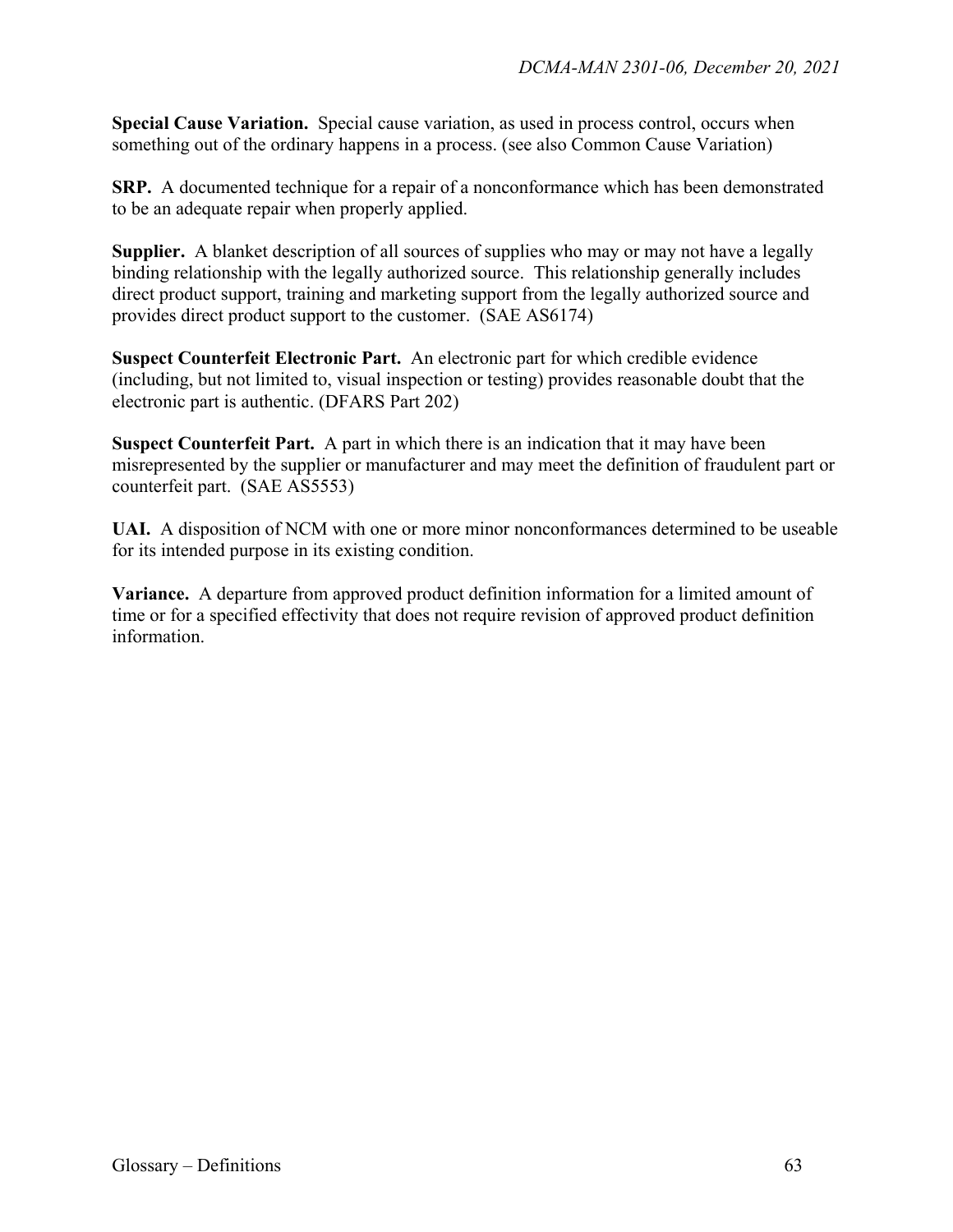**Special Cause Variation.** Special cause variation, as used in process control, occurs when something out of the ordinary happens in a process. (see also Common Cause Variation)

**SRP.** A documented technique for a repair of a nonconformance which has been demonstrated to be an adequate repair when properly applied.

**Supplier.** A blanket description of all sources of supplies who may or may not have a legally binding relationship with the legally authorized source. This relationship generally includes direct product support, training and marketing support from the legally authorized source and provides direct product support to the customer. (SAE AS6174)

**Suspect Counterfeit Electronic Part.** An electronic part for which credible evidence (including, but not limited to, visual inspection or testing) provides reasonable doubt that the electronic part is authentic. (DFARS Part 202)

**Suspect Counterfeit Part.** A part in which there is an indication that it may have been misrepresented by the supplier or manufacturer and may meet the definition of fraudulent part or counterfeit part. (SAE AS5553)

**UAI.** A disposition of NCM with one or more minor nonconformances determined to be useable for its intended purpose in its existing condition.

**Variance.** A departure from approved product definition information for a limited amount of time or for a specified effectivity that does not require revision of approved product definition information.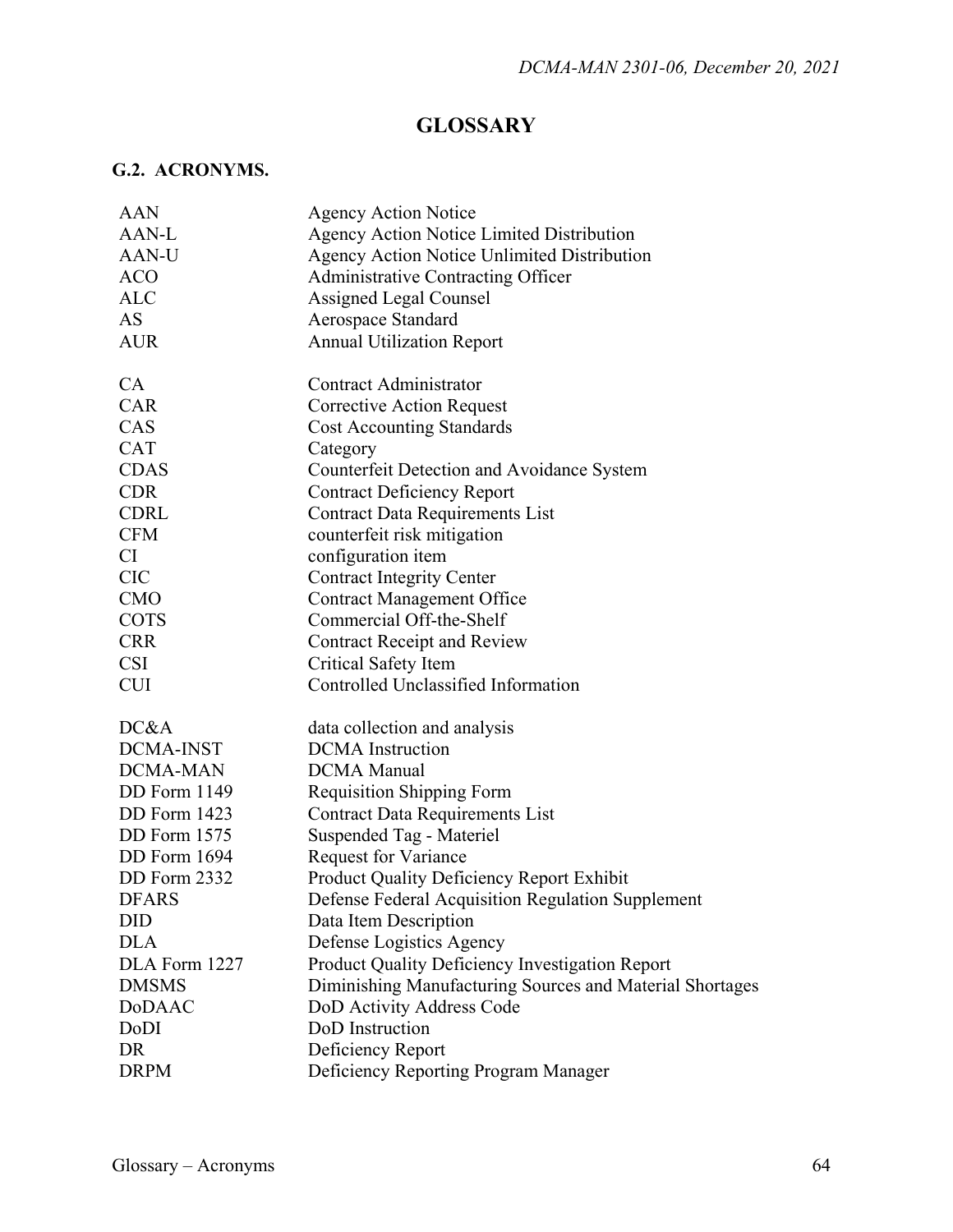# GLOSSARY

## G.2. ACRONYMS.

| | |
|---|---|
| AAN | Agency Action Notice |
| AAN-L | Agency Action Notice Limited Distribution |
| AAN-U | Agency Action Notice Unlimited Distribution |
| ACO | Administrative Contracting Officer |
| ALC | Assigned Legal Counsel |
| AS | Aerospace Standard |
| AUR | Annual Utilization Report |
| | |
| CA | Contract Administrator |
| CAR | Corrective Action Request |
| CAS | Cost Accounting Standards |
| CAT | Category |
| CDAS | Counterfeit Detection and Avoidance System |
| CDR | Contract Deficiency Report |
| CDRL | Contract Data Requirements List |
| CFM | counterfeit risk mitigation |
| CI | configuration item |
| CIC | Contract Integrity Center |
| CMO | Contract Management Office |
| COTS | Commercial Off-the-Shelf |
| CRR | Contract Receipt and Review |
| CSI | Critical Safety Item |
| CUI | Controlled Unclassified Information |
| | |
| DC&A | data collection and analysis |
| DCMA-INST | DCMA Instruction |
| DCMA-MAN | DCMA Manual |
| DD Form 1149 | Requisition Shipping Form |
| DD Form 1423 | Contract Data Requirements List |
| DD Form 1575 | Suspended Tag - Materiel |
| DD Form 1694 | Request for Variance |
| DD Form 2332 | Product Quality Deficiency Report Exhibit |
| DFARS | Defense Federal Acquisition Regulation Supplement |
| DID | Data Item Description |
| DLA | Defense Logistics Agency |
| DLA Form 1227 | Product Quality Deficiency Investigation Report |
| DMSMS | Diminishing Manufacturing Sources and Material Shortages |
| DoDAAC | DoD Activity Address Code |
| DoDI | DoD Instruction |
| DR | Deficiency Report |
| DRPM | Deficiency Reporting Program Manager |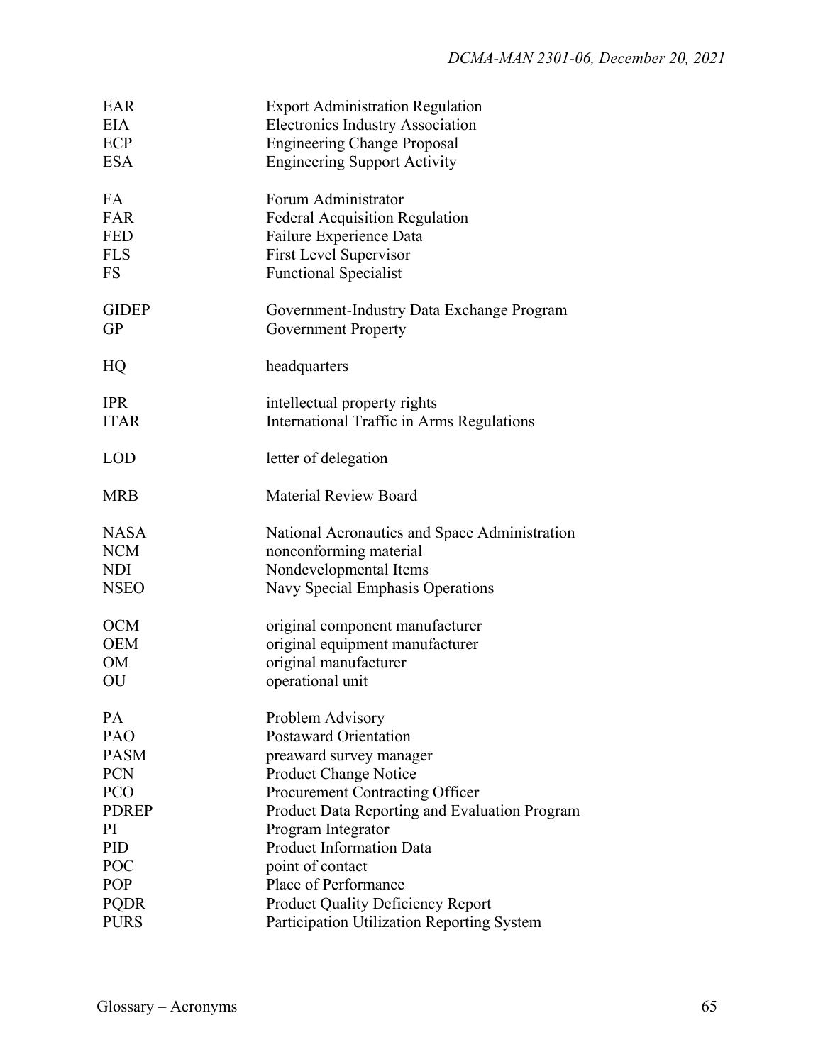| | |
|---|---|
| EAR | Export Administration Regulation |
| EIA | Electronics Industry Association |
| ECP | Engineering Change Proposal |
| ESA | Engineering Support Activity |
| FA | Forum Administrator |
| FAR | Federal Acquisition Regulation |
| FED | Failure Experience Data |
| FLS | First Level Supervisor |
| FS | Functional Specialist |
| GIDEP | Government-Industry Data Exchange Program |
| GP | Government Property |
| HQ | headquarters |
| IPR | intellectual property rights |
| ITAR | International Traffic in Arms Regulations |
| LOD | letter of delegation |
| MRB | Material Review Board |
| NASA | National Aeronautics and Space Administration |
| NCM | nonconforming material |
| NDI | Nondevelopmental Items |
| NSEO | Navy Special Emphasis Operations |
| OCM | original component manufacturer |
| OEM | original equipment manufacturer |
| OM | original manufacturer |
| OU | operational unit |
| PA | Problem Advisory |
| PAO | Postaward Orientation |
| PASM | preaward survey manager |
| PCN | Product Change Notice |
| PCO | Procurement Contracting Officer |
| PDREP | Product Data Reporting and Evaluation Program |
| PI | Program Integrator |
| PID | Product Information Data |
| POC | point of contact |
| POP | Place of Performance |
| PQDR | Product Quality Deficiency Report |
| PURS | Participation Utilization Reporting System |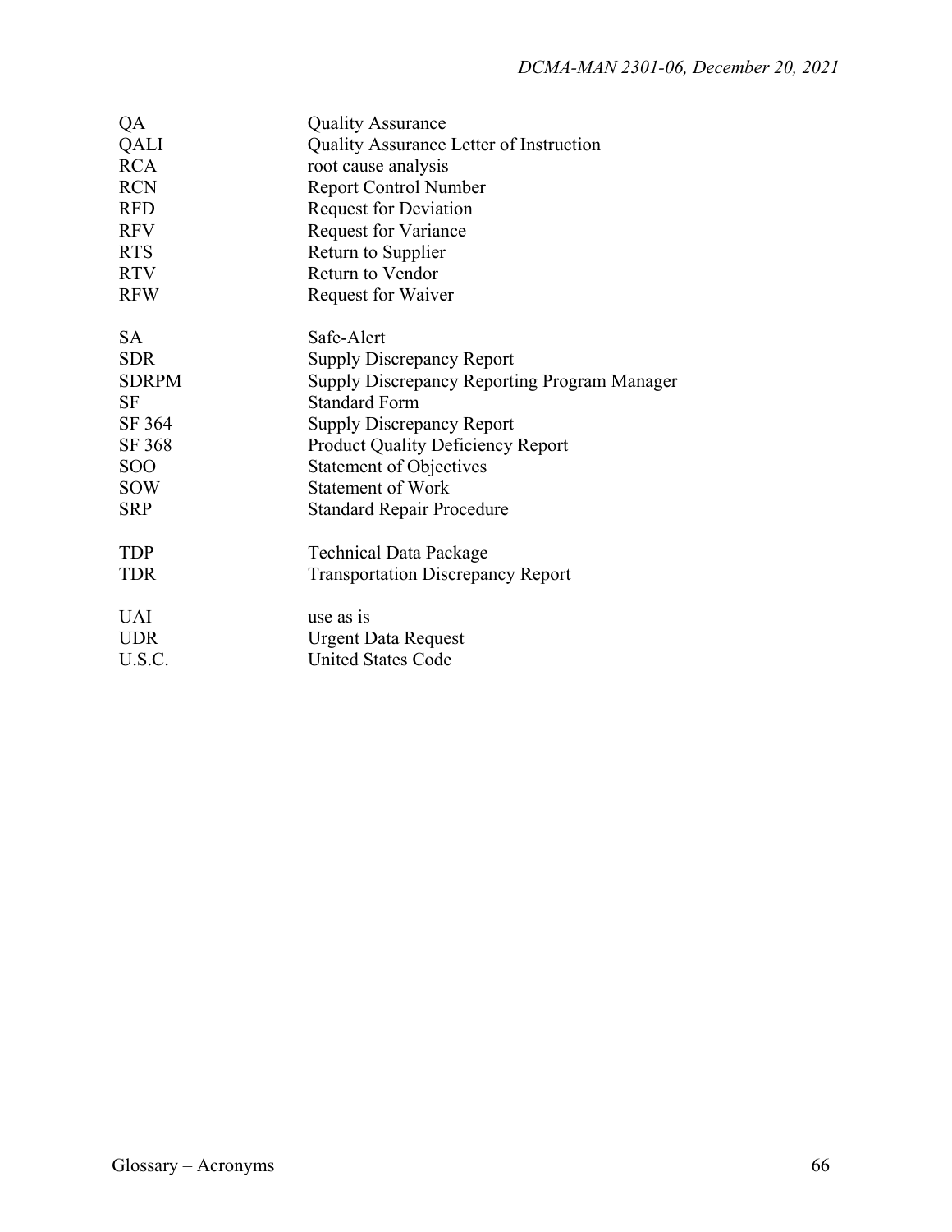| | |
|---|---|
| QA | Quality Assurance |
| QALI | Quality Assurance Letter of Instruction |
| RCA | root cause analysis |
| RCN | Report Control Number |
| RFD | Request for Deviation |
| RFV | Request for Variance |
| RTS | Return to Supplier |
| RTV | Return to Vendor |
| RFW | Request for Waiver |
| | |
| SA | Safe-Alert |
| SDR | Supply Discrepancy Report |
| SDRPM | Supply Discrepancy Reporting Program Manager |
| SF | Standard Form |
| SF 364 | Supply Discrepancy Report |
| SF 368 | Product Quality Deficiency Report |
| SOO | Statement of Objectives |
| SOW | Statement of Work |
| SRP | Standard Repair Procedure |
| | |
| TDP | Technical Data Package |
| TDR | Transportation Discrepancy Report |
| | |
| UAI | use as is |
| UDR | Urgent Data Request |
| U.S.C. | United States Code |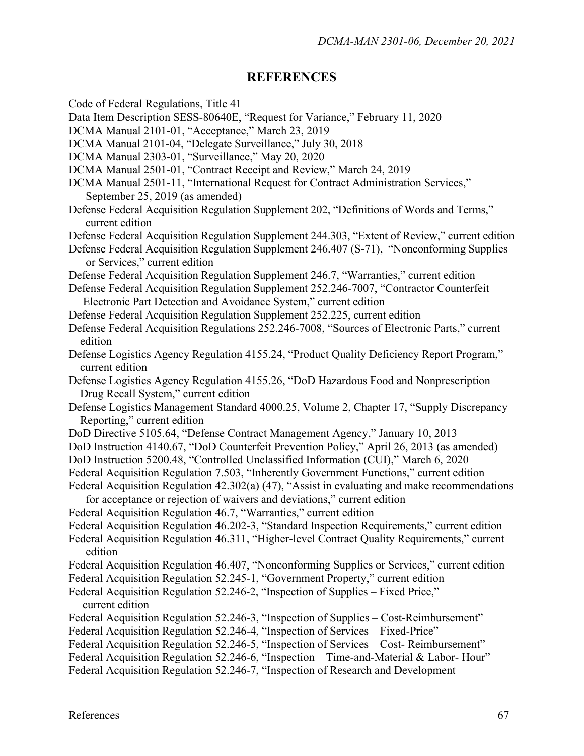# REFERENCES

Code of Federal Regulations, Title 41

Data Item Description SESS-80640E, "Request for Variance," February 11, 2020

DCMA Manual 2101-01, "Acceptance," March 23, 2019

DCMA Manual 2101-04, "Delegate Surveillance," July 30, 2018

DCMA Manual 2303-01, "Surveillance," May 20, 2020

DCMA Manual 2501-01, "Contract Receipt and Review," March 24, 2019

DCMA Manual 2501-11, "International Request for Contract Administration Services," September 25, 2019 (as amended)

Defense Federal Acquisition Regulation Supplement 202, "Definitions of Words and Terms," current edition

Defense Federal Acquisition Regulation Supplement 244.303, "Extent of Review," current edition

Defense Federal Acquisition Regulation Supplement 246.407 (S-71), "Nonconforming Supplies or Services," current edition

Defense Federal Acquisition Regulation Supplement 246.7, "Warranties," current edition

Defense Federal Acquisition Regulation Supplement 252.246-7007, "Contractor Counterfeit Electronic Part Detection and Avoidance System," current edition

Defense Federal Acquisition Regulation Supplement 252.225, current edition

Defense Federal Acquisition Regulations 252.246-7008, "Sources of Electronic Parts," current edition

Defense Logistics Agency Regulation 4155.24, "Product Quality Deficiency Report Program," current edition

Defense Logistics Agency Regulation 4155.26, "DoD Hazardous Food and Nonprescription Drug Recall System," current edition

Defense Logistics Management Standard 4000.25, Volume 2, Chapter 17, "Supply Discrepancy Reporting," current edition

DoD Directive 5105.64, "Defense Contract Management Agency," January 10, 2013

DoD Instruction 4140.67, "DoD Counterfeit Prevention Policy," April 26, 2013 (as amended)

DoD Instruction 5200.48, "Controlled Unclassified Information (CUI)," March 6, 2020

Federal Acquisition Regulation 7.503, "Inherently Government Functions," current edition

Federal Acquisition Regulation 42.302(a) (47), "Assist in evaluating and make recommendations for acceptance or rejection of waivers and deviations," current edition

Federal Acquisition Regulation 46.7, "Warranties," current edition

Federal Acquisition Regulation 46.202-3, "Standard Inspection Requirements," current edition

Federal Acquisition Regulation 46.311, "Higher-level Contract Quality Requirements," current edition

Federal Acquisition Regulation 46.407, "Nonconforming Supplies or Services," current edition

Federal Acquisition Regulation 52.245-1, "Government Property," current edition

Federal Acquisition Regulation 52.246-2, "Inspection of Supplies – Fixed Price," current edition

Federal Acquisition Regulation 52.246-3, "Inspection of Supplies – Cost-Reimbursement"

Federal Acquisition Regulation 52.246-4, "Inspection of Services – Fixed-Price"

Federal Acquisition Regulation 52.246-5, "Inspection of Services – Cost- Reimbursement"

Federal Acquisition Regulation 52.246-6, "Inspection – Time-and-Material & Labor- Hour"

Federal Acquisition Regulation 52.246-7, "Inspection of Research and Development –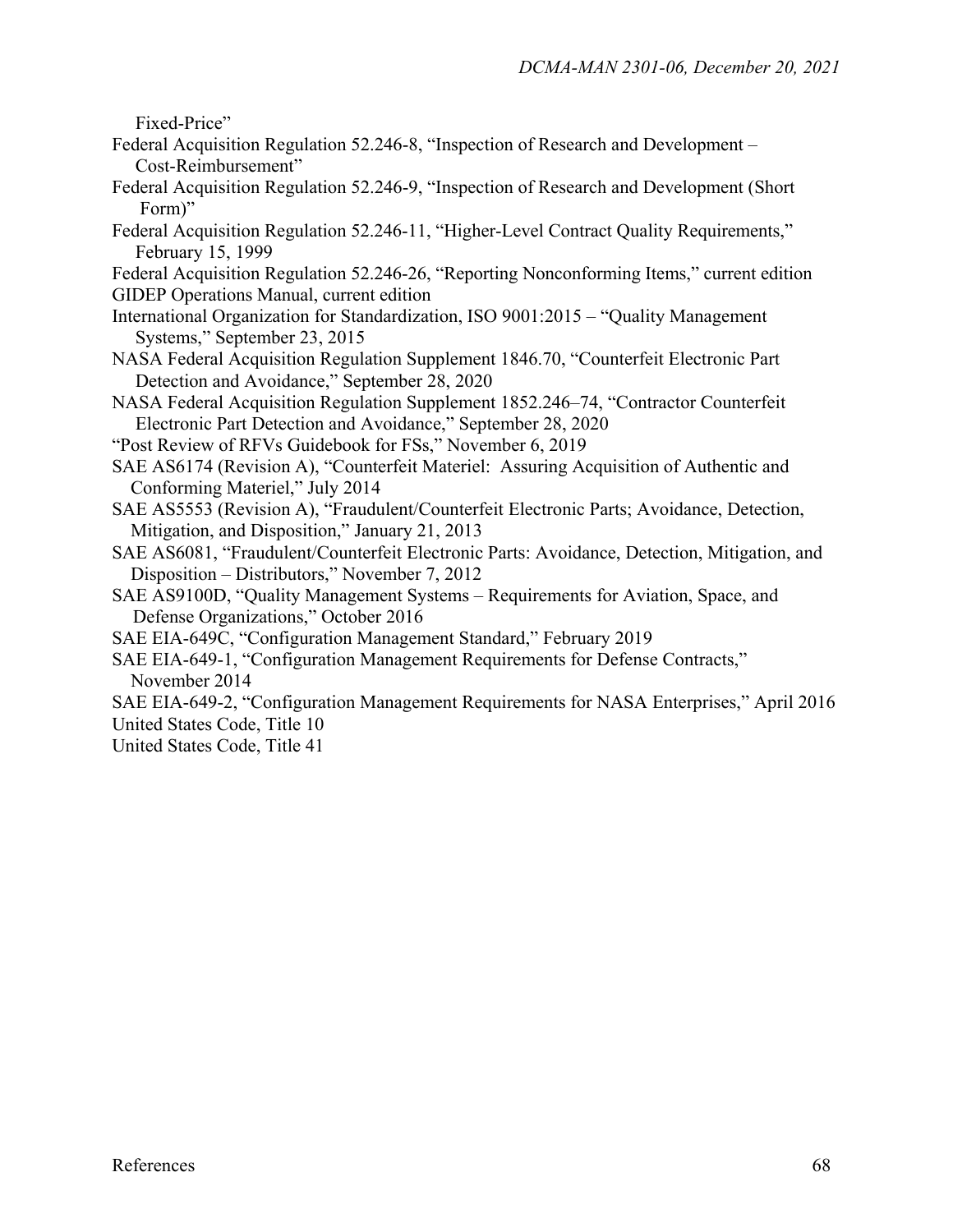Fixed-Price"

Federal Acquisition Regulation 52.246-8, "Inspection of Research and Development – Cost-Reimbursement"

Federal Acquisition Regulation 52.246-9, "Inspection of Research and Development (Short Form)"

Federal Acquisition Regulation 52.246-11, "Higher-Level Contract Quality Requirements," February 15, 1999

Federal Acquisition Regulation 52.246-26, "Reporting Nonconforming Items," current edition

GIDEP Operations Manual, current edition

International Organization for Standardization, ISO 9001:2015 – "Quality Management Systems," September 23, 2015

NASA Federal Acquisition Regulation Supplement 1846.70, "Counterfeit Electronic Part Detection and Avoidance," September 28, 2020

NASA Federal Acquisition Regulation Supplement 1852.246–74, "Contractor Counterfeit Electronic Part Detection and Avoidance," September 28, 2020

"Post Review of RFVs Guidebook for FSs," November 6, 2019

SAE AS6174 (Revision A), "Counterfeit Materiel: Assuring Acquisition of Authentic and Conforming Materiel," July 2014

SAE AS5553 (Revision A), "Fraudulent/Counterfeit Electronic Parts; Avoidance, Detection, Mitigation, and Disposition," January 21, 2013

SAE AS6081, "Fraudulent/Counterfeit Electronic Parts: Avoidance, Detection, Mitigation, and Disposition – Distributors," November 7, 2012

SAE AS9100D, "Quality Management Systems – Requirements for Aviation, Space, and Defense Organizations," October 2016

SAE EIA-649C, "Configuration Management Standard," February 2019

SAE EIA-649-1, "Configuration Management Requirements for Defense Contracts," November 2014

SAE EIA-649-2, "Configuration Management Requirements for NASA Enterprises," April 2016

United States Code, Title 10

United States Code, Title 41